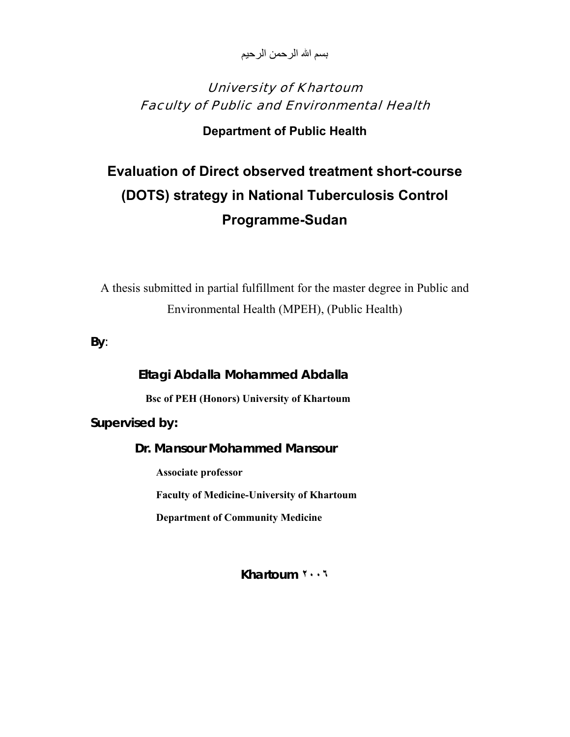بسم الله الرحمن الرحيم

University of Khartoum

Faculty of Public and Environmental Health

**Department of Public Health**

# Evaluation of Direct observed treatment short-course (DOTS) strategy in National Tuberculosis Control Programme-Sudan

A thesis submitted in partial fulfillment for the master degree in Public and Environmental Health (MPEH), (Public Health)

**By**:

**Eltagi Abdalla Mohammed Abdalla**

**Bsc of PEH (Honors) University of Khartoum**

**Supervised by:**

**Dr. Mansour Mohammed Mansour**

**Associate professor**

**Faculty of Medicine-University of Khartoum**

**Department of Community Medicine**

**Khartoum ٢٠٠٦**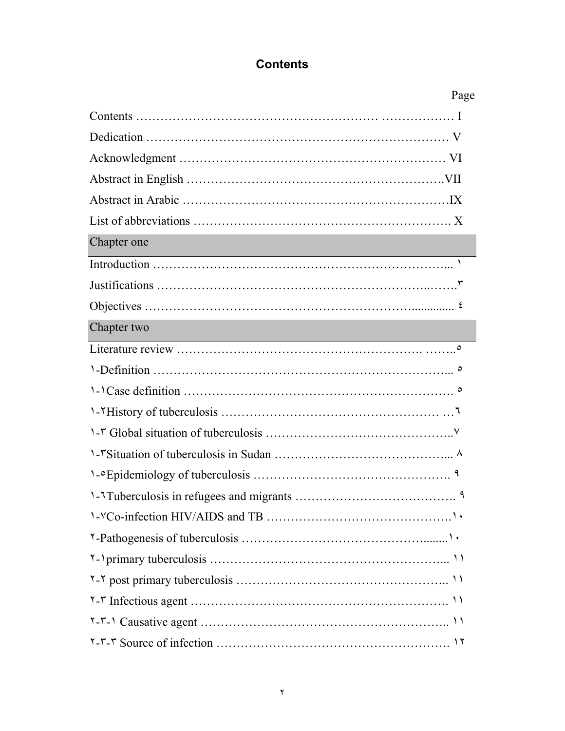# Contents

| | Page |
|---|---|
| Contents | I |
| Dedication | V |
| Acknowledgment | VI |
| Abstract in English | VII |
| Abstract in Arabic | IX |
| List of abbreviations | X |
| **Chapter one** | |
| Introduction | ١ |
| Justifications | ٣ |
| Objectives | ٤ |
| **Chapter two** | |
| Literature review | ٥ |
| ١-Definition | ٥ |
| ١-١Case definition | ٥ |
| ١-٢History of tuberculosis | ٦ |
| ١-٣ Global situation of tuberculosis | ٧ |
| ١-٣Situation of tuberculosis in Sudan | ٨ |
| ١-٥Epidemiology of tuberculosis | ٩ |
| ١-٦Tuberculosis in refugees and migrants | ٩ |
| ١-٧Co-infection HIV/AIDS and TB | ١٠ |
| ٢-Pathogenesis of tuberculosis | ١٠ |
| ٢-١primary tuberculosis | ١١ |
| ٢-٢ post primary tuberculosis | ١١ |
| ٢-٣ Infectious agent | ١١ |
| ٢-٣-١ Causative agent | ١١ |
| ٢-٣-٣ Source of infection | ١٢ |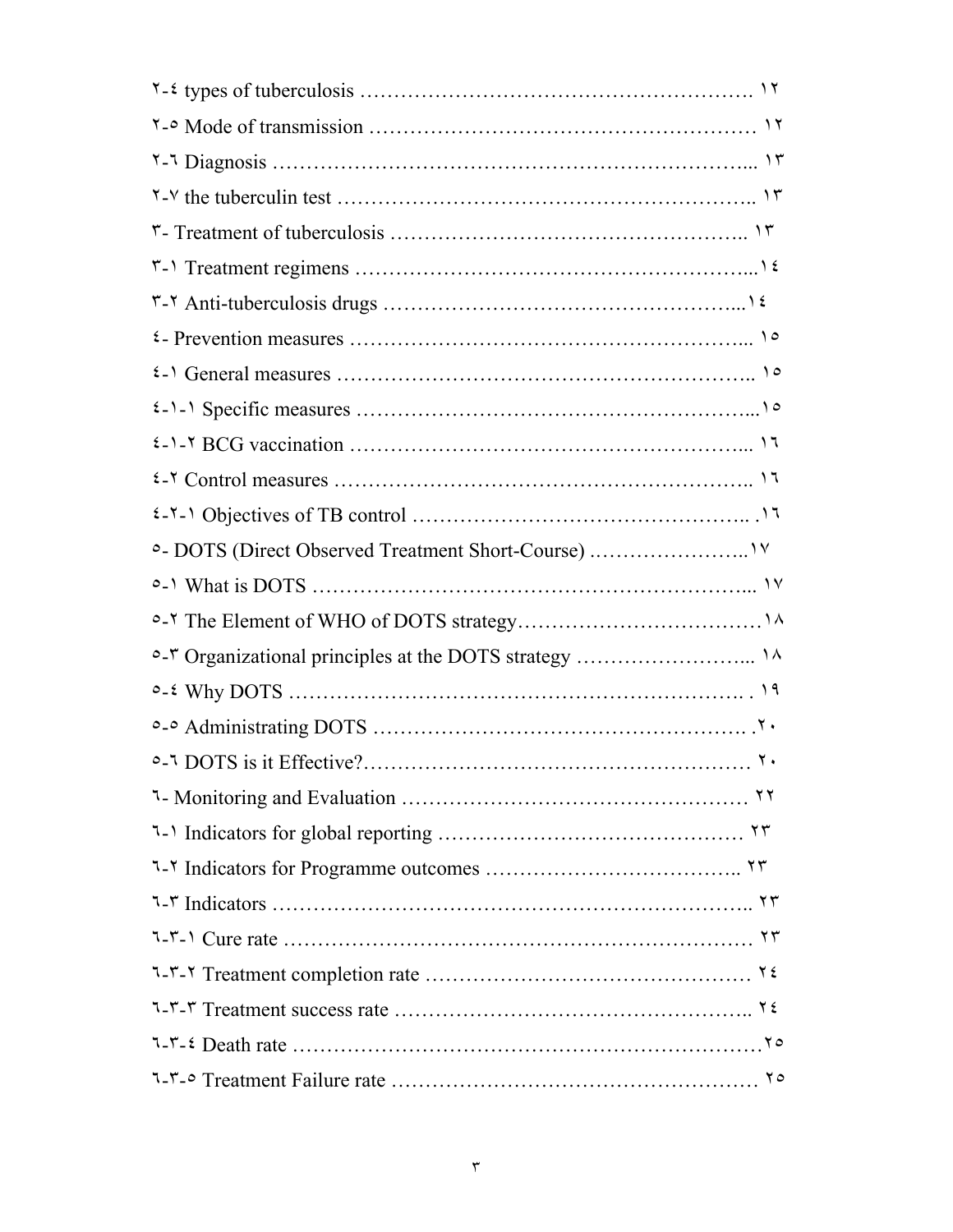٢-٤ types of tuberculosis ………………………………………………. ١٢

٢-٥ Mode of transmission ……………………………………………… ١٢

٢-٦ Diagnosis …………………………………………………………... ١٣

٢-٧ the tuberculin test …………………………………………………….. ١٣

٣- Treatment of tuberculosis …………………………………………….. ١٣

٣-١ Treatment regimens …………………………………………………...١٤

٣-٢ Anti-tuberculosis drugs ……………………………………………...١٤

٤- Prevention measures …………………………………………………... ١٥

٤-١ General measures …………………………………………………….. ١٥

٤-١-١ Specific measures …………………………………………………...١٥

٤-١-٢ BCG vaccination …………………………………………………... ١٦

٤-٢ Control measures …………………………………………………….. ١٦

٤-٢-١ Objectives of TB control ………………………………………….. .١٦

٥- DOTS (Direct Observed Treatment Short-Course) …………………..١٧

٥-١ What is DOTS ………………………………………………………... ١٧

٥-٢ The Element of WHO of DOTS strategy……………………………١٨

٥-٣ Organizational principles at the DOTS strategy ……………………... ١٨

٥-٤ Why DOTS …………………………………………………………. . ١٩

٥-٥ Administrating DOTS ………………………………………………. .٢٠

٥-٦ DOTS is it Effective?………………………………………………… ٢٠

٦- Monitoring and Evaluation …………………………………………… ٢٢

٦-١ Indicators for global reporting ……………………………………… ٢٣

٦-٢ Indicators for Programme outcomes ……………………………….. ٢٣

٦-٣ Indicators …………………………………………………………….. ٢٣

٦-٣-١ Cure rate ……………………………………………………………. ٢٣

٦-٣-٢ Treatment completion rate ………………………………………… ٢٤

٦-٣-٣ Treatment success rate …………………………………………….. ٢٤

٦-٣-٤ Death rate ……………………………………………………………٢٥

٦-٣-٥ Treatment Failure rate ……………………………………………… ٢٥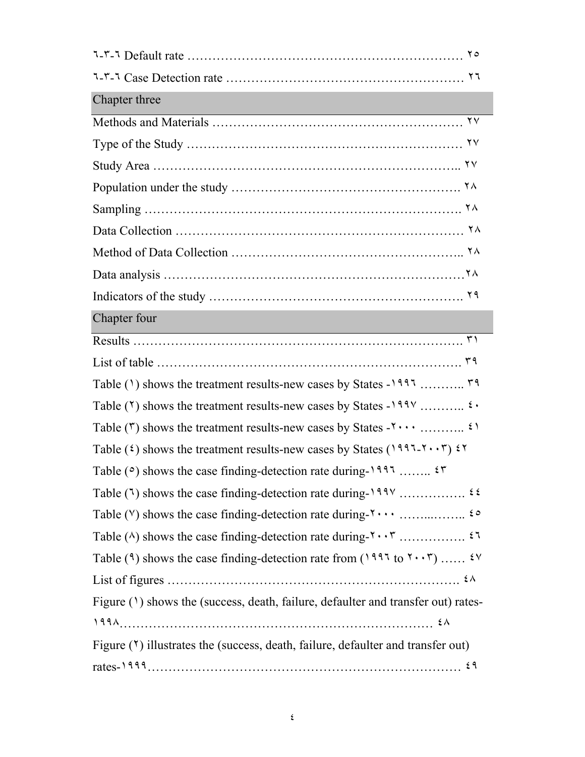٦-٣-٦ Default rate …………………………………………………………… ٢٥

٦-٣-٦ Case Detection rate ………………………………………………… ٢٦

## Chapter three

Methods and Materials …………………………………………………… ٢٧

Type of the Study ………………………………………………………… ٢٧

Study Area ………………………………………………………………... ٢٧

Population under the study ………………………………………………. ٢٨

Sampling ………………………………………………………………….. ٢٨

Data Collection …………………………………………………………… ٢٨

Method of Data Collection ………………………………………………... ٢٨

Data analysis ………………………………………………………………٢٨

Indicators of the study ……………………………………………………. ٢٩

## Chapter four

Results ……………………………………………………………………. ٣١

List of table ………………………………………………………………. ٣٩

Table (١) shows the treatment results-new cases by States -١٩٩٦ ……….. ٣٩

Table (٢) shows the treatment results-new cases by States -١٩٩٧ ……….. ٤٠

Table (٣) shows the treatment results-new cases by States -٢٠٠٠ ……….. ٤١

Table (٤) shows the treatment results-new cases by States (١٩٩٦-٢٠٠٣) ٤٢

Table (٥) shows the case finding-detection rate during-١٩٩٦ …….. ٤٣

Table (٦) shows the case finding-detection rate during-١٩٩٧ ……………. ٤٤

Table (٧) shows the case finding-detection rate during-٢٠٠٠ ……...…….. ٤٥

Table (٨) shows the case finding-detection rate during-٢٠٠٣ ……………. ٤٦

Table (٩) shows the case finding-detection rate from (١٩٩٦ to ٢٠٠٣) …… ٤٧

List of figures ……………………………………………………………. ٤٨

Figure (١) shows the (success, death, failure, defaulter and transfer out) rates-١٩٩٨………………………………………………………………… ٤٨

Figure (٢) illustrates the (success, death, failure, defaulter and transfer out) rates-١٩٩٩………………………………………………………………… ٤٩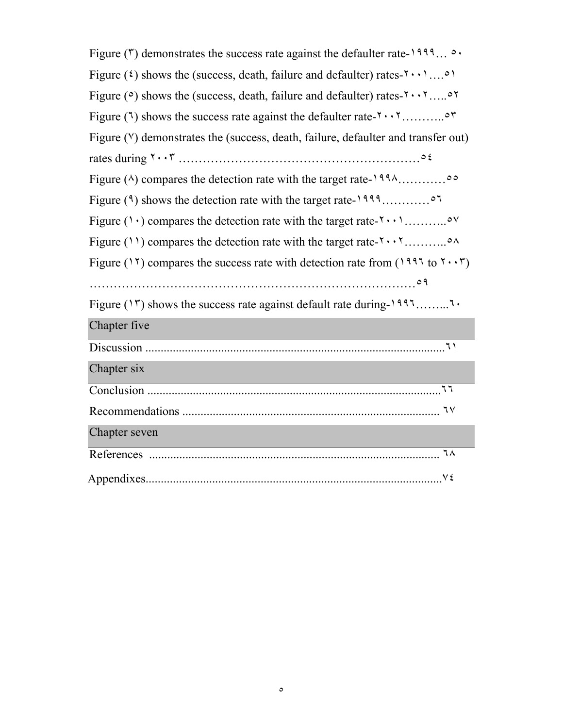Figure (٣) demonstrates the success rate against the defaulter rate-١٩٩٩… ٥٠

Figure (٤) shows the (success, death, failure and defaulter) rates-٢٠٠١….٥١

Figure (٥) shows the (success, death, failure and defaulter) rates-٢٠٠٢…..٥٢

Figure (٦) shows the success rate against the defaulter rate-٢٠٠٢………..٥٣

Figure (٧) demonstrates the (success, death, failure, defaulter and transfer out) rates during ٢٠٠٣ ……………………………………………………٥٤

Figure (٨) compares the detection rate with the target rate-١٩٩٨…………٥٥

Figure (٩) shows the detection rate with the target rate-١٩٩٩…………٥٦

Figure (١٠) compares the detection rate with the target rate-٢٠٠١………..٥٧

Figure (١١) compares the detection rate with the target rate-٢٠٠٢………..٥٨

Figure (١٢) compares the success rate with detection rate from (١٩٩٦ to ٢٠٠٣) ……………………………………………………………………٥٩

Figure (١٣) shows the success rate against default rate during-١٩٩٦……...٦٠

## Chapter five

Discussion ....................................................................................................٦١

## Chapter six

Conclusion ..................................................................................................٦٦

Recommendations ..................................................................................... ٦٧

## Chapter seven

References ................................................................................................ ٦٨

Appendixes...................................................................................................٧٤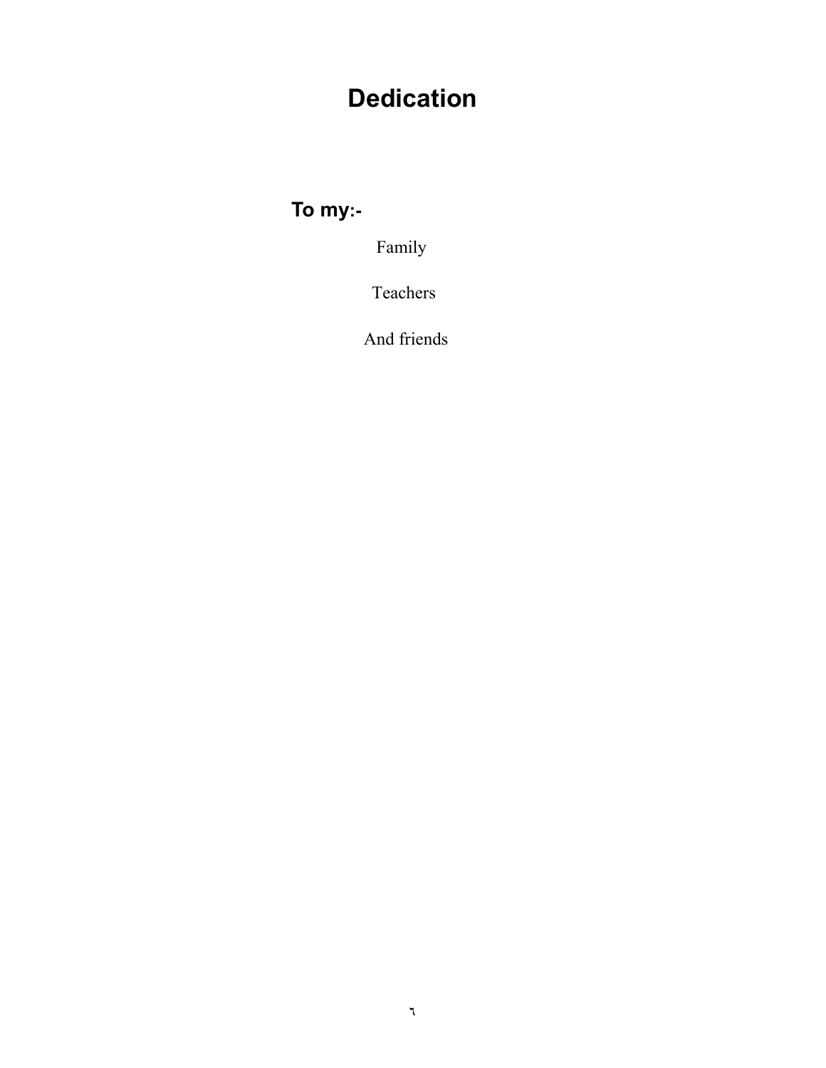# Dedication

**To my:-**

Family

Teachers

And friends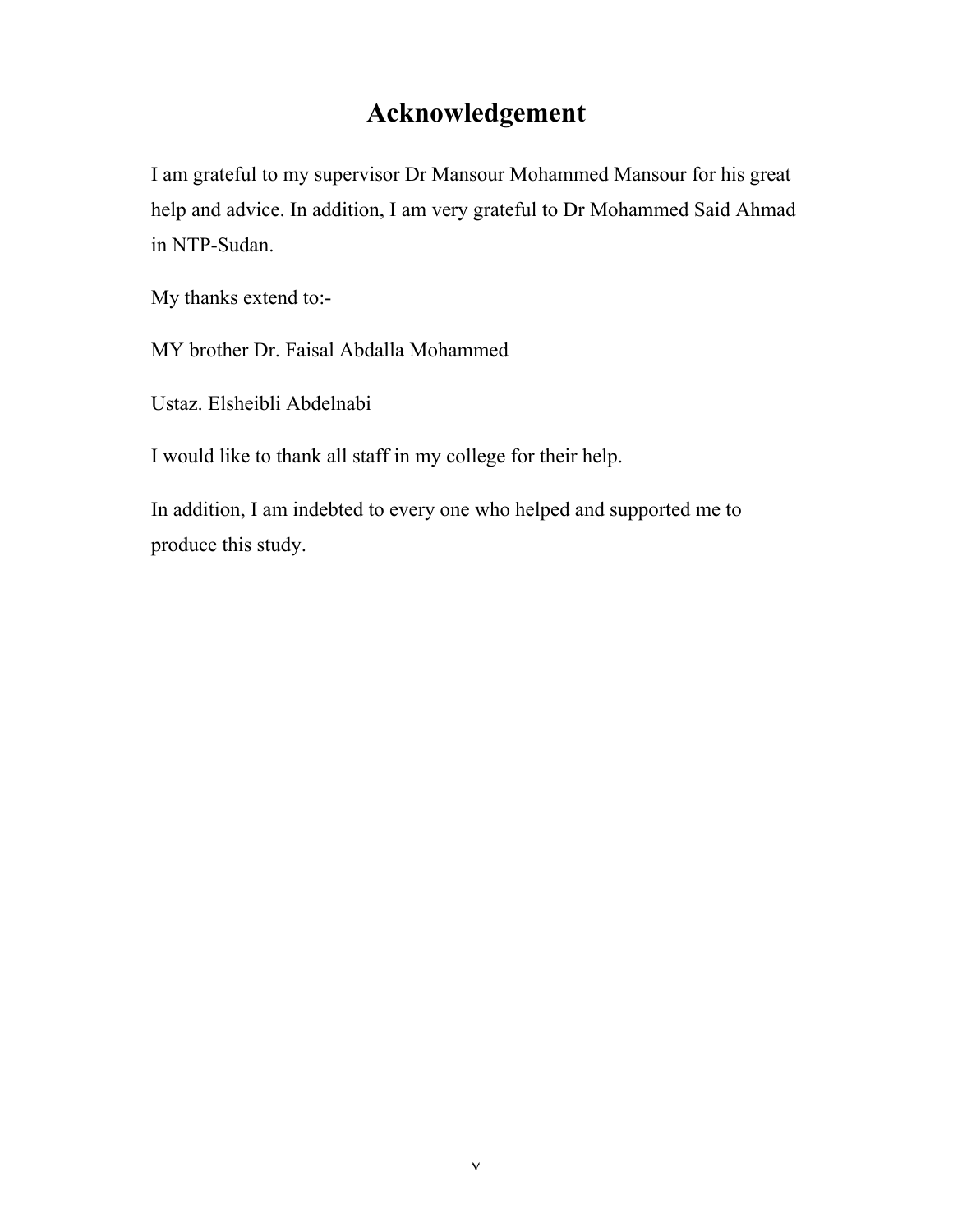# Acknowledgement

I am grateful to my supervisor Dr Mansour Mohammed Mansour for his great help and advice. In addition, I am very grateful to Dr Mohammed Said Ahmad in NTP-Sudan.

My thanks extend to:-

MY brother Dr. Faisal Abdalla Mohammed

Ustaz. Elsheibli Abdelnabi

I would like to thank all staff in my college for their help.

In addition, I am indebted to every one who helped and supported me to produce this study.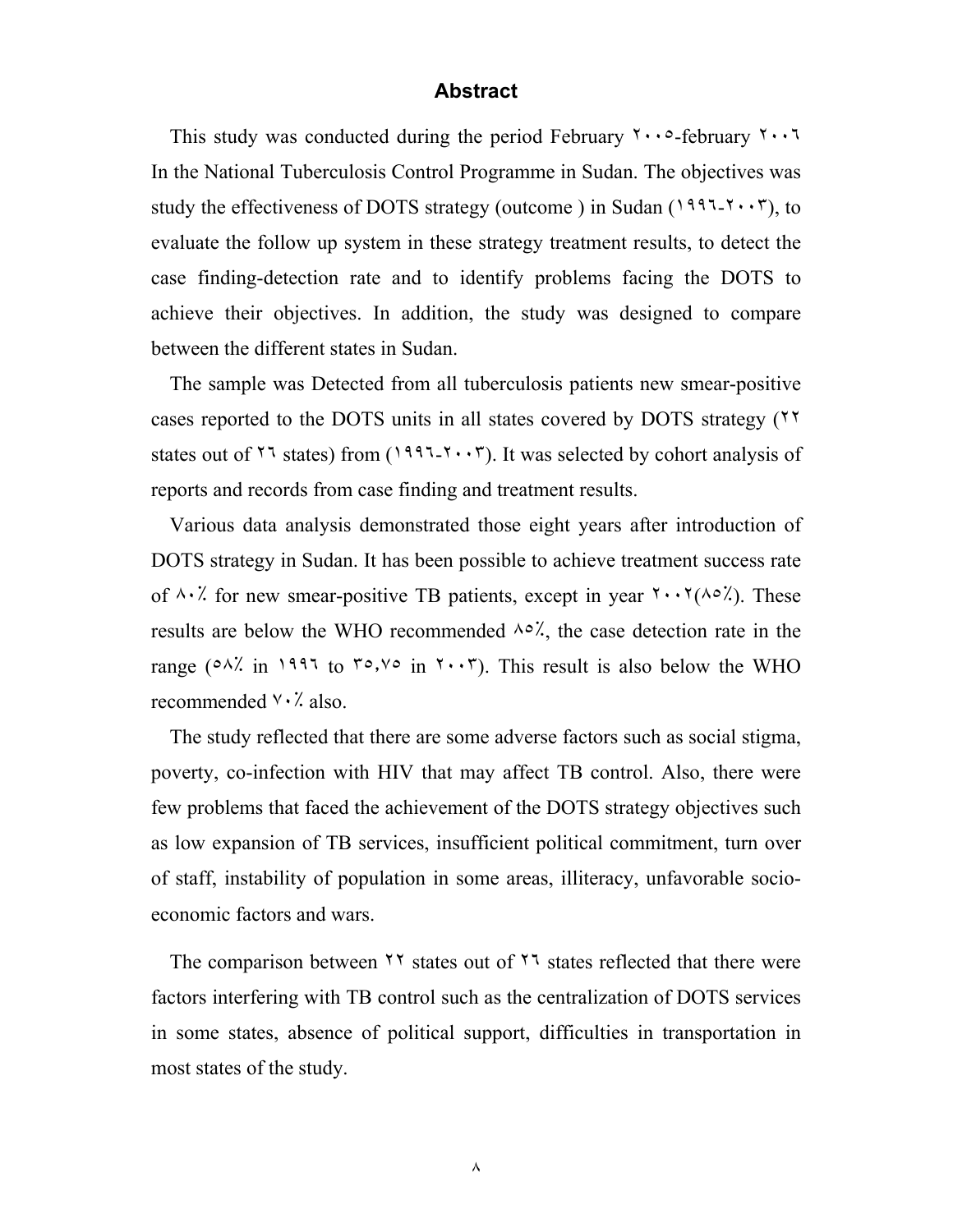## Abstract

This study was conducted during the period February ٢٠٠٥-february ٢٠٠٦ In the National Tuberculosis Control Programme in Sudan. The objectives was study the effectiveness of DOTS strategy (outcome ) in Sudan (١٩٩٦-٢٠٠٣), to evaluate the follow up system in these strategy treatment results, to detect the case finding-detection rate and to identify problems facing the DOTS to achieve their objectives. In addition, the study was designed to compare between the different states in Sudan.

The sample was Detected from all tuberculosis patients new smear-positive cases reported to the DOTS units in all states covered by DOTS strategy (٢٢ states out of ٢٦ states) from (١٩٩٦-٢٠٠٣). It was selected by cohort analysis of reports and records from case finding and treatment results.

Various data analysis demonstrated those eight years after introduction of DOTS strategy in Sudan. It has been possible to achieve treatment success rate of ٨٠٪ for new smear-positive TB patients, except in year ٢٠٠٢(٨٥٪). These results are below the WHO recommended ٨٥٪, the case detection rate in the range (٥٨٪ in ١٩٩٦ to ٣٥,٧٥ in ٢٠٠٣). This result is also below the WHO recommended ٧٠٪ also.

The study reflected that there are some adverse factors such as social stigma, poverty, co-infection with HIV that may affect TB control. Also, there were few problems that faced the achievement of the DOTS strategy objectives such as low expansion of TB services, insufficient political commitment, turn over of staff, instability of population in some areas, illiteracy, unfavorable socio-economic factors and wars.

The comparison between ٢٢ states out of ٢٦ states reflected that there were factors interfering with TB control such as the centralization of DOTS services in some states, absence of political support, difficulties in transportation in most states of the study.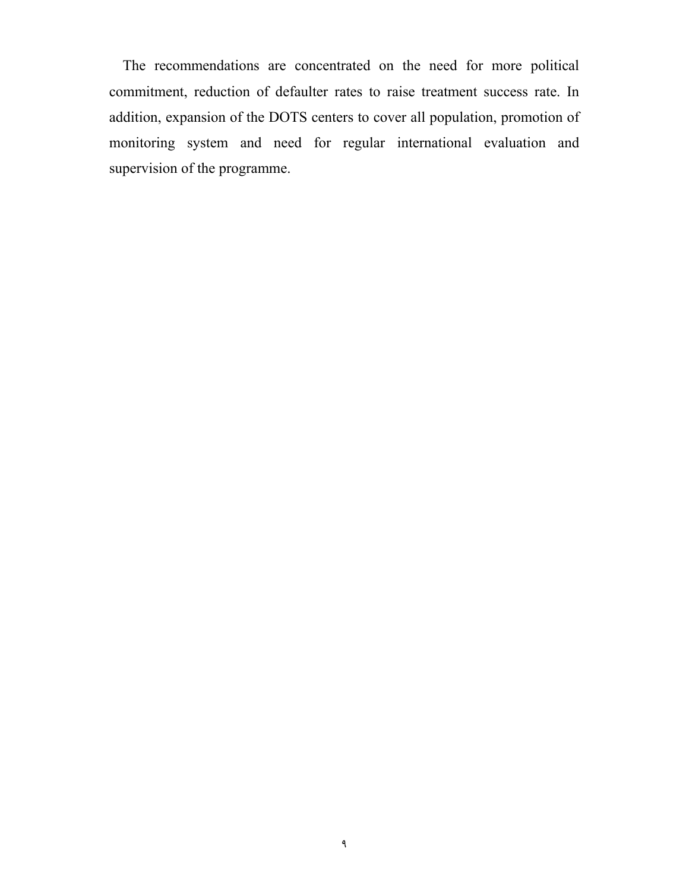The recommendations are concentrated on the need for more political commitment, reduction of defaulter rates to raise treatment success rate. In addition, expansion of the DOTS centers to cover all population, promotion of monitoring system and need for regular international evaluation and supervision of the programme.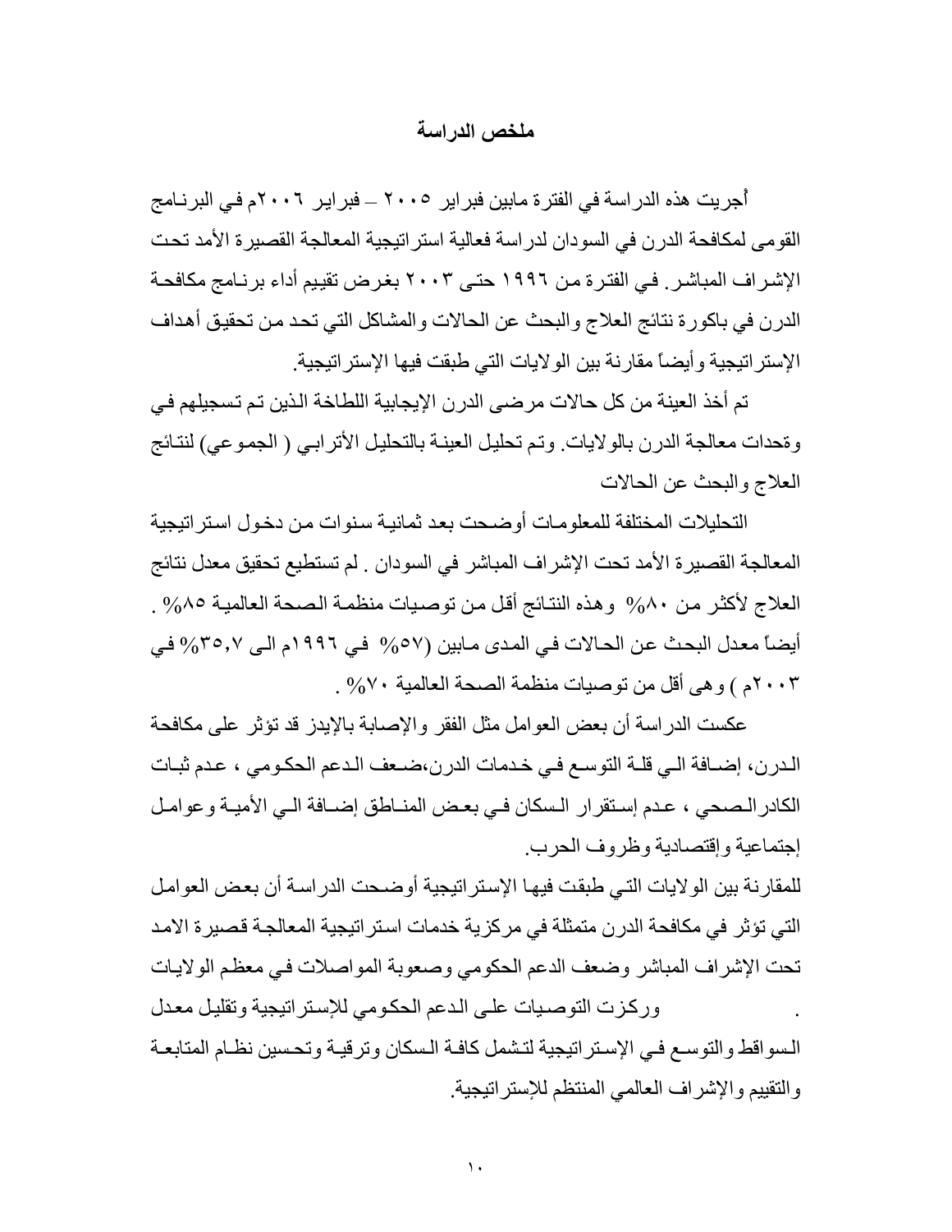## ملخص الدراسة

أُجريت هذه الدراسة في الفترة مابين فبراير ٢٠٠٥ – فبراير ٢٠٠٦م في البرنامج القومى لمكافحة الدرن في السودان لدراسة فعالية استراتيجية المعالجة القصيرة الأمد تحت الإشراف المباشر. في الفترة من ١٩٩٦ حتى ٢٠٠٣ بغرض تقييم أداء برنامج مكافحة الدرن في باكورة نتائج العلاج والبحث عن الحالات والمشاكل التي تحد من تحقيق أهداف الإستراتيجية وأيضاً مقارنة بين الولايات التي طبقت فيها الإستراتيجية.

تم أخذ العينة من كل حالات مرضى الدرن الإيجابية اللطاخة الذين تم تسجيلهم في وةحدات معالجة الدرن بالولايات. وتم تحليل العينة بالتحليل الأترابي ( الجموعي) لنتائج العلاج والبحث عن الحالات

التحليلات المختلفة للمعلومات أوضحت بعد ثمانية سنوات من دخول استراتيجية المعالجة القصيرة الأمد تحت الإشراف المباشر في السودان . لم تستطيع تحقيق معدل نتائج العلاج لأكثر من ٨٠% وهذه النتائج أقل من توصيات منظمة الصحة العالمية ٨٥% . أيضاً معدل البحث عن الحالات في المدى مابين (٥٧% في ١٩٩٦م الى ٣٥,٧% في ٢٠٠٣م ) وهى أقل من توصيات منظمة الصحة العالمية ٧٠% .

عكست الدراسة أن بعض العوامل مثل الفقر والإصابة بالإيدز قد تؤثر على مكافحة الدرن، إضافة الي قلة التوسع في خدمات الدرن،ضعف الدعم الحكومي ، عدم ثبات الكادرالصحي ، عدم إستقرار السكان في بعض المناطق إضافة الي الأمية وعوامل إجتماعية وإقتصادية وظروف الحرب.

للمقارنة بين الولايات التي طبقت فيها الإستراتيجية أوضحت الدراسة أن بعض العوامل التي تؤثر في مكافحة الدرن متمثلة في مركزية خدمات استراتيجية المعالجة قصيرة الامد تحت الإشراف المباشر وضعف الدعم الحكومي وصعوبة المواصلات في معظم الولايات .

وركزت التوصيات على الدعم الحكومي للإستراتيجية وتقليل معدل السواقط والتوسع في الإستراتيجية لتشمل كافة السكان وترقية وتحسين نظام المتابعة والتقييم والإشراف العالمي المنتظم للإستراتيجية.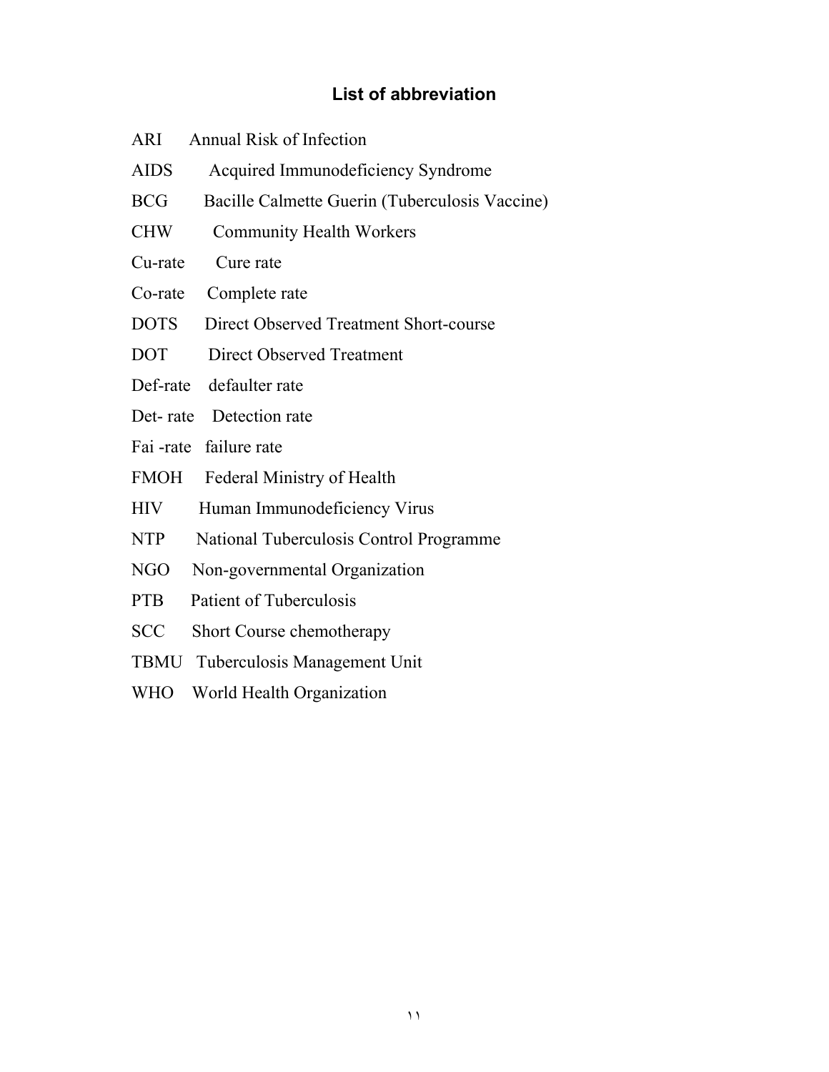## List of abbreviation

ARI Annual Risk of Infection

AIDS Acquired Immunodeficiency Syndrome

BCG Bacille Calmette Guerin (Tuberculosis Vaccine)

CHW Community Health Workers

Cu-rate Cure rate

Co-rate Complete rate

DOTS Direct Observed Treatment Short-course

DOT Direct Observed Treatment

Def-rate defaulter rate

Det- rate Detection rate

Fai -rate failure rate

FMOH Federal Ministry of Health

HIV Human Immunodeficiency Virus

NTP National Tuberculosis Control Programme

NGO Non-governmental Organization

PTB Patient of Tuberculosis

SCC Short Course chemotherapy

TBMU Tuberculosis Management Unit

WHO World Health Organization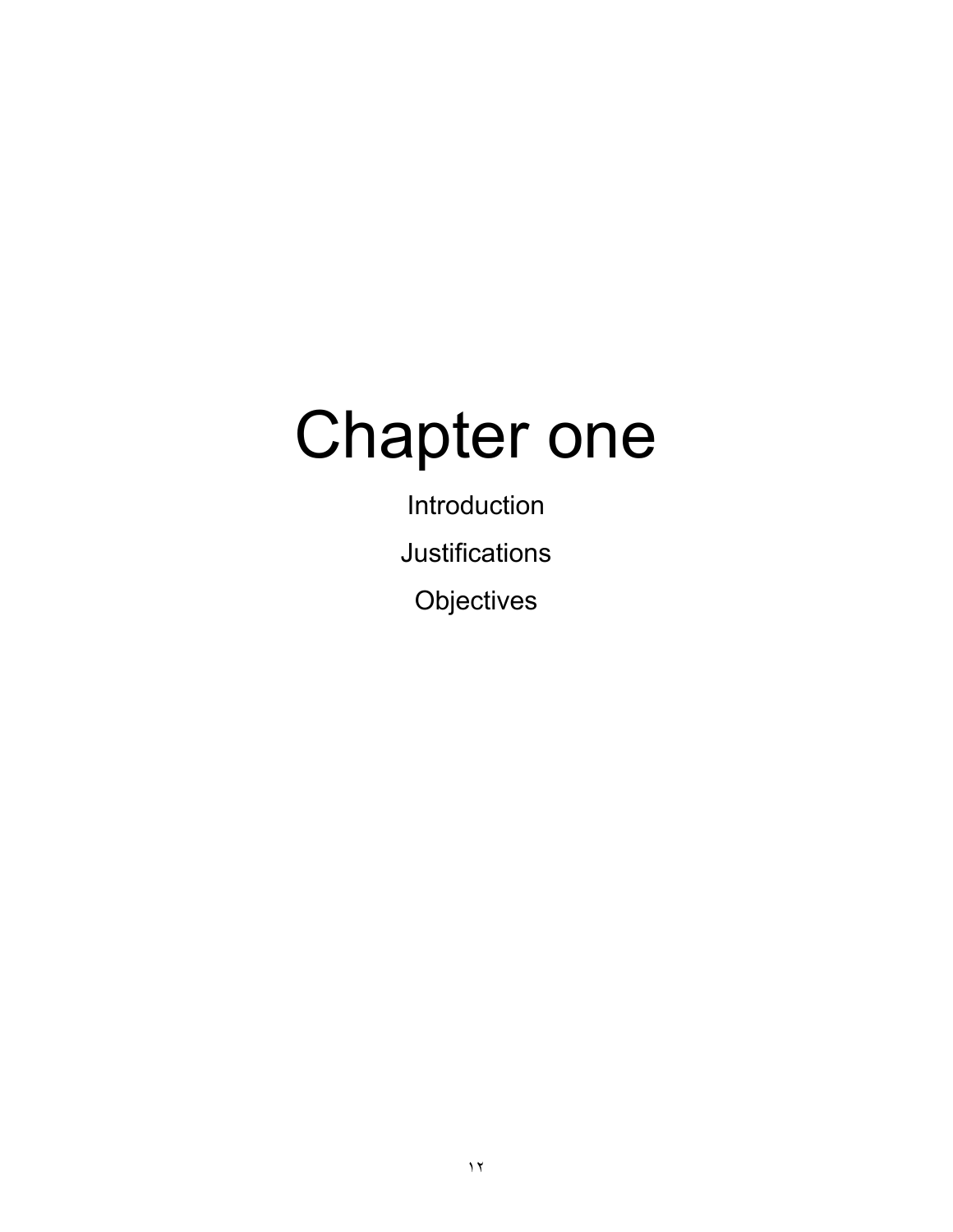# Chapter one

Introduction

Justifications

Objectives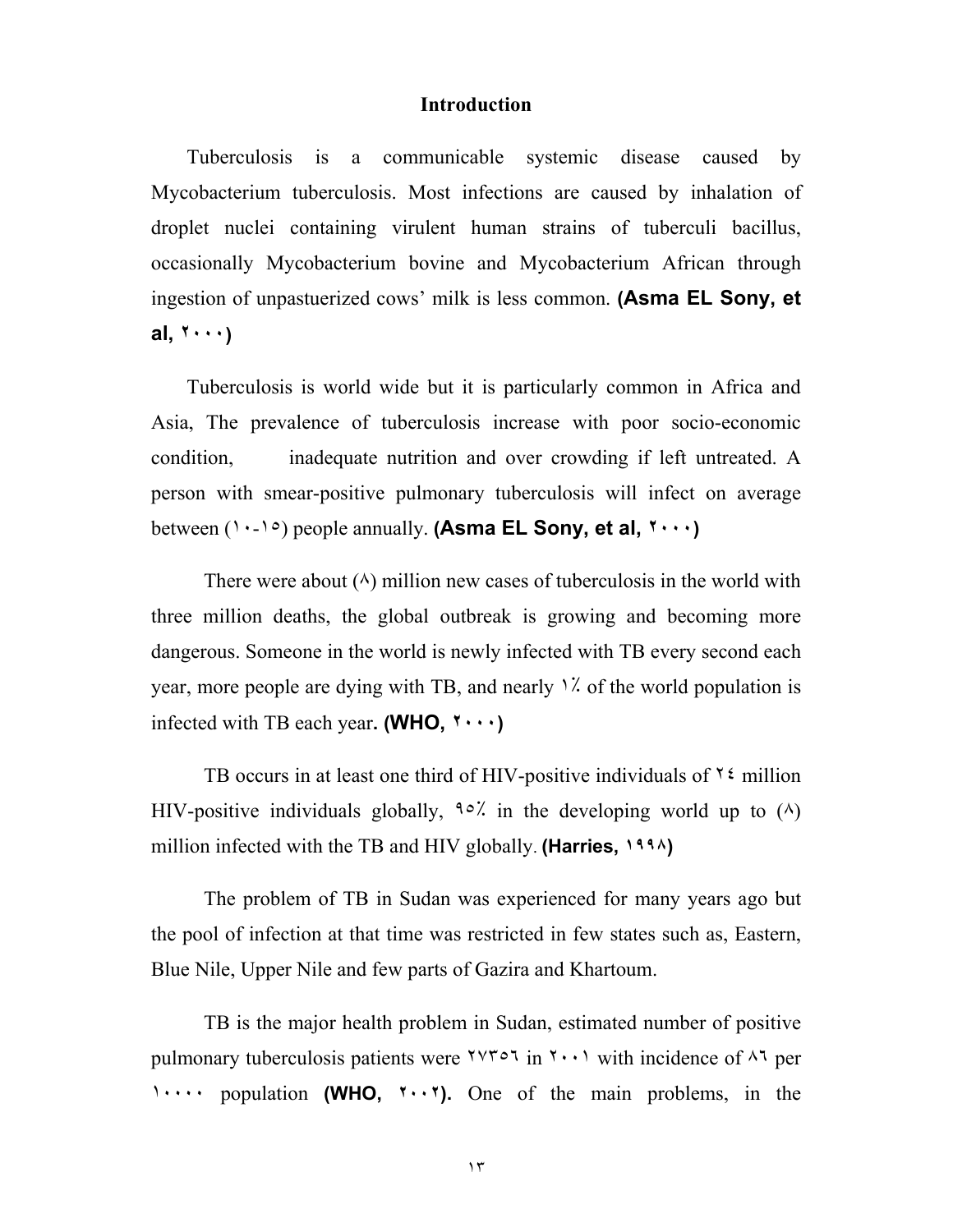## Introduction

Tuberculosis is a communicable systemic disease caused by Mycobacterium tuberculosis. Most infections are caused by inhalation of droplet nuclei containing virulent human strains of tuberculi bacillus, occasionally Mycobacterium bovine and Mycobacterium African through ingestion of unpastuerized cows' milk is less common. **(Asma EL Sony, et al, ٢٠٠٠)**

Tuberculosis is world wide but it is particularly common in Africa and Asia, The prevalence of tuberculosis increase with poor socio-economic condition, inadequate nutrition and over crowding if left untreated. A person with smear-positive pulmonary tuberculosis will infect on average between (١٠-١٥) people annually. **(Asma EL Sony, et al, ٢٠٠٠)**

There were about (٨) million new cases of tuberculosis in the world with three million deaths, the global outbreak is growing and becoming more dangerous. Someone in the world is newly infected with TB every second each year, more people are dying with TB, and nearly ١٪ of the world population is infected with TB each year**. (WHO, ٢٠٠٠)**

TB occurs in at least one third of HIV-positive individuals of ٢٤ million HIV-positive individuals globally, ٩٥٪ in the developing world up to (٨) million infected with the TB and HIV globally. **(Harries, ١٩٩٨)**

The problem of TB in Sudan was experienced for many years ago but the pool of infection at that time was restricted in few states such as, Eastern, Blue Nile, Upper Nile and few parts of Gazira and Khartoum.

TB is the major health problem in Sudan, estimated number of positive pulmonary tuberculosis patients were ٢٧٣٥٦ in ٢٠٠١ with incidence of ٨٦ per ١٠٠٠٠ population **(WHO, ٢٠٠٢).** One of the main problems, in the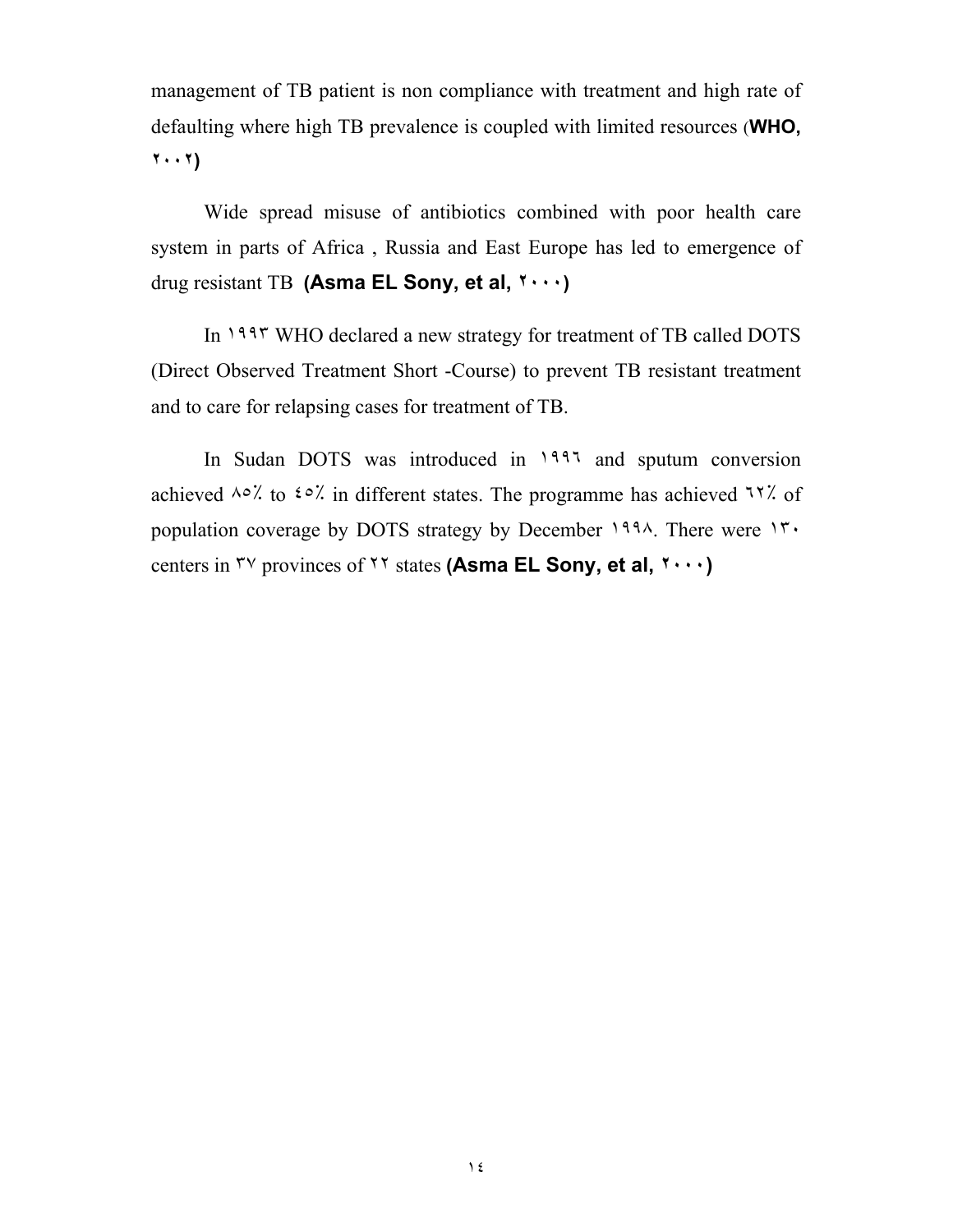management of TB patient is non compliance with treatment and high rate of defaulting where high TB prevalence is coupled with limited resources (**WHO, ٢٠٠٢)**

Wide spread misuse of antibiotics combined with poor health care system in parts of Africa , Russia and East Europe has led to emergence of drug resistant TB **(Asma EL Sony, et al, ٢٠٠٠)**

In ١٩٩٣ WHO declared a new strategy for treatment of TB called DOTS (Direct Observed Treatment Short -Course) to prevent TB resistant treatment and to care for relapsing cases for treatment of TB.

In Sudan DOTS was introduced in ١٩٩٦ and sputum conversion achieved ٨٥٪ to ٤٥٪ in different states. The programme has achieved ٦٢٪ of population coverage by DOTS strategy by December ١٩٩٨. There were ١٣٠ centers in ٣٧ provinces of ٢٢ states **(Asma EL Sony, et al, ٢٠٠٠)**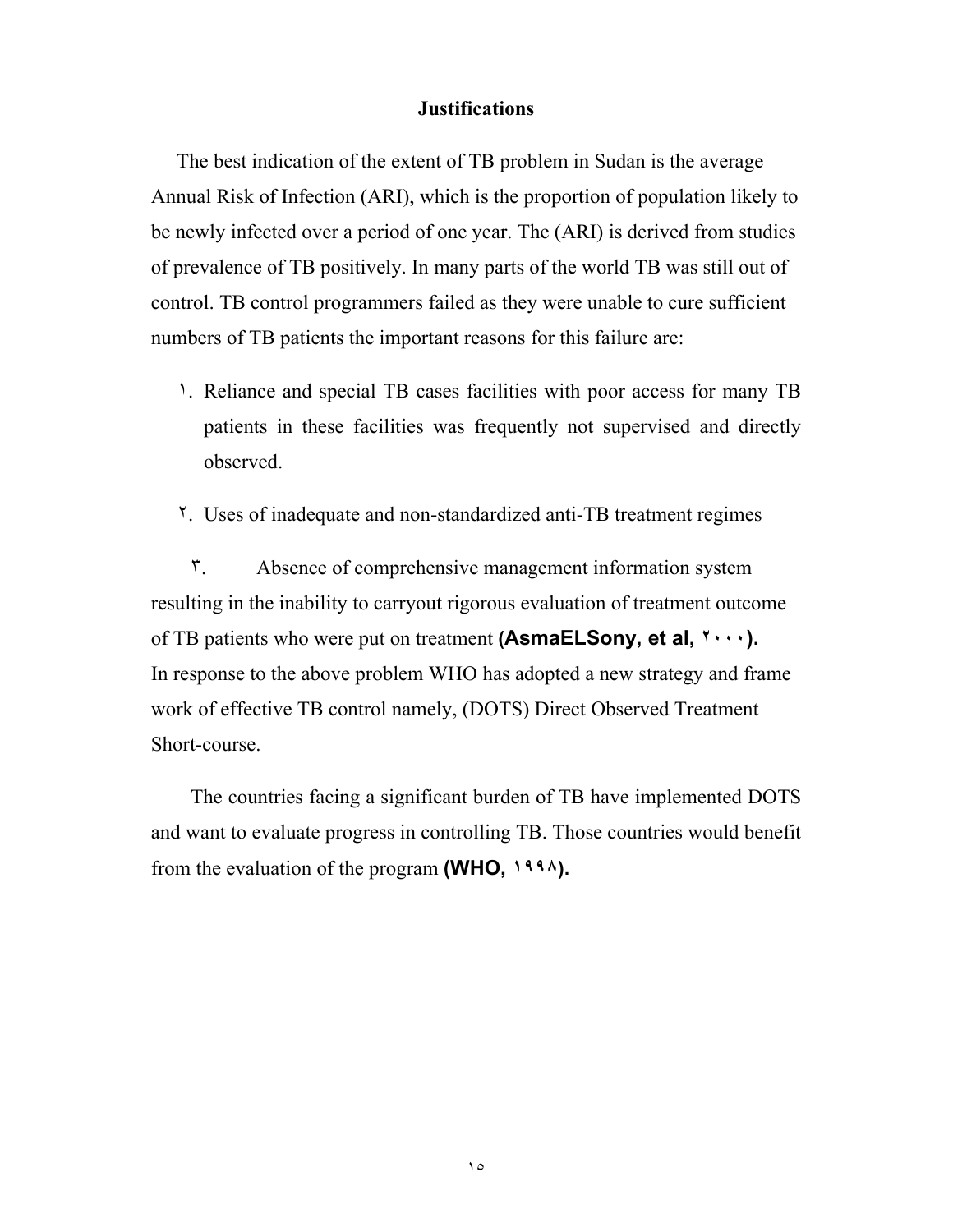## Justifications

The best indication of the extent of TB problem in Sudan is the average Annual Risk of Infection (ARI), which is the proportion of population likely to be newly infected over a period of one year. The (ARI) is derived from studies of prevalence of TB positively. In many parts of the world TB was still out of control. TB control programmers failed as they were unable to cure sufficient numbers of TB patients the important reasons for this failure are:

١. Reliance and special TB cases facilities with poor access for many TB patients in these facilities was frequently not supervised and directly observed.

٢. Uses of inadequate and non-standardized anti-TB treatment regimes

٣. Absence of comprehensive management information system resulting in the inability to carryout rigorous evaluation of treatment outcome of TB patients who were put on treatment **(AsmaELSony, et al, ٢٠٠٠).**
In response to the above problem WHO has adopted a new strategy and frame work of effective TB control namely, (DOTS) Direct Observed Treatment Short-course.

The countries facing a significant burden of TB have implemented DOTS and want to evaluate progress in controlling TB. Those countries would benefit from the evaluation of the program **(WHO, ١٩٩٨).**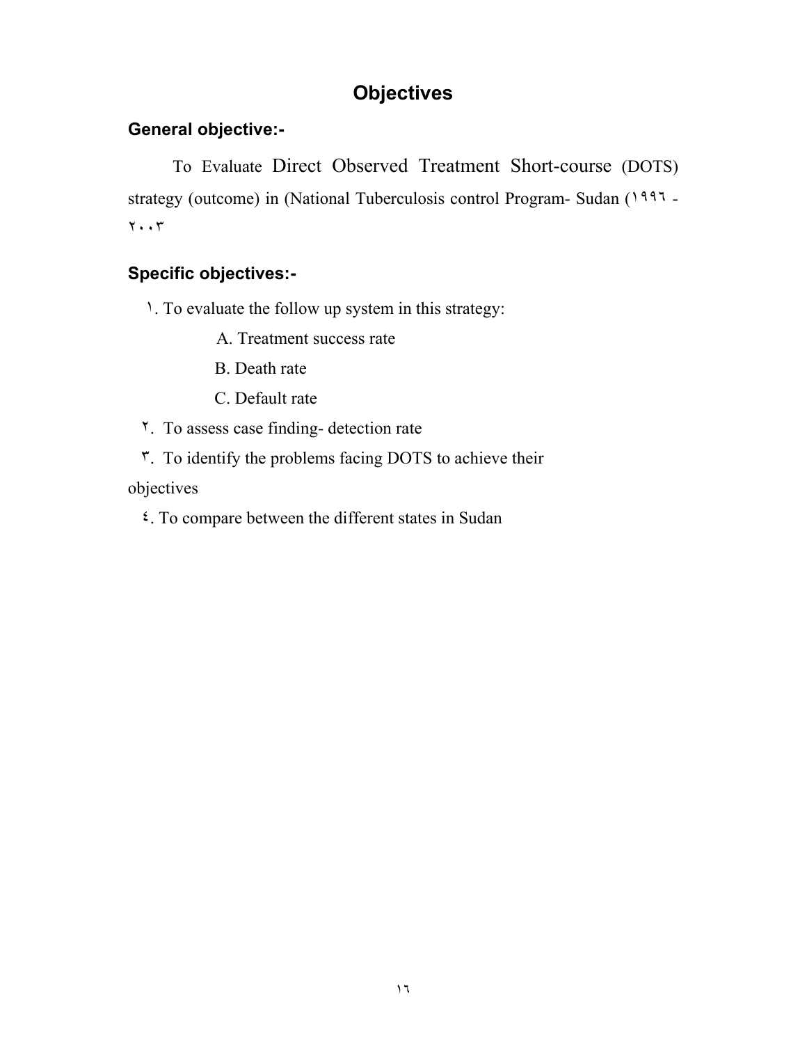# Objectives

## General objective:-

To Evaluate Direct Observed Treatment Short-course (DOTS) strategy (outcome) in (National Tuberculosis control Program- Sudan (١٩٩٦ - ٢٠٠٣

## Specific objectives:-

١. To evaluate the follow up system in this strategy:

A. Treatment success rate

B. Death rate

C. Default rate

٢. To assess case finding- detection rate

٣. To identify the problems facing DOTS to achieve their objectives

٤. To compare between the different states in Sudan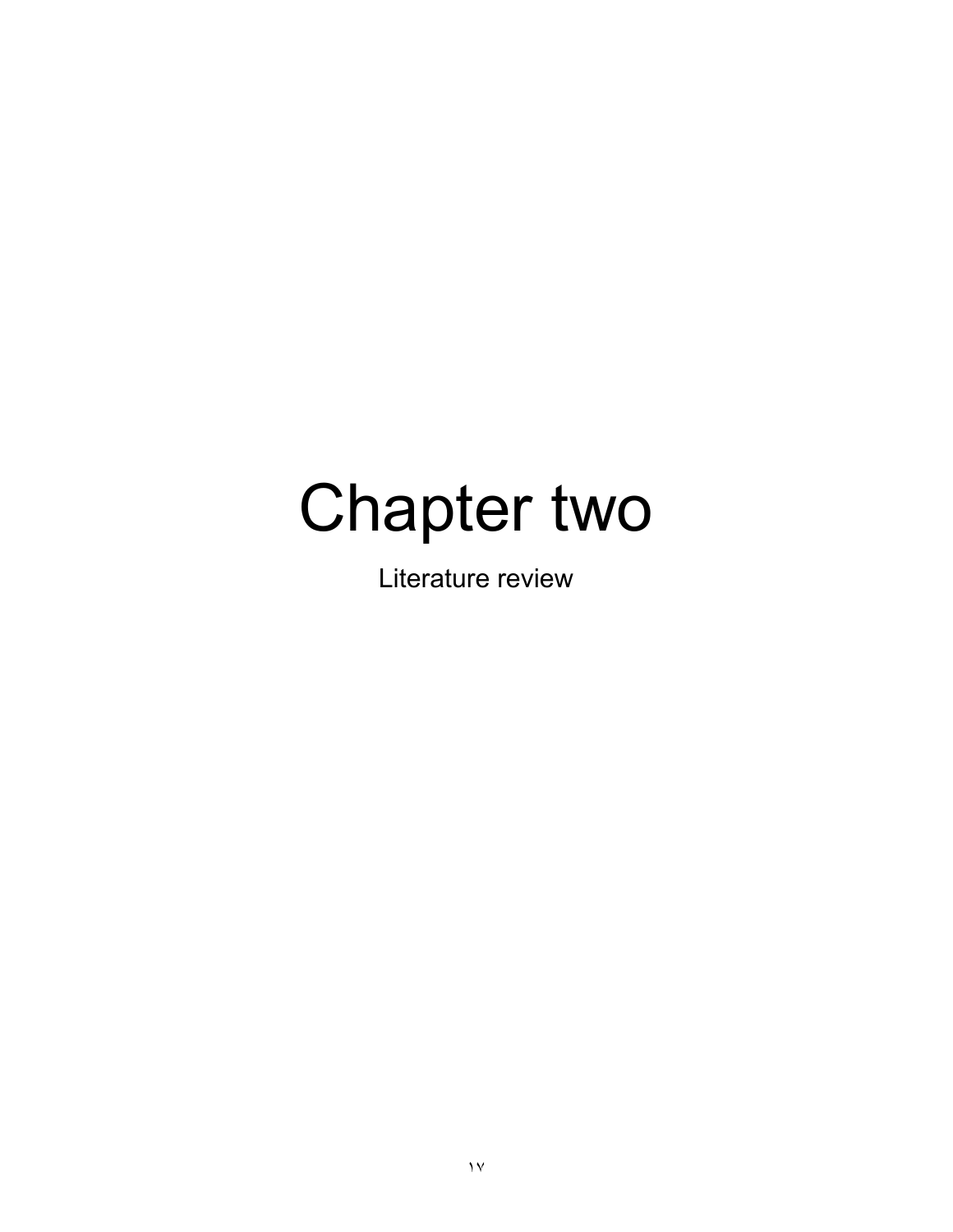# Chapter two

## Literature review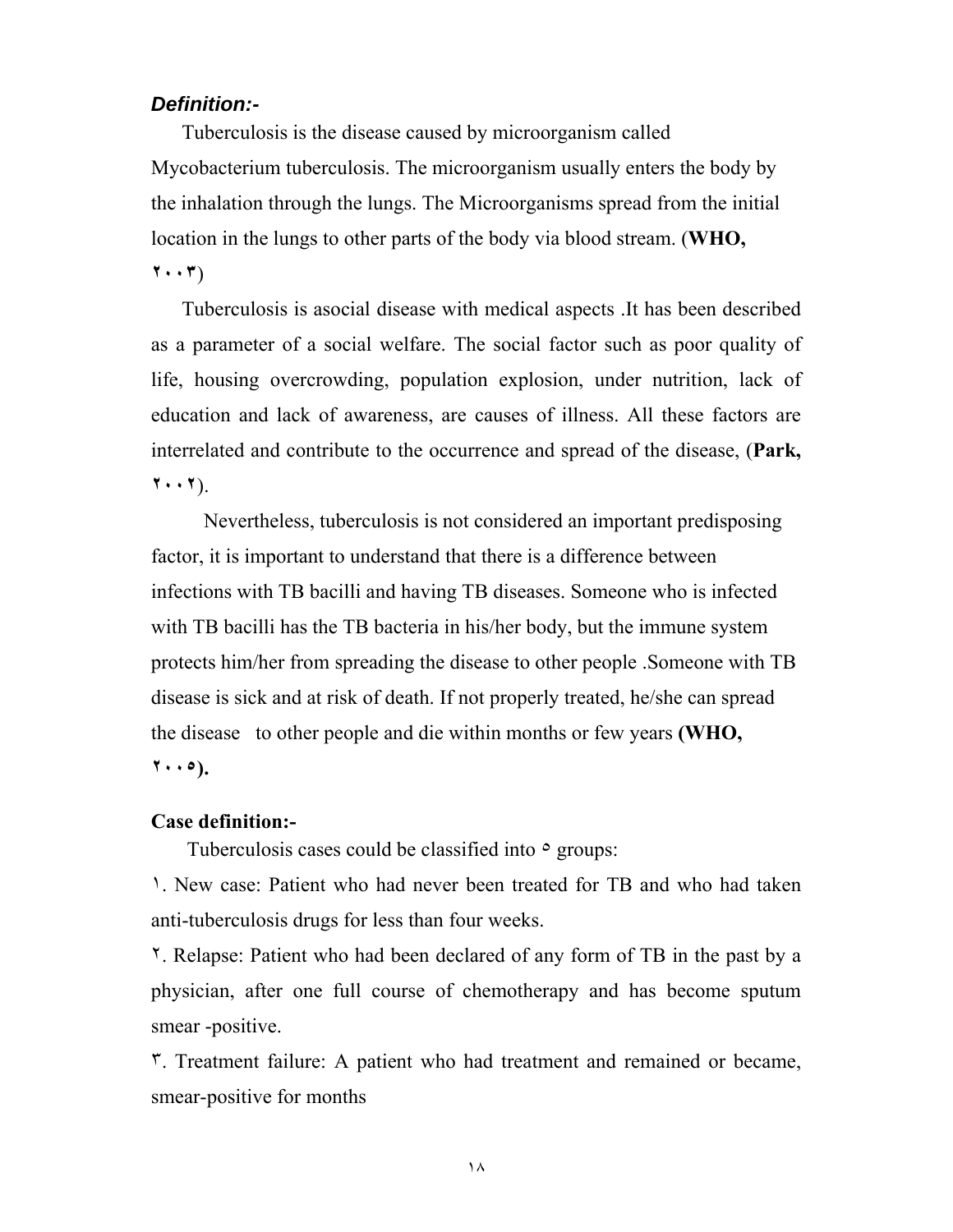***Definition:-***

Tuberculosis is the disease caused by microorganism called Mycobacterium tuberculosis. The microorganism usually enters the body by the inhalation through the lungs. The Microorganisms spread from the initial location in the lungs to other parts of the body via blood stream. (**WHO, ٢٠٠٣**)

Tuberculosis is asocial disease with medical aspects .It has been described as a parameter of a social welfare. The social factor such as poor quality of life, housing overcrowding, population explosion, under nutrition, lack of education and lack of awareness, are causes of illness. All these factors are interrelated and contribute to the occurrence and spread of the disease, (**Park, ٢٠٠٢**).

Nevertheless, tuberculosis is not considered an important predisposing factor, it is important to understand that there is a difference between infections with TB bacilli and having TB diseases. Someone who is infected with TB bacilli has the TB bacteria in his/her body, but the immune system protects him/her from spreading the disease to other people .Someone with TB disease is sick and at risk of death. If not properly treated, he/she can spread the disease to other people and die within months or few years **(WHO, ٢٠٠٥).**

**Case definition:-**

Tuberculosis cases could be classified into ٥ groups:

١. New case: Patient who had never been treated for TB and who had taken anti-tuberculosis drugs for less than four weeks.

٢. Relapse: Patient who had been declared of any form of TB in the past by a physician, after one full course of chemotherapy and has become sputum smear -positive.

٣. Treatment failure: A patient who had treatment and remained or became, smear-positive for months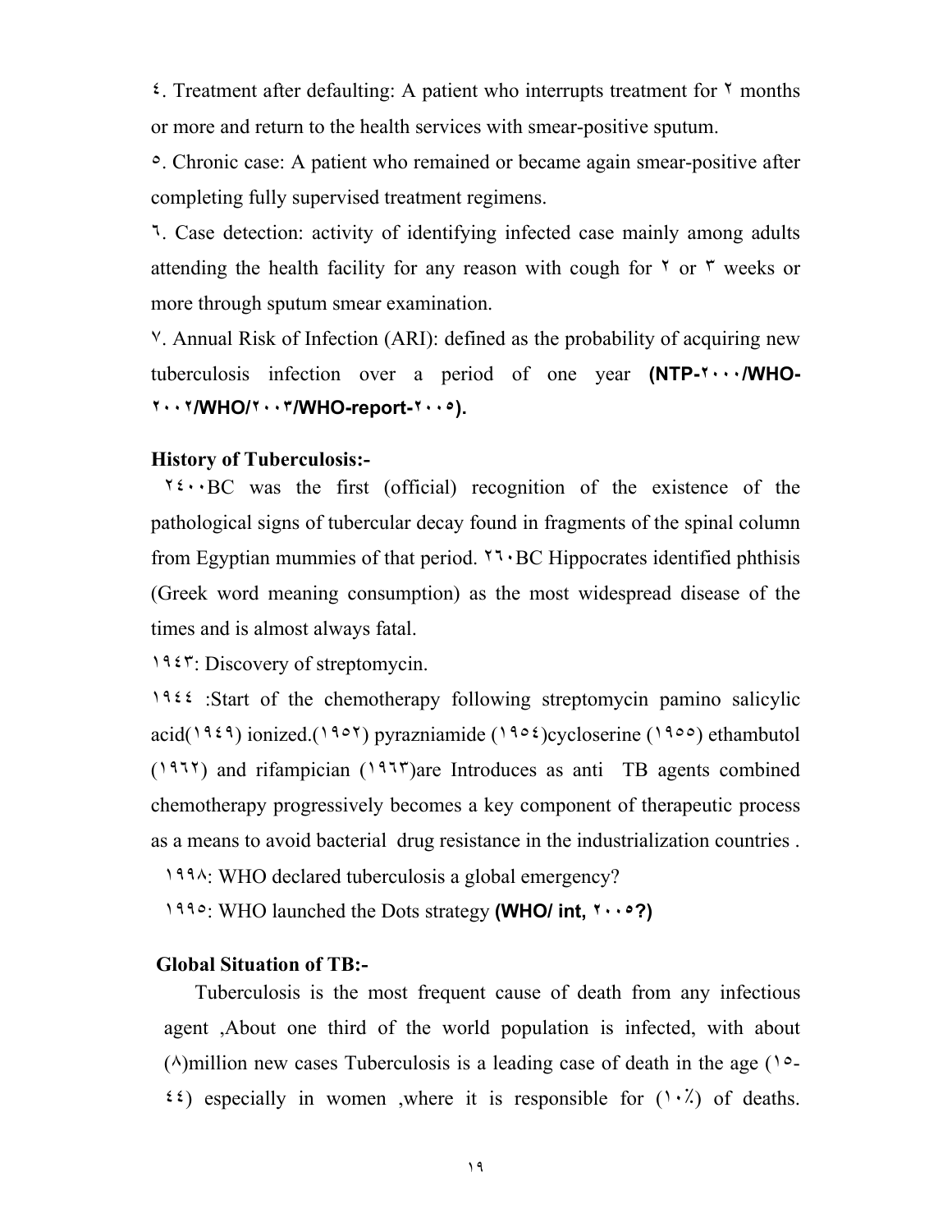٤. Treatment after defaulting: A patient who interrupts treatment for ٢ months or more and return to the health services with smear-positive sputum.

٥. Chronic case: A patient who remained or became again smear-positive after completing fully supervised treatment regimens.

٦. Case detection: activity of identifying infected case mainly among adults attending the health facility for any reason with cough for ٢ or ٣ weeks or more through sputum smear examination.

٧. Annual Risk of Infection (ARI): defined as the probability of acquiring new tuberculosis infection over a period of one year **(NTP-٢٠٠٠/WHO-٢٠٠٢/WHO/٢٠٠٣/WHO-report-٢٠٠٥).**

**History of Tuberculosis:-**

٢٤٠٠BC was the first (official) recognition of the existence of the pathological signs of tubercular decay found in fragments of the spinal column from Egyptian mummies of that period. ٢٦٠BC Hippocrates identified phthisis (Greek word meaning consumption) as the most widespread disease of the times and is almost always fatal.

١٩٤٣: Discovery of streptomycin.

١٩٤٤ :Start of the chemotherapy following streptomycin pamino salicylic acid(١٩٤٩) ionized.(١٩٥٢) pyrazniamide (١٩٥٤)cycloserine (١٩٥٥) ethambutol (١٩٦٢) and rifampician (١٩٦٣)are Introduces as anti TB agents combined chemotherapy progressively becomes a key component of therapeutic process as a means to avoid bacterial drug resistance in the industrialization countries .

١٩٩٨: WHO declared tuberculosis a global emergency?

١٩٩٥: WHO launched the Dots strategy **(WHO/ int, ٢٠٠٥?)**

**Global Situation of TB:-**

Tuberculosis is the most frequent cause of death from any infectious agent ,About one third of the world population is infected, with about (٨)million new cases Tuberculosis is a leading case of death in the age (١٥-٤٤) especially in women ,where it is responsible for (١٠٪) of deaths.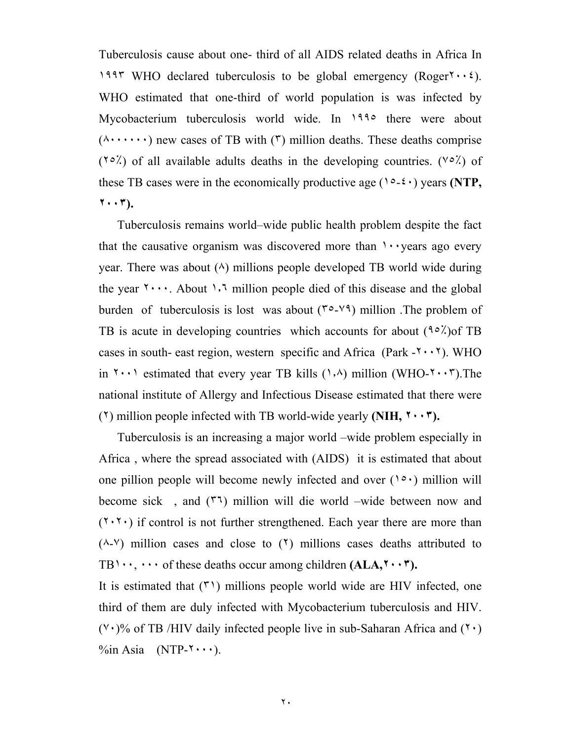Tuberculosis cause about one- third of all AIDS related deaths in Africa In ١٩٩٣ WHO declared tuberculosis to be global emergency (Roger٢٠٠٤). WHO estimated that one-third of world population is was infected by Mycobacterium tuberculosis world wide. In ١٩٩٥ there were about (٨٠٠٠٠٠٠) new cases of TB with (٣) million deaths. These deaths comprise (٢٥٪) of all available adults deaths in the developing countries. (٧٥٪) of these TB cases were in the economically productive age (١٥-٤٠) years **(NTP, ٢٠٠٣).**

Tuberculosis remains world–wide public health problem despite the fact that the causative organism was discovered more than ١٠٠years ago every year. There was about (٨) millions people developed TB world wide during the year ٢٠٠٠. About ١،٦ million people died of this disease and the global burden of tuberculosis is lost was about (٣٥-٧٩) million .The problem of TB is acute in developing countries which accounts for about (٩٥٪)of TB cases in south- east region, western specific and Africa (Park -٢٠٠٢). WHO in ٢٠٠١ estimated that every year TB kills (١،٨) million (WHO-٢٠٠٣).The national institute of Allergy and Infectious Disease estimated that there were (٢) million people infected with TB world-wide yearly **(NIH, ٢٠٠٣).**

Tuberculosis is an increasing a major world –wide problem especially in Africa , where the spread associated with (AIDS) it is estimated that about one pillion people will become newly infected and over (١٥٠) million will become sick , and (٣٦) million will die world –wide between now and (٢٠٢٠) if control is not further strengthened. Each year there are more than (٨-٧) million cases and close to (٢) millions cases deaths attributed to TB١٠٠, ٠٠٠ of these deaths occur among children **(ALA,٢٠٠٣).**

It is estimated that (٣١) millions people world wide are HIV infected, one third of them are duly infected with Mycobacterium tuberculosis and HIV. (٧٠)% of TB /HIV daily infected people live in sub-Saharan Africa and (٢٠) %in Asia (NTP-٢٠٠٠).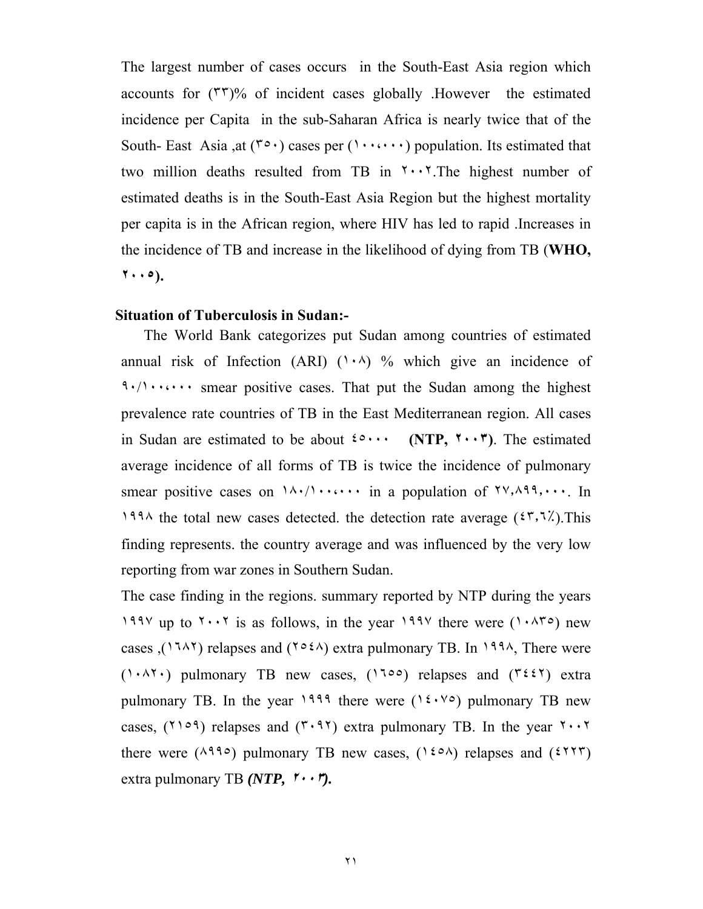The largest number of cases occurs in the South-East Asia region which accounts for (٣٣)% of incident cases globally .However the estimated incidence per Capita in the sub-Saharan Africa is nearly twice that of the South- East Asia ,at (٣٥٠) cases per (١٠٠،٠٠٠) population. Its estimated that two million deaths resulted from TB in ٢٠٠٢.The highest number of estimated deaths is in the South-East Asia Region but the highest mortality per capita is in the African region, where HIV has led to rapid .Increases in the incidence of TB and increase in the likelihood of dying from TB (**WHO, ٢٠٠٥).**

**Situation of Tuberculosis in Sudan:-**

The World Bank categorizes put Sudan among countries of estimated annual risk of Infection (ARI) (١٠٨) % which give an incidence of ٩٠/١٠٠،٠٠٠ smear positive cases. That put the Sudan among the highest prevalence rate countries of TB in the East Mediterranean region. All cases in Sudan are estimated to be about ٤٥٠٠٠ **(NTP, ٢٠٠٣)**. The estimated average incidence of all forms of TB is twice the incidence of pulmonary smear positive cases on ١٨٠/١٠٠،٠٠٠ in a population of ٢٧,٨٩٩,٠٠٠. In ١٩٩٨ the total new cases detected. the detection rate average (٤٣,٦٪).This finding represents. the country average and was influenced by the very low reporting from war zones in Southern Sudan.

The case finding in the regions. summary reported by NTP during the years ١٩٩٧ up to ٢٠٠٢ is as follows, in the year ١٩٩٧ there were (١٠٨٣٥) new cases ,(١٦٨٢) relapses and (٢٥٤٨) extra pulmonary TB. In ١٩٩٨, There were (١٠٨٢٠) pulmonary TB new cases, (١٦٥٥) relapses and (٣٤٤٢) extra pulmonary TB. In the year ١٩٩٩ there were (١٤٠٧٥) pulmonary TB new cases, (٢١٥٩) relapses and (٣٠٩٢) extra pulmonary TB. In the year ٢٠٠٢ there were (٨٩٩٥) pulmonary TB new cases, (١٤٥٨) relapses and (٤٢٢٣) extra pulmonary TB ***(NTP, ٢٠٠٣).***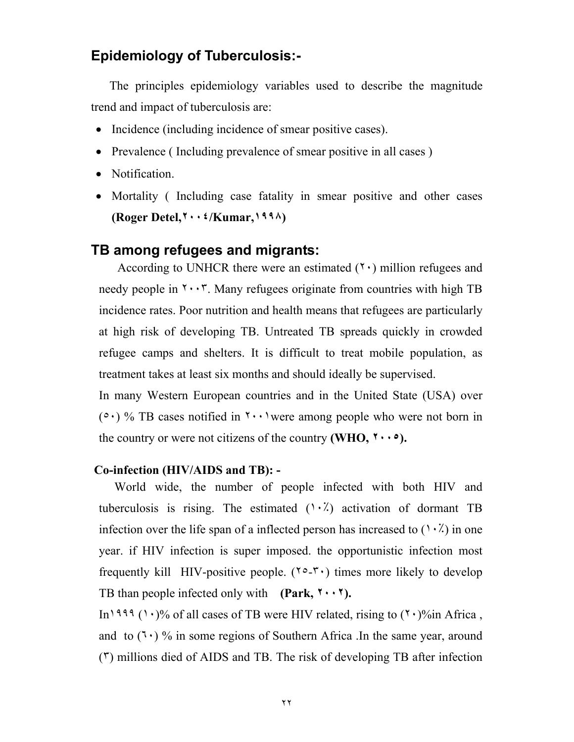## Epidemiology of Tuberculosis:-

The principles epidemiology variables used to describe the magnitude trend and impact of tuberculosis are:

- Incidence (including incidence of smear positive cases).
- Prevalence ( Including prevalence of smear positive in all cases )
- Notification.
- Mortality ( Including case fatality in smear positive and other cases **(Roger Detel,٢٠٠٤/Kumar,١٩٩٨)**

## TB among refugees and migrants:

According to UNHCR there were an estimated (٢٠) million refugees and needy people in ٢٠٠٣. Many refugees originate from countries with high TB incidence rates. Poor nutrition and health means that refugees are particularly at high risk of developing TB. Untreated TB spreads quickly in crowded refugee camps and shelters. It is difficult to treat mobile population, as treatment takes at least six months and should ideally be supervised.

In many Western European countries and in the United State (USA) over (٥٠) % TB cases notified in ٢٠٠١were among people who were not born in the country or were not citizens of the country **(WHO, ٢٠٠٥).**

### Co-infection (HIV/AIDS and TB): -

World wide, the number of people infected with both HIV and tuberculosis is rising. The estimated (١٠٪) activation of dormant TB infection over the life span of a inflected person has increased to (١٠٪) in one year. if HIV infection is super imposed. the opportunistic infection most frequently kill HIV-positive people. (٢٥-٣٠) times more likely to develop TB than people infected only with **(Park, ٢٠٠٢).**

In١٩٩٩ (١٠)% of all cases of TB were HIV related, rising to (٢٠)%in Africa , and to (٦٠) % in some regions of Southern Africa .In the same year, around (٣) millions died of AIDS and TB. The risk of developing TB after infection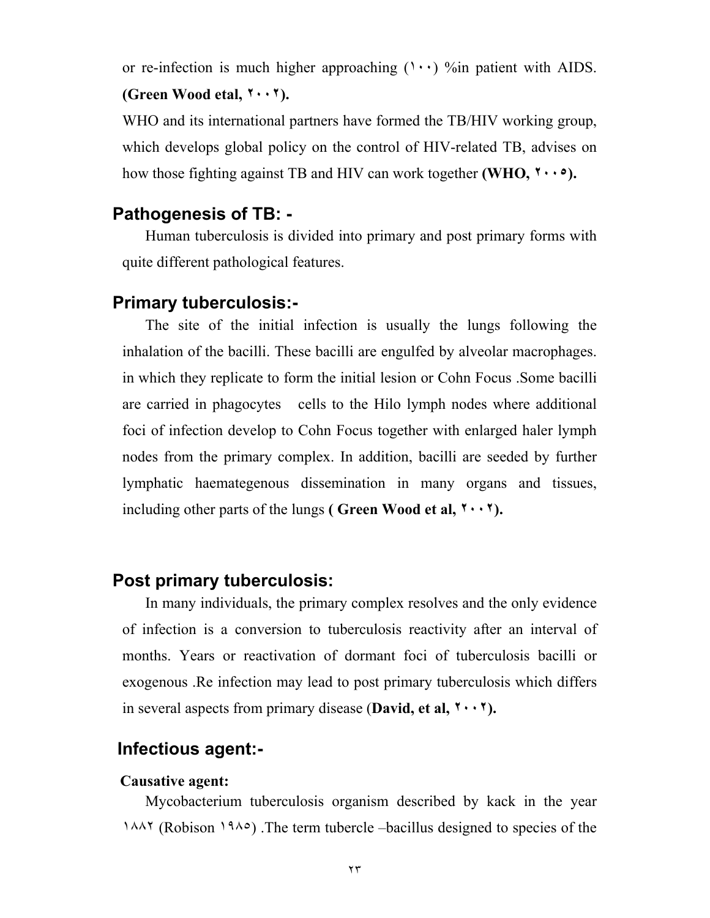or re-infection is much higher approaching (١٠٠) %in patient with AIDS. **(Green Wood etal, ٢٠٠٢).**

WHO and its international partners have formed the TB/HIV working group, which develops global policy on the control of HIV-related TB, advises on how those fighting against TB and HIV can work together **(WHO, ٢٠٠٥).**

## Pathogenesis of TB: -

Human tuberculosis is divided into primary and post primary forms with quite different pathological features.

## Primary tuberculosis:-

The site of the initial infection is usually the lungs following the inhalation of the bacilli. These bacilli are engulfed by alveolar macrophages. in which they replicate to form the initial lesion or Cohn Focus .Some bacilli are carried in phagocytes cells to the Hilo lymph nodes where additional foci of infection develop to Cohn Focus together with enlarged haler lymph nodes from the primary complex. In addition, bacilli are seeded by further lymphatic haemategenous dissemination in many organs and tissues, including other parts of the lungs **( Green Wood et al, ٢٠٠٢).**

## Post primary tuberculosis:

In many individuals, the primary complex resolves and the only evidence of infection is a conversion to tuberculosis reactivity after an interval of months. Years or reactivation of dormant foci of tuberculosis bacilli or exogenous .Re infection may lead to post primary tuberculosis which differs in several aspects from primary disease (**David, et al, ٢٠٠٢).**

## Infectious agent:-

**Causative agent:**

Mycobacterium tuberculosis organism described by kack in the year ١٨٨٢ (Robison ١٩٨٥) .The term tubercle –bacillus designed to species of the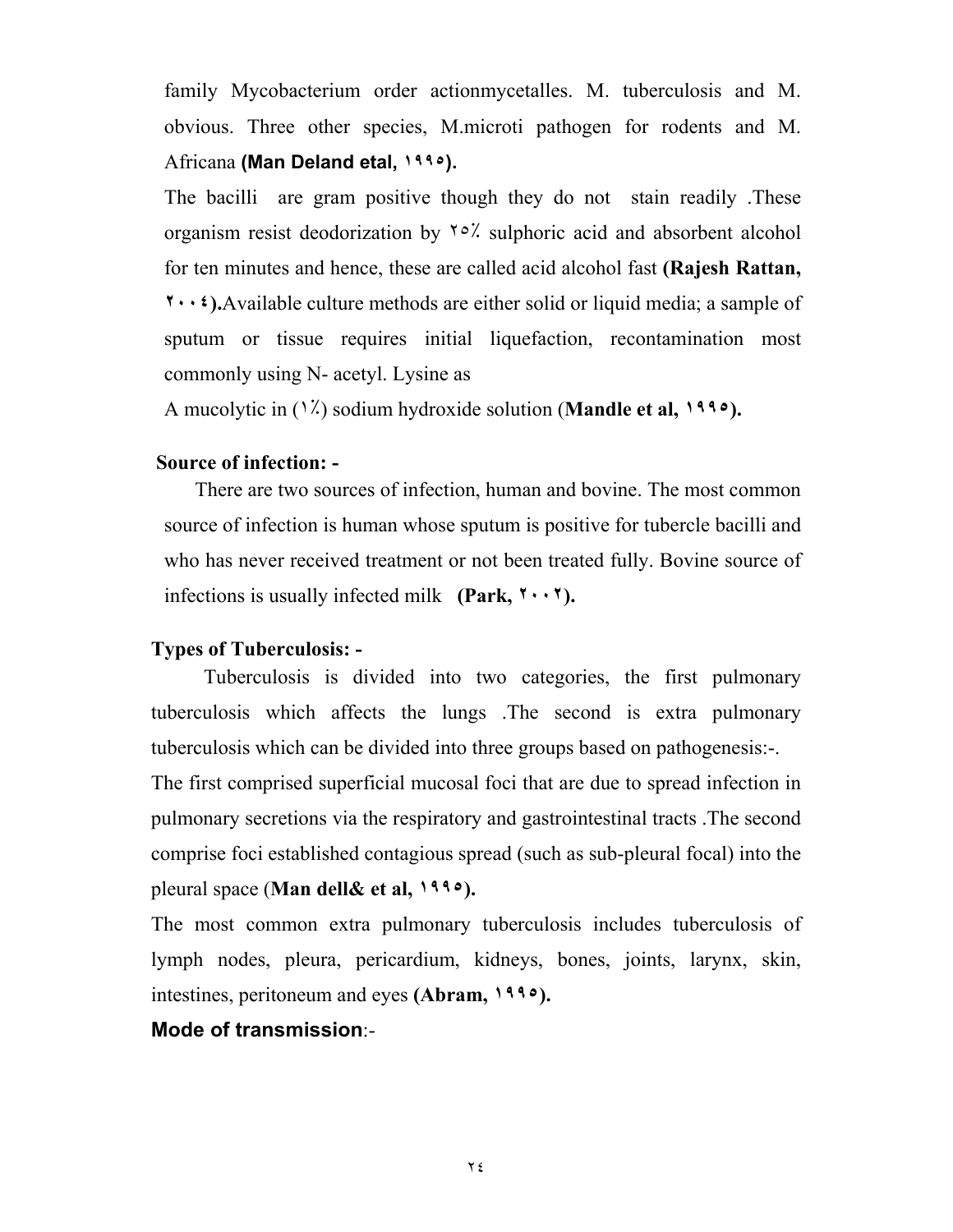family Mycobacterium order actionmycetalles. M. tuberculosis and M. obvious. Three other species, M.microti pathogen for rodents and M. Africana **(Man Deland etal, ١٩٩٥).**

The bacilli are gram positive though they do not stain readily .These organism resist deodorization by ٢٥٪ sulphoric acid and absorbent alcohol for ten minutes and hence, these are called acid alcohol fast **(Rajesh Rattan, ٢٠٠٤).**Available culture methods are either solid or liquid media; a sample of sputum or tissue requires initial liquefaction, recontamination most commonly using N- acetyl. Lysine as A mucolytic in (١٪) sodium hydroxide solution (**Mandle et al, ١٩٩٥).**

**Source of infection: -**

There are two sources of infection, human and bovine. The most common source of infection is human whose sputum is positive for tubercle bacilli and who has never received treatment or not been treated fully. Bovine source of infections is usually infected milk **(Park, ٢٠٠٢).**

**Types of Tuberculosis: -**

Tuberculosis is divided into two categories, the first pulmonary tuberculosis which affects the lungs .The second is extra pulmonary tuberculosis which can be divided into three groups based on pathogenesis:-.

The first comprised superficial mucosal foci that are due to spread infection in pulmonary secretions via the respiratory and gastrointestinal tracts .The second comprise foci established contagious spread (such as sub-pleural focal) into the pleural space (**Man dell& et al, ١٩٩٥).**

The most common extra pulmonary tuberculosis includes tuberculosis of lymph nodes, pleura, pericardium, kidneys, bones, joints, larynx, skin, intestines, peritoneum and eyes **(Abram, ١٩٩٥).**

**Mode of transmission**:-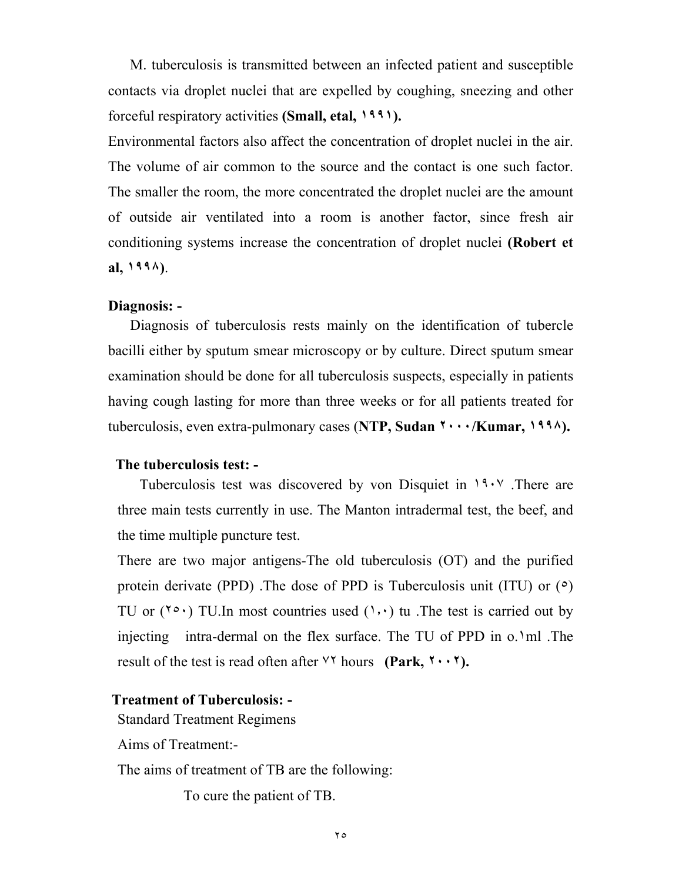M. tuberculosis is transmitted between an infected patient and susceptible contacts via droplet nuclei that are expelled by coughing, sneezing and other forceful respiratory activities **(Small, etal, ١٩٩١).**

Environmental factors also affect the concentration of droplet nuclei in the air. The volume of air common to the source and the contact is one such factor. The smaller the room, the more concentrated the droplet nuclei are the amount of outside air ventilated into a room is another factor, since fresh air conditioning systems increase the concentration of droplet nuclei **(Robert et al, ١٩٩٨)**.

**Diagnosis: -**

Diagnosis of tuberculosis rests mainly on the identification of tubercle bacilli either by sputum smear microscopy or by culture. Direct sputum smear examination should be done for all tuberculosis suspects, especially in patients having cough lasting for more than three weeks or for all patients treated for tuberculosis, even extra-pulmonary cases (**NTP, Sudan ٢٠٠٠/Kumar, ١٩٩٨).**

**The tuberculosis test: -**

Tuberculosis test was discovered by von Disquiet in ١٩٠٧ .There are three main tests currently in use. The Manton intradermal test, the beef, and the time multiple puncture test.

There are two major antigens-The old tuberculosis (OT) and the purified protein derivate (PPD) .The dose of PPD is Tuberculosis unit (ITU) or (٥) TU or (٢٥٠) TU.In most countries used (١,٠) tu .The test is carried out by injecting intra-dermal on the flex surface. The TU of PPD in o.١ml .The result of the test is read often after ٧٢ hours **(Park, ٢٠٠٢).**

**Treatment of Tuberculosis: -**

Standard Treatment Regimens

Aims of Treatment:-

The aims of treatment of TB are the following:

To cure the patient of TB.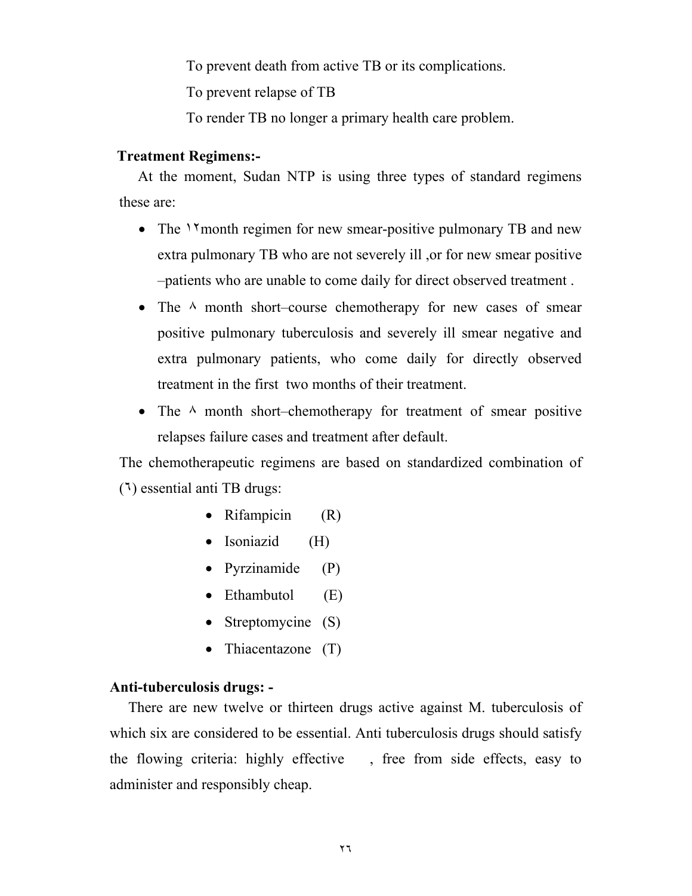To prevent death from active TB or its complications.

To prevent relapse of TB

To render TB no longer a primary health care problem.

**Treatment Regimens:-**

At the moment, Sudan NTP is using three types of standard regimens these are:

- The ١٢month regimen for new smear-positive pulmonary TB and new extra pulmonary TB who are not severely ill ,or for new smear positive –patients who are unable to come daily for direct observed treatment .
- The ٨ month short–course chemotherapy for new cases of smear positive pulmonary tuberculosis and severely ill smear negative and extra pulmonary patients, who come daily for directly observed treatment in the first two months of their treatment.
- The ٨ month short–chemotherapy for treatment of smear positive relapses failure cases and treatment after default.

The chemotherapeutic regimens are based on standardized combination of (٦) essential anti TB drugs:

- Rifampicin (R)
- Isoniazid (H)
- Pyrzinamide (P)
- Ethambutol (E)
- Streptomycine (S)
- Thiacentazone (T)

**Anti-tuberculosis drugs: -**

There are new twelve or thirteen drugs active against M. tuberculosis of which six are considered to be essential. Anti tuberculosis drugs should satisfy the flowing criteria: highly effective , free from side effects, easy to administer and responsibly cheap.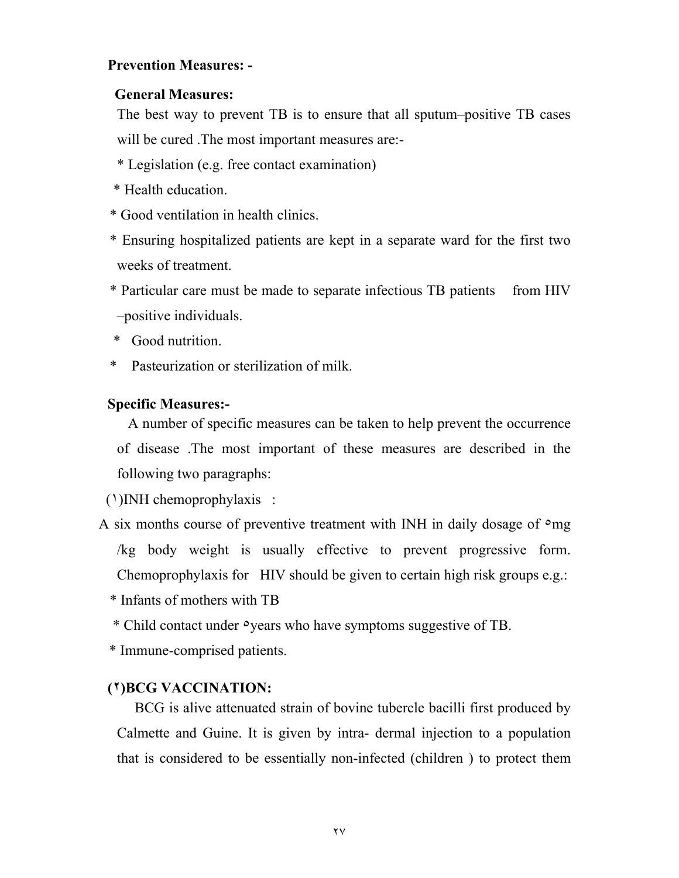**Prevention Measures: -**

**General Measures:**

The best way to prevent TB is to ensure that all sputum–positive TB cases will be cured .The most important measures are:-

* Legislation (e.g. free contact examination)
* Health education.
* Good ventilation in health clinics.
* Ensuring hospitalized patients are kept in a separate ward for the first two weeks of treatment.
* Particular care must be made to separate infectious TB patients from HIV –positive individuals.
* Good nutrition.
* Pasteurization or sterilization of milk.

**Specific Measures:-**

A number of specific measures can be taken to help prevent the occurrence of disease .The most important of these measures are described in the following two paragraphs:

(١)INH chemoprophylaxis :

A six months course of preventive treatment with INH in daily dosage of ٥mg /kg body weight is usually effective to prevent progressive form. Chemoprophylaxis for HIV should be given to certain high risk groups e.g.:

* Infants of mothers with TB
* Child contact under ٥years who have symptoms suggestive of TB.
* Immune-comprised patients.

**(٢)BCG VACCINATION:**

BCG is alive attenuated strain of bovine tubercle bacilli first produced by Calmette and Guine. It is given by intra- dermal injection to a population that is considered to be essentially non-infected (children ) to protect them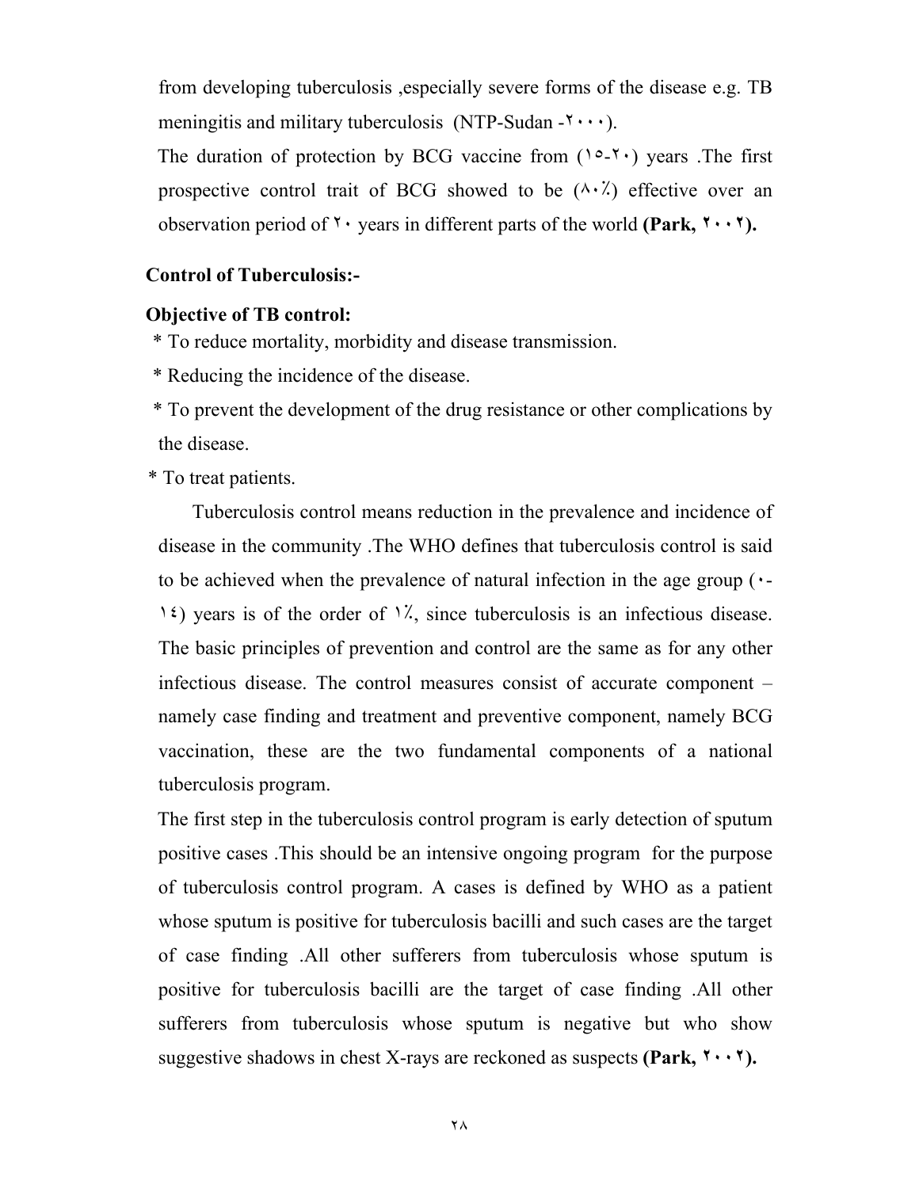from developing tuberculosis ,especially severe forms of the disease e.g. TB meningitis and military tuberculosis (NTP-Sudan -٢٠٠٠).

The duration of protection by BCG vaccine from (١٥-٢٠) years .The first prospective control trait of BCG showed to be (٨٠٪) effective over an observation period of ٢٠ years in different parts of the world **(Park, ٢٠٠٢).**

**Control of Tuberculosis:-**

**Objective of TB control:**

* To reduce mortality, morbidity and disease transmission.
* Reducing the incidence of the disease.
* To prevent the development of the drug resistance or other complications by the disease.
* To treat patients.

Tuberculosis control means reduction in the prevalence and incidence of disease in the community .The WHO defines that tuberculosis control is said to be achieved when the prevalence of natural infection in the age group (٠-١٤) years is of the order of ١٪, since tuberculosis is an infectious disease. The basic principles of prevention and control are the same as for any other infectious disease. The control measures consist of accurate component – namely case finding and treatment and preventive component, namely BCG vaccination, these are the two fundamental components of a national tuberculosis program.

The first step in the tuberculosis control program is early detection of sputum positive cases .This should be an intensive ongoing program for the purpose of tuberculosis control program. A cases is defined by WHO as a patient whose sputum is positive for tuberculosis bacilli and such cases are the target of case finding .All other sufferers from tuberculosis whose sputum is positive for tuberculosis bacilli are the target of case finding .All other sufferers from tuberculosis whose sputum is negative but who show suggestive shadows in chest X-rays are reckoned as suspects **(Park, ٢٠٠٢).**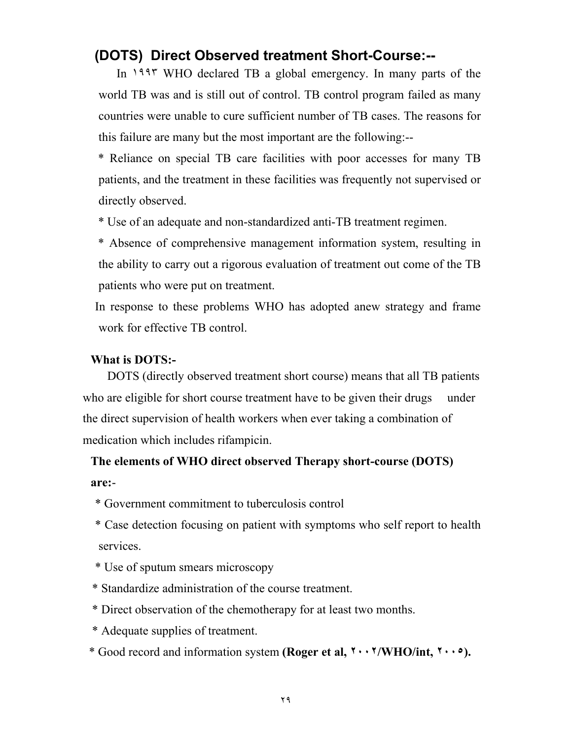## (DOTS) Direct Observed treatment Short-Course:--

In ١٩٩٣ WHO declared TB a global emergency. In many parts of the world TB was and is still out of control. TB control program failed as many countries were unable to cure sufficient number of TB cases. The reasons for this failure are many but the most important are the following:--

* Reliance on special TB care facilities with poor accesses for many TB patients, and the treatment in these facilities was frequently not supervised or directly observed.
* Use of an adequate and non-standardized anti-TB treatment regimen.
* Absence of comprehensive management information system, resulting in the ability to carry out a rigorous evaluation of treatment out come of the TB patients who were put on treatment.

In response to these problems WHO has adopted anew strategy and frame work for effective TB control.

**What is DOTS:-**

DOTS (directly observed treatment short course) means that all TB patients who are eligible for short course treatment have to be given their drugs under the direct supervision of health workers when ever taking a combination of medication which includes rifampicin.

**The elements of WHO direct observed Therapy short-course (DOTS) are:**-

* Government commitment to tuberculosis control
* Case detection focusing on patient with symptoms who self report to health services.
* Use of sputum smears microscopy
* Standardize administration of the course treatment.
* Direct observation of the chemotherapy for at least two months.
* Adequate supplies of treatment.
* Good record and information system **(Roger et al, ٢٠٠٢/WHO/int, ٢٠٠٥).**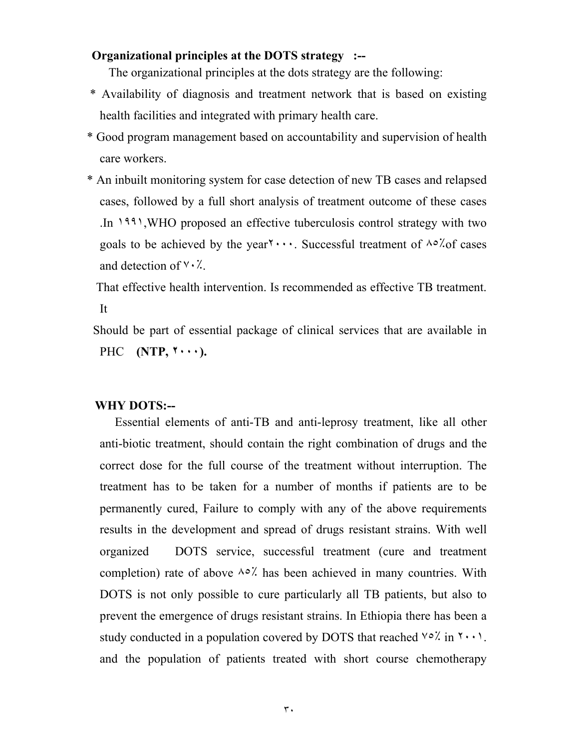**Organizational principles at the DOTS strategy :--**

The organizational principles at the dots strategy are the following:

* Availability of diagnosis and treatment network that is based on existing health facilities and integrated with primary health care.
* Good program management based on accountability and supervision of health care workers.
* An inbuilt monitoring system for case detection of new TB cases and relapsed cases, followed by a full short analysis of treatment outcome of these cases .In ١٩٩١,WHO proposed an effective tuberculosis control strategy with two goals to be achieved by the year٢٠٠٠. Successful treatment of ٨٥٪of cases and detection of ٧٠٪.

That effective health intervention. Is recommended as effective TB treatment. It

Should be part of essential package of clinical services that are available in PHC **(NTP, ٢٠٠٠).**

**WHY DOTS:--**

Essential elements of anti-TB and anti-leprosy treatment, like all other anti-biotic treatment, should contain the right combination of drugs and the correct dose for the full course of the treatment without interruption. The treatment has to be taken for a number of months if patients are to be permanently cured, Failure to comply with any of the above requirements results in the development and spread of drugs resistant strains. With well organized DOTS service, successful treatment (cure and treatment completion) rate of above ٨٥٪ has been achieved in many countries. With DOTS is not only possible to cure particularly all TB patients, but also to prevent the emergence of drugs resistant strains. In Ethiopia there has been a study conducted in a population covered by DOTS that reached ٧٥٪ in ٢٠٠١. and the population of patients treated with short course chemotherapy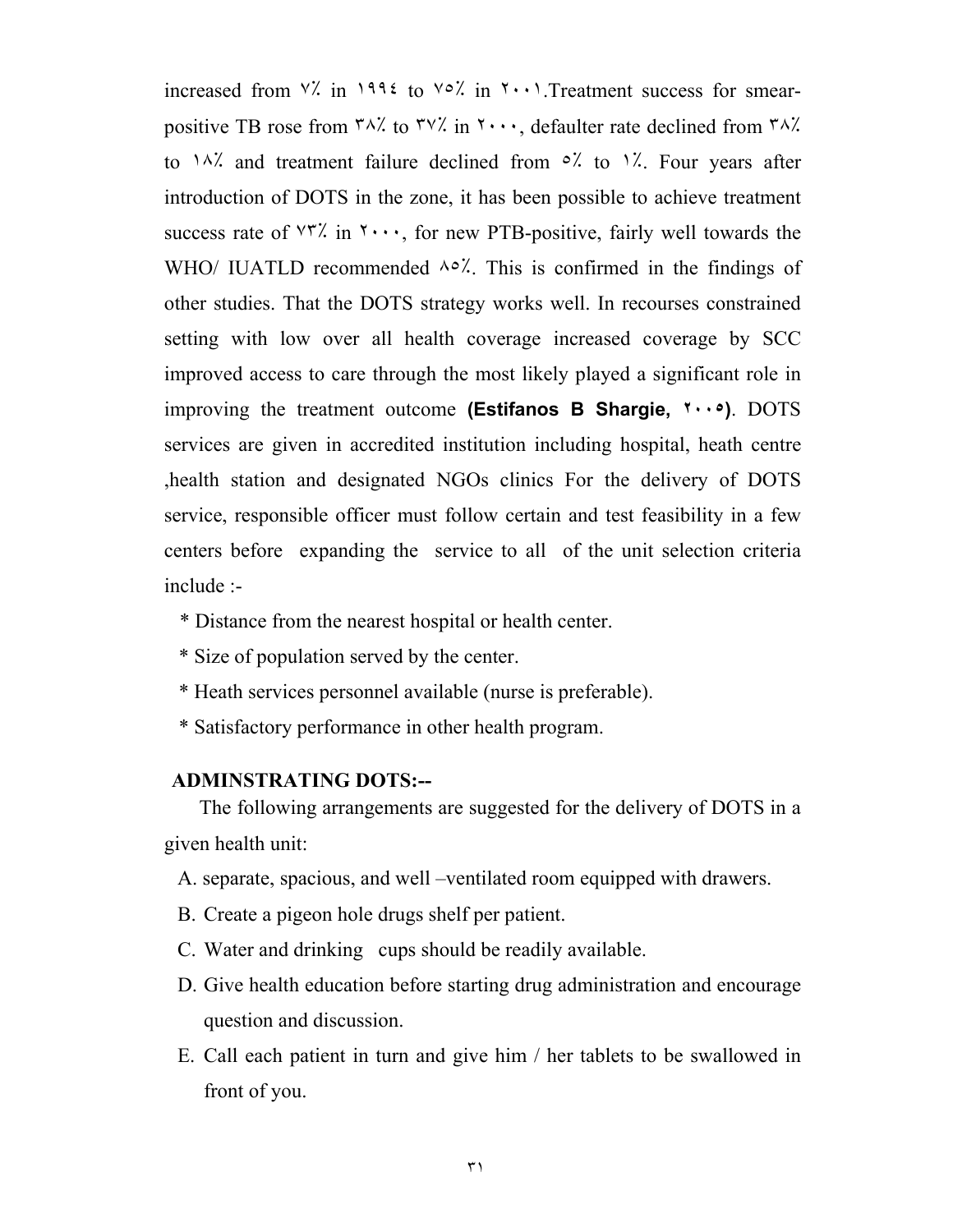increased from ٧٪ in ١٩٩٤ to ٧٥٪ in ٢٠٠١.Treatment success for smear-positive TB rose from ٣٨٪ to ٣٧٪ in ٢٠٠٠, defaulter rate declined from ٣٨٪ to ١٨٪ and treatment failure declined from ٥٪ to ١٪. Four years after introduction of DOTS in the zone, it has been possible to achieve treatment success rate of ٧٣٪ in ٢٠٠٠, for new PTB-positive, fairly well towards the WHO/ IUATLD recommended ٨٥٪. This is confirmed in the findings of other studies. That the DOTS strategy works well. In recourses constrained setting with low over all health coverage increased coverage by SCC improved access to care through the most likely played a significant role in improving the treatment outcome **(Estifanos B Shargie, ٢٠٠٥)**. DOTS services are given in accredited institution including hospital, heath centre ,health station and designated NGOs clinics For the delivery of DOTS service, responsible officer must follow certain and test feasibility in a few centers before expanding the service to all of the unit selection criteria include :-

* Distance from the nearest hospital or health center.
* Size of population served by the center.
* Heath services personnel available (nurse is preferable).
* Satisfactory performance in other health program.

**ADMINSTRATING DOTS:--**

The following arrangements are suggested for the delivery of DOTS in a given health unit:

A. separate, spacious, and well –ventilated room equipped with drawers.
B. Create a pigeon hole drugs shelf per patient.
C. Water and drinking cups should be readily available.
D. Give health education before starting drug administration and encourage question and discussion.
E. Call each patient in turn and give him / her tablets to be swallowed in front of you.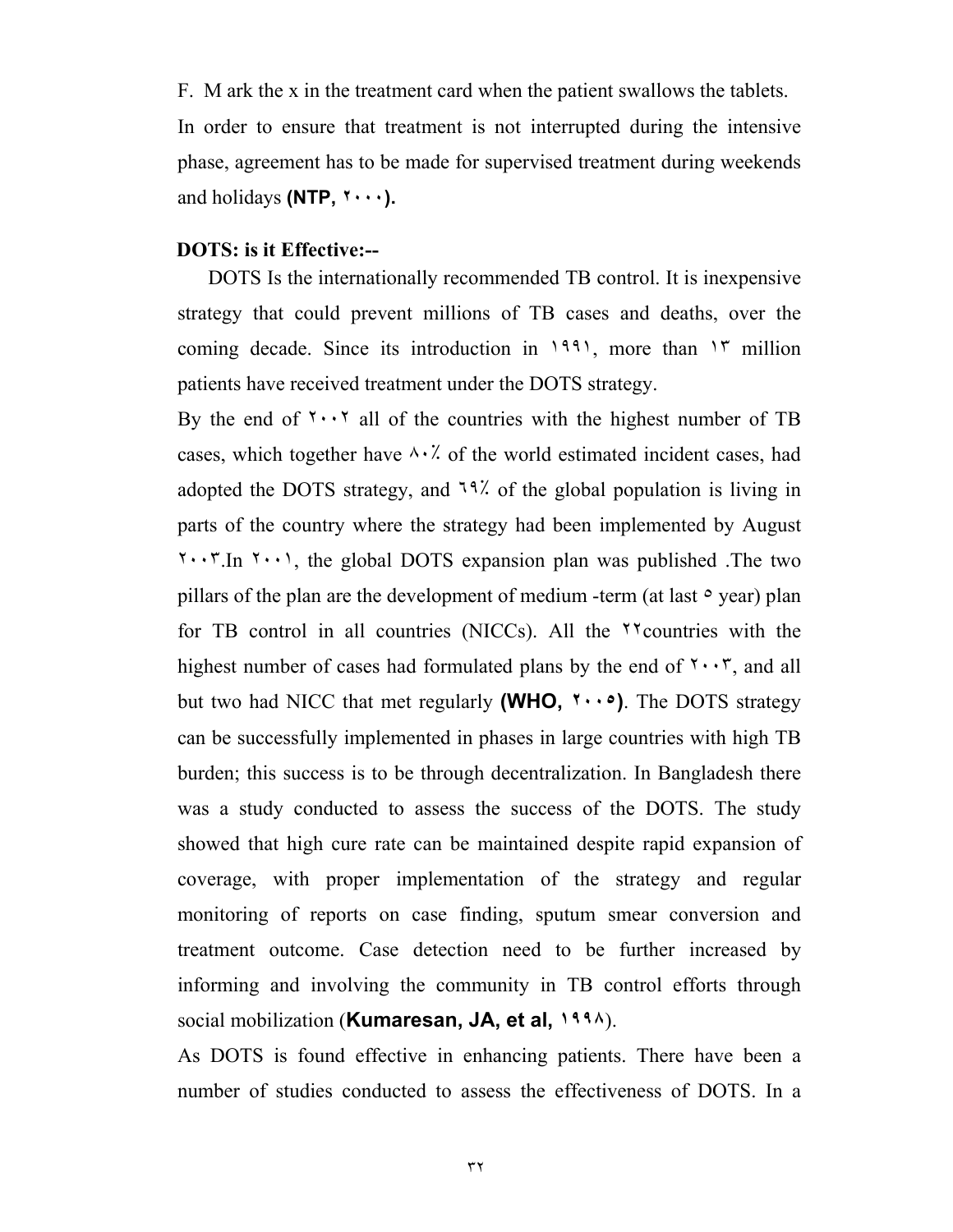F. M ark the x in the treatment card when the patient swallows the tablets.

In order to ensure that treatment is not interrupted during the intensive phase, agreement has to be made for supervised treatment during weekends and holidays **(NTP, ٢٠٠٠).**

**DOTS: is it Effective:--**

DOTS Is the internationally recommended TB control. It is inexpensive strategy that could prevent millions of TB cases and deaths, over the coming decade. Since its introduction in ١٩٩١, more than ١٣ million patients have received treatment under the DOTS strategy.

By the end of ٢٠٠٢ all of the countries with the highest number of TB cases, which together have ٨٠٪ of the world estimated incident cases, had adopted the DOTS strategy, and ٦٩٪ of the global population is living in parts of the country where the strategy had been implemented by August ٢٠٠٣.In ٢٠٠١, the global DOTS expansion plan was published .The two pillars of the plan are the development of medium -term (at last ٥ year) plan for TB control in all countries (NICCs). All the ٢٢countries with the highest number of cases had formulated plans by the end of ٢٠٠٣, and all but two had NICC that met regularly **(WHO, ٢٠٠٥)**. The DOTS strategy can be successfully implemented in phases in large countries with high TB burden; this success is to be through decentralization. In Bangladesh there was a study conducted to assess the success of the DOTS. The study showed that high cure rate can be maintained despite rapid expansion of coverage, with proper implementation of the strategy and regular monitoring of reports on case finding, sputum smear conversion and treatment outcome. Case detection need to be further increased by informing and involving the community in TB control efforts through social mobilization (**Kumaresan, JA, et al, ١٩٩٨**).

As DOTS is found effective in enhancing patients. There have been a number of studies conducted to assess the effectiveness of DOTS. In a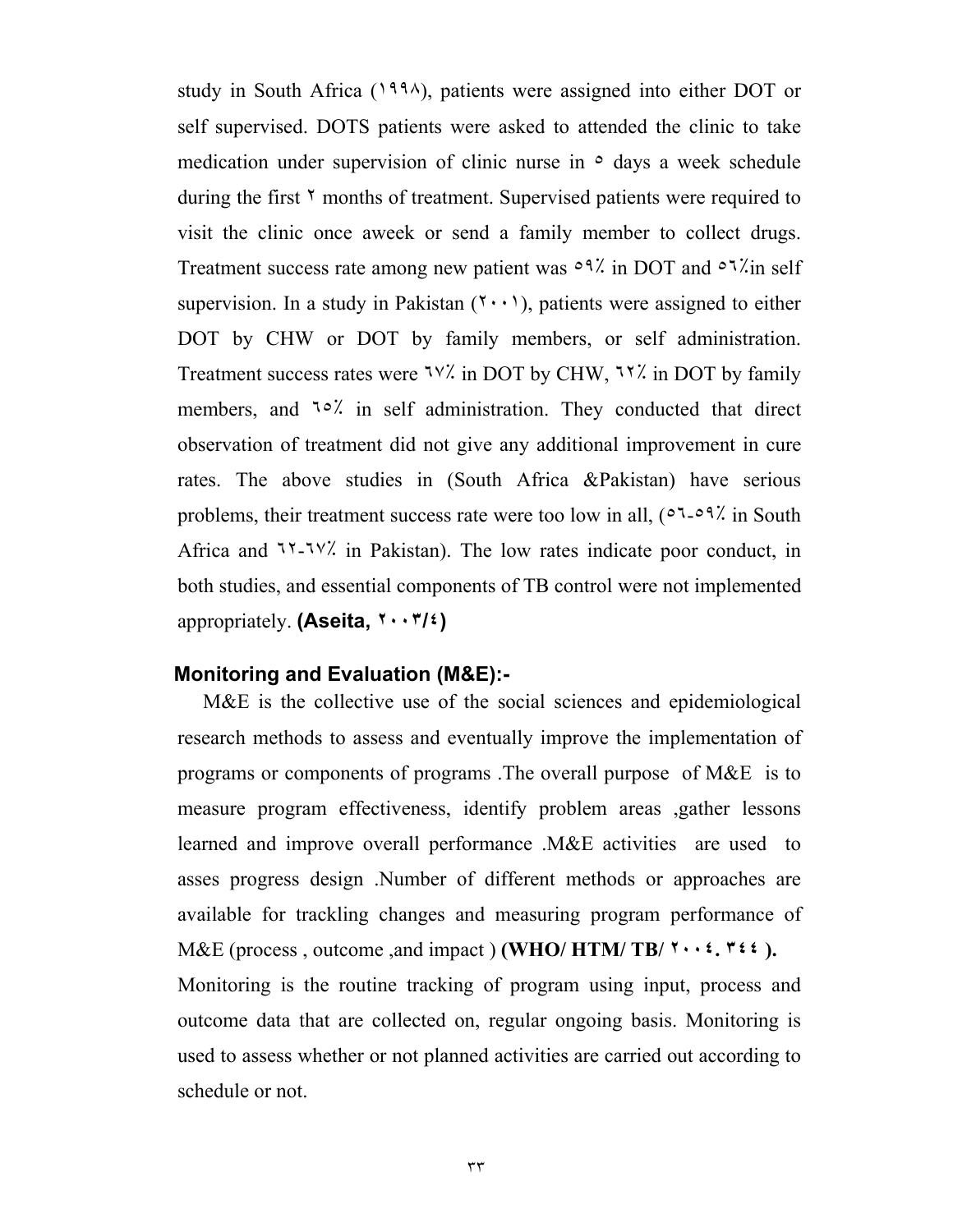study in South Africa (١٩٩٨), patients were assigned into either DOT or self supervised. DOTS patients were asked to attended the clinic to take medication under supervision of clinic nurse in ٥ days a week schedule during the first ٢ months of treatment. Supervised patients were required to visit the clinic once aweek or send a family member to collect drugs. Treatment success rate among new patient was ٥٩٪ in DOT and ٥٦٪in self supervision. In a study in Pakistan (٢٠٠١), patients were assigned to either DOT by CHW or DOT by family members, or self administration. Treatment success rates were ٦٧٪ in DOT by CHW, ٦٢٪ in DOT by family members, and ٦٥٪ in self administration. They conducted that direct observation of treatment did not give any additional improvement in cure rates. The above studies in (South Africa &Pakistan) have serious problems, their treatment success rate were too low in all, (٥٦-٥٩٪ in South Africa and ٦٢-٦٧٪ in Pakistan). The low rates indicate poor conduct, in both studies, and essential components of TB control were not implemented appropriately. **(Aseita, ٢٠٠٣/٤)**

## Monitoring and Evaluation (M&E):-

M&E is the collective use of the social sciences and epidemiological research methods to assess and eventually improve the implementation of programs or components of programs .The overall purpose of M&E is to measure program effectiveness, identify problem areas ,gather lessons learned and improve overall performance .M&E activities are used to asses progress design .Number of different methods or approaches are available for trackling changes and measuring program performance of M&E (process , outcome ,and impact ) **(WHO/ HTM/ TB/ ٢٠٠٤. ٣٤٤ ).**

Monitoring is the routine tracking of program using input, process and outcome data that are collected on, regular ongoing basis. Monitoring is used to assess whether or not planned activities are carried out according to schedule or not.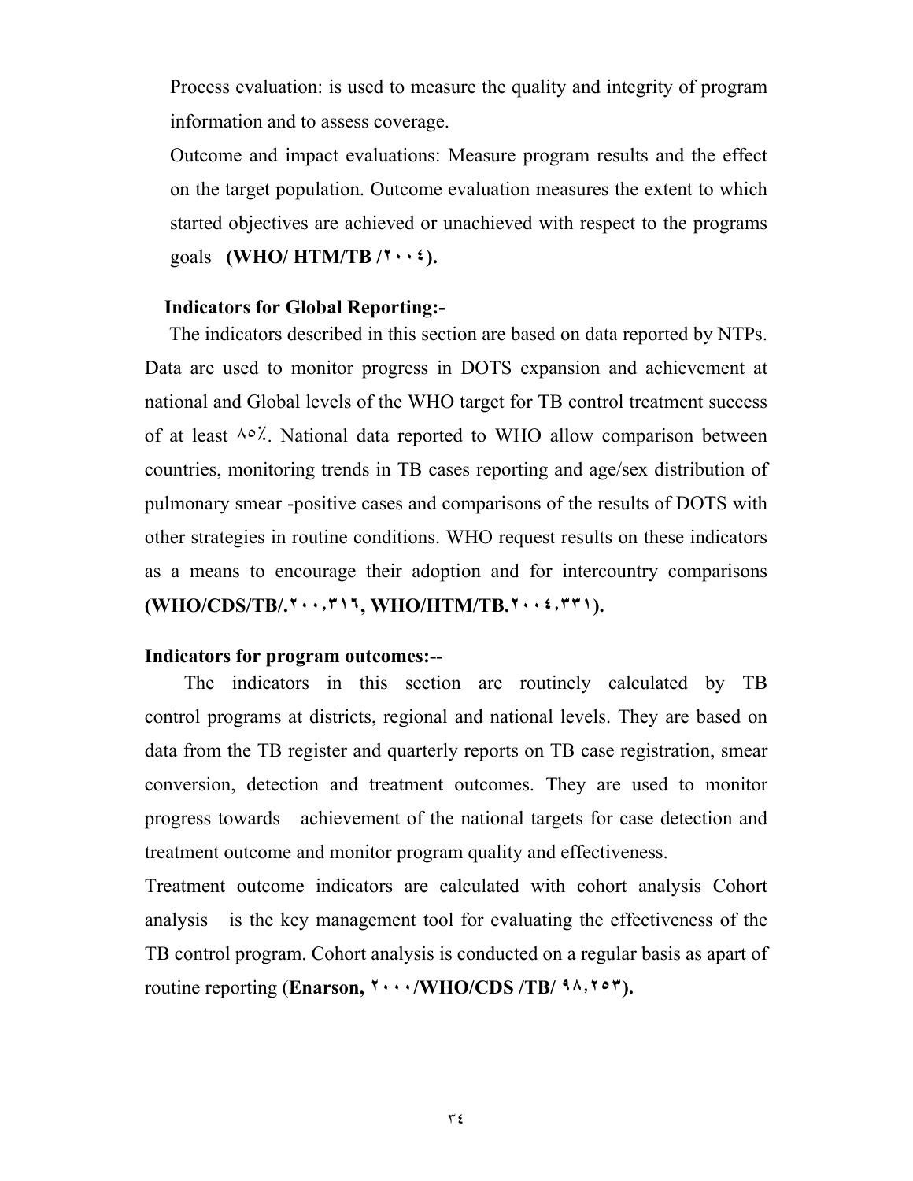Process evaluation: is used to measure the quality and integrity of program information and to assess coverage.

Outcome and impact evaluations: Measure program results and the effect on the target population. Outcome evaluation measures the extent to which started objectives are achieved or unachieved with respect to the programs goals **(WHO/ HTM/TB /٢٠٠٤).**

**Indicators for Global Reporting:-**

The indicators described in this section are based on data reported by NTPs. Data are used to monitor progress in DOTS expansion and achievement at national and Global levels of the WHO target for TB control treatment success of at least ٨٥٪. National data reported to WHO allow comparison between countries, monitoring trends in TB cases reporting and age/sex distribution of pulmonary smear -positive cases and comparisons of the results of DOTS with other strategies in routine conditions. WHO request results on these indicators as a means to encourage their adoption and for intercountry comparisons **(WHO/CDS/TB/.٢٠٠,٣١٦, WHO/HTM/TB.٢٠٠٤,٣٣١).**

**Indicators for program outcomes:--**

The indicators in this section are routinely calculated by TB control programs at districts, regional and national levels. They are based on data from the TB register and quarterly reports on TB case registration, smear conversion, detection and treatment outcomes. They are used to monitor progress towards achievement of the national targets for case detection and treatment outcome and monitor program quality and effectiveness.

Treatment outcome indicators are calculated with cohort analysis Cohort analysis is the key management tool for evaluating the effectiveness of the TB control program. Cohort analysis is conducted on a regular basis as apart of routine reporting (**Enarson, ٢٠٠٠/WHO/CDS /TB/ ٩٨,٢٥٣).**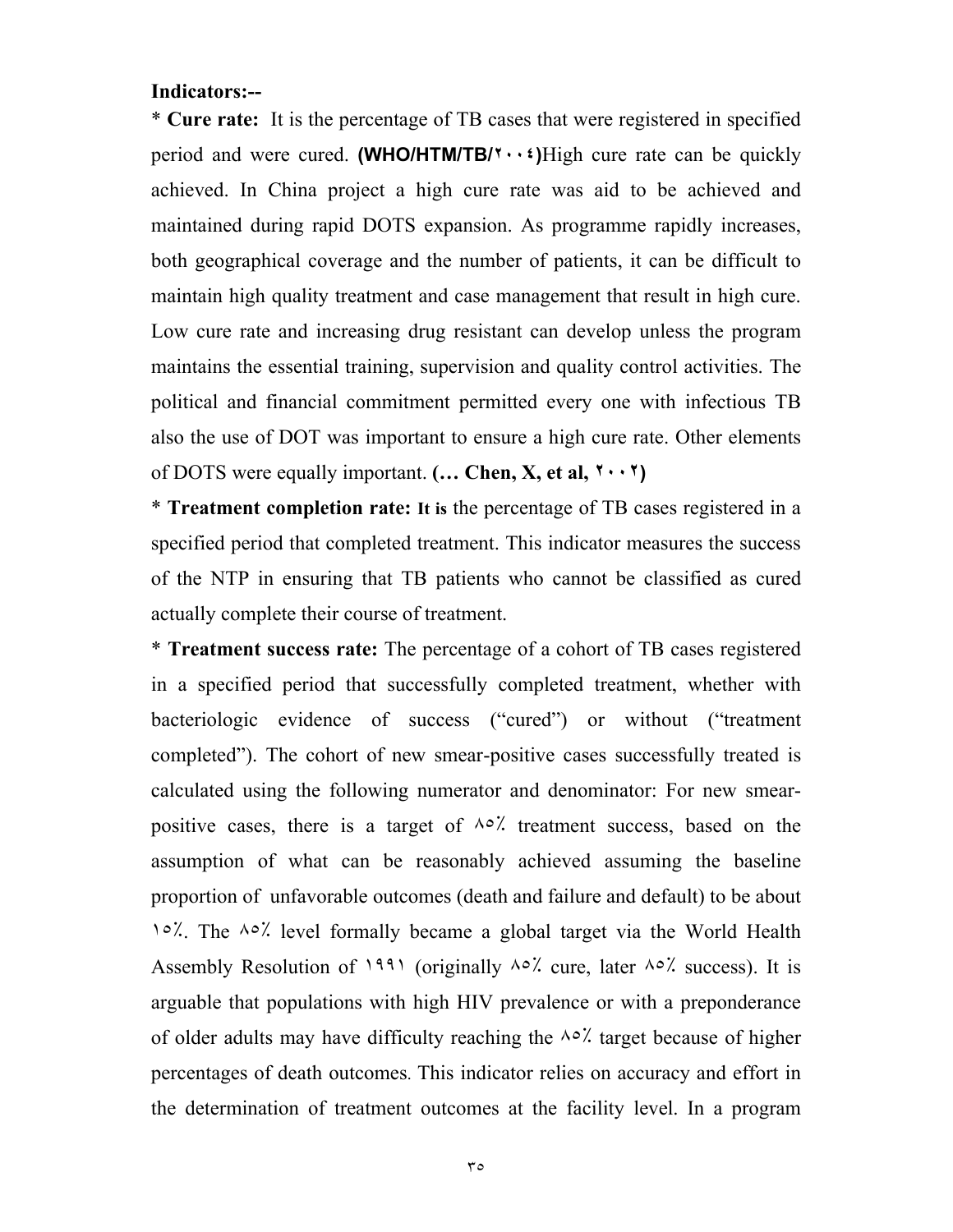**Indicators:--**

* **Cure rate:** It is the percentage of TB cases that were registered in specified period and were cured. **(WHO/HTM/TB/٢٠٠٤)**High cure rate can be quickly achieved. In China project a high cure rate was aid to be achieved and maintained during rapid DOTS expansion. As programme rapidly increases, both geographical coverage and the number of patients, it can be difficult to maintain high quality treatment and case management that result in high cure. Low cure rate and increasing drug resistant can develop unless the program maintains the essential training, supervision and quality control activities. The political and financial commitment permitted every one with infectious TB also the use of DOT was important to ensure a high cure rate. Other elements of DOTS were equally important. **(… Chen, X, et al, ٢٠٠٢)**

* **Treatment completion rate: It is** the percentage of TB cases registered in a specified period that completed treatment. This indicator measures the success of the NTP in ensuring that TB patients who cannot be classified as cured actually complete their course of treatment.

* **Treatment success rate:** The percentage of a cohort of TB cases registered in a specified period that successfully completed treatment, whether with bacteriologic evidence of success ("cured") or without ("treatment completed"). The cohort of new smear-positive cases successfully treated is calculated using the following numerator and denominator: For new smear-positive cases, there is a target of ٨٥٪ treatment success, based on the assumption of what can be reasonably achieved assuming the baseline proportion of unfavorable outcomes (death and failure and default) to be about ١٥٪. The ٨٥٪ level formally became a global target via the World Health Assembly Resolution of ١٩٩١ (originally ٨٥٪ cure, later ٨٥٪ success). It is arguable that populations with high HIV prevalence or with a preponderance of older adults may have difficulty reaching the ٨٥٪ target because of higher percentages of death outcomes. This indicator relies on accuracy and effort in the determination of treatment outcomes at the facility level. In a program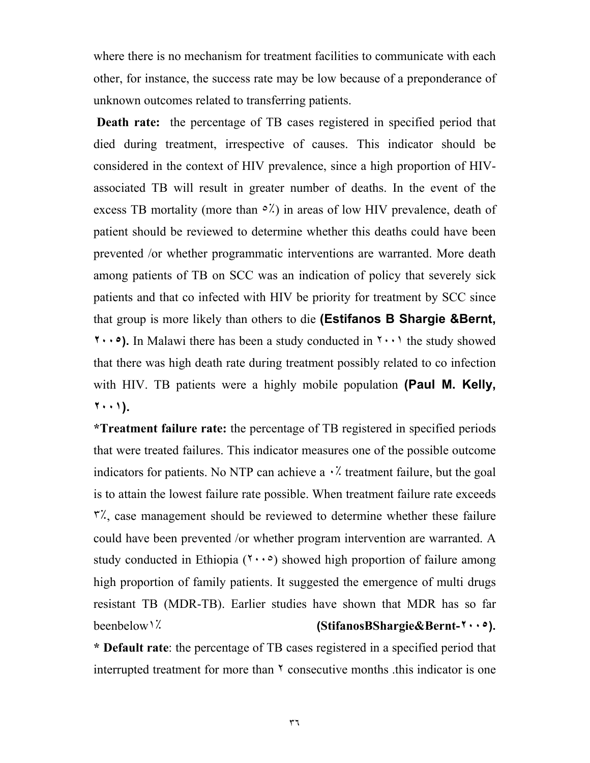where there is no mechanism for treatment facilities to communicate with each other, for instance, the success rate may be low because of a preponderance of unknown outcomes related to transferring patients.

**Death rate:** the percentage of TB cases registered in specified period that died during treatment, irrespective of causes. This indicator should be considered in the context of HIV prevalence, since a high proportion of HIV-associated TB will result in greater number of deaths. In the event of the excess TB mortality (more than ٥٪) in areas of low HIV prevalence, death of patient should be reviewed to determine whether this deaths could have been prevented /or whether programmatic interventions are warranted. More death among patients of TB on SCC was an indication of policy that severely sick patients and that co infected with HIV be priority for treatment by SCC since that group is more likely than others to die **(Estifanos B Shargie &Bernt, ٢٠٠٥).** In Malawi there has been a study conducted in ٢٠٠١ the study showed that there was high death rate during treatment possibly related to co infection with HIV. TB patients were a highly mobile population **(Paul M. Kelly, ٢٠٠١).**

***Treatment failure rate:** the percentage of TB registered in specified periods that were treated failures. This indicator measures one of the possible outcome indicators for patients. No NTP can achieve a ٠٪ treatment failure, but the goal is to attain the lowest failure rate possible. When treatment failure rate exceeds ٣٪, case management should be reviewed to determine whether these failure could have been prevented /or whether program intervention are warranted. A study conducted in Ethiopia (٢٠٠٥) showed high proportion of failure among high proportion of family patients. It suggested the emergence of multi drugs resistant TB (MDR-TB). Earlier studies have shown that MDR has so far beenbelow١٪ **(StifanosBShargie&Bernt-٢٠٠٥).**

* **Default rate**: the percentage of TB cases registered in a specified period that interrupted treatment for more than ٢ consecutive months .this indicator is one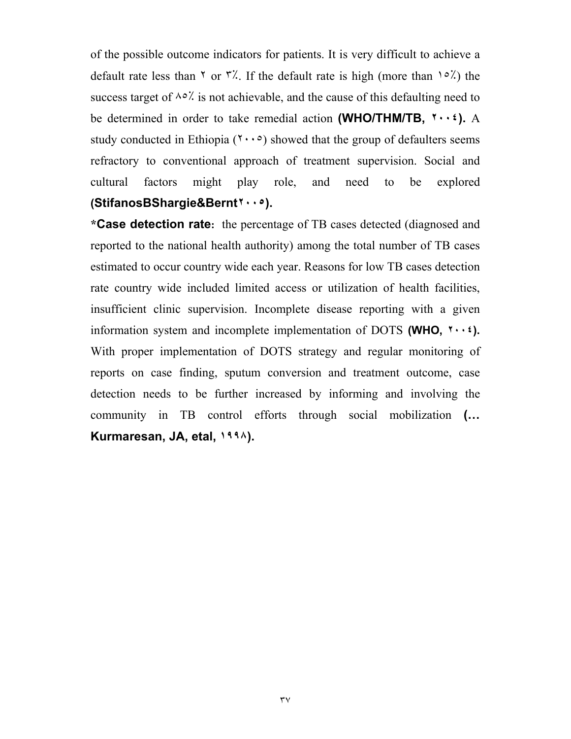of the possible outcome indicators for patients. It is very difficult to achieve a default rate less than ٢ or ٣٪. If the default rate is high (more than ١٥٪) the success target of ٨٥٪ is not achievable, and the cause of this defaulting need to be determined in order to take remedial action **(WHO/THM/TB, ٢٠٠٤).** A study conducted in Ethiopia (٢٠٠٥) showed that the group of defaulters seems refractory to conventional approach of treatment supervision. Social and cultural factors might play role, and need to be explored **(StifanosBShargie&Bernt٢٠٠٥).**

***Case detection rate:** the percentage of TB cases detected (diagnosed and reported to the national health authority) among the total number of TB cases estimated to occur country wide each year. Reasons for low TB cases detection rate country wide included limited access or utilization of health facilities, insufficient clinic supervision. Incomplete disease reporting with a given information system and incomplete implementation of DOTS **(WHO, ٢٠٠٤).** With proper implementation of DOTS strategy and regular monitoring of reports on case finding, sputum conversion and treatment outcome, case detection needs to be further increased by informing and involving the community in TB control efforts through social mobilization **(… Kurmaresan, JA, etal, ١٩٩٨).**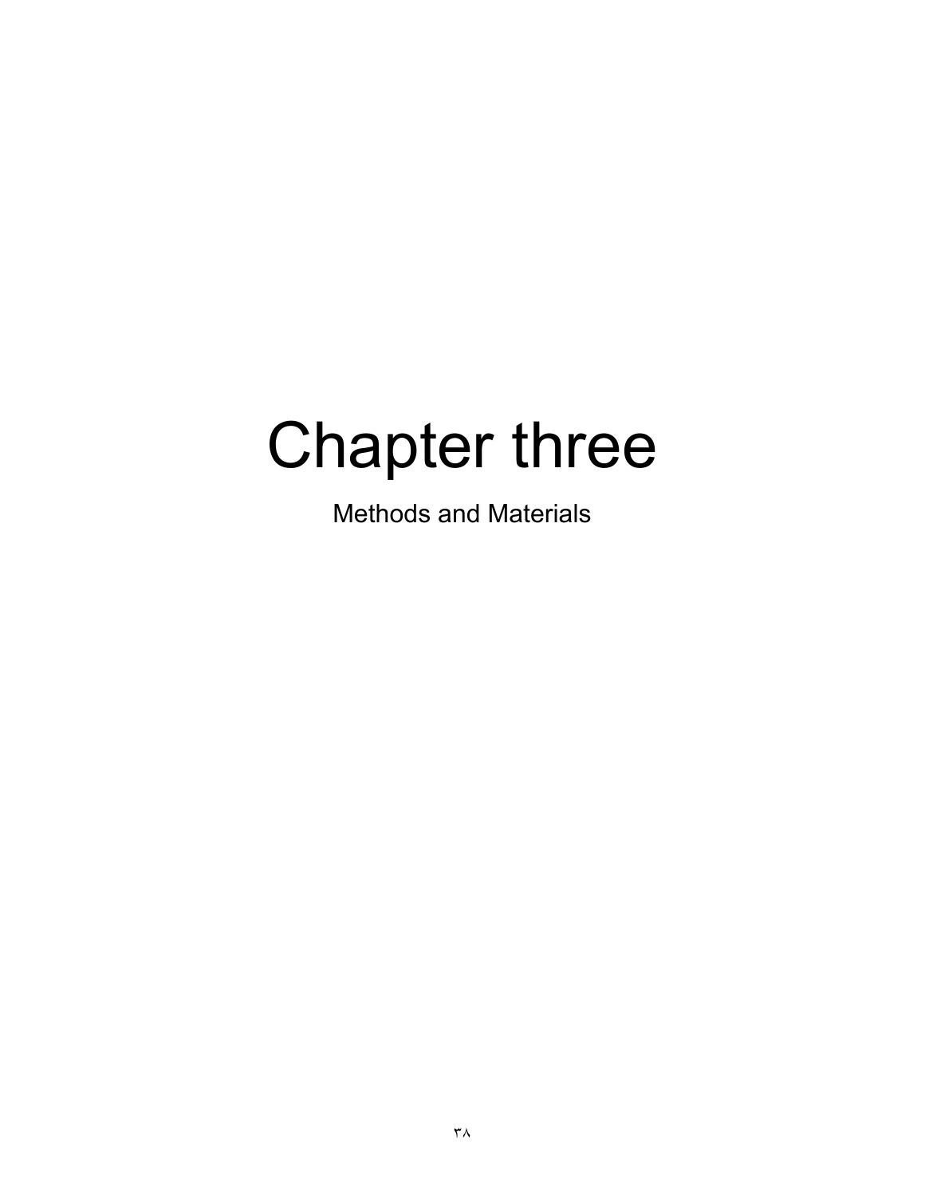# Chapter three

## Methods and Materials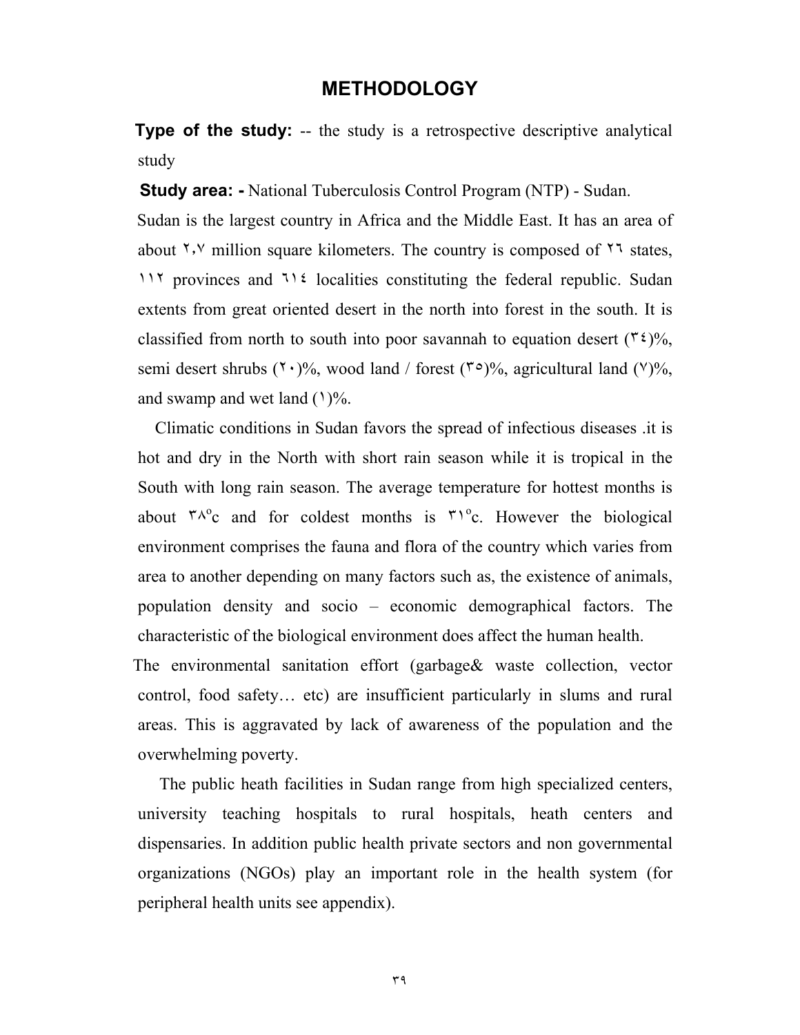# METHODOLOGY

**Type of the study:** -- the study is a retrospective descriptive analytical study

**Study area: -** National Tuberculosis Control Program (NTP) - Sudan.

Sudan is the largest country in Africa and the Middle East. It has an area of about ٢,٧ million square kilometers. The country is composed of ٢٦ states, ١١٢ provinces and ٦١٤ localities constituting the federal republic. Sudan extents from great oriented desert in the north into forest in the south. It is classified from north to south into poor savannah to equation desert (٣٤)%, semi desert shrubs (٢٠)%, wood land / forest (٣٥)%, agricultural land (٧)%, and swamp and wet land (١)%.

Climatic conditions in Sudan favors the spread of infectious diseases .it is hot and dry in the North with short rain season while it is tropical in the South with long rain season. The average temperature for hottest months is about ٣٨°c and for coldest months is ٣١°c. However the biological environment comprises the fauna and flora of the country which varies from area to another depending on many factors such as, the existence of animals, population density and socio – economic demographical factors. The characteristic of the biological environment does affect the human health.

The environmental sanitation effort (garbage& waste collection, vector control, food safety… etc) are insufficient particularly in slums and rural areas. This is aggravated by lack of awareness of the population and the overwhelming poverty.

The public heath facilities in Sudan range from high specialized centers, university teaching hospitals to rural hospitals, heath centers and dispensaries. In addition public health private sectors and non governmental organizations (NGOs) play an important role in the health system (for peripheral health units see appendix).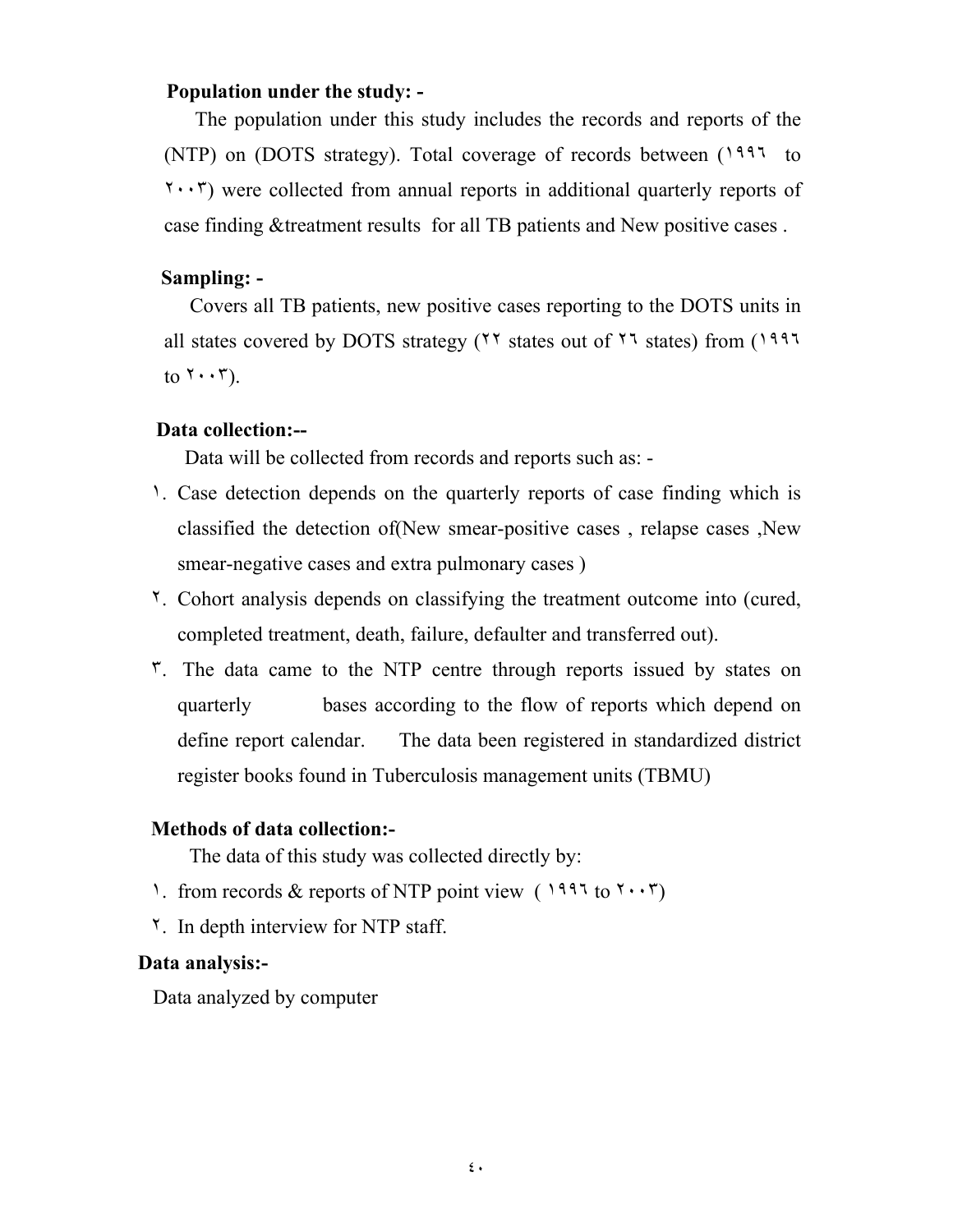**Population under the study: -**

The population under this study includes the records and reports of the (NTP) on (DOTS strategy). Total coverage of records between (١٩٩٦ to ٢٠٠٣) were collected from annual reports in additional quarterly reports of case finding &treatment results for all TB patients and New positive cases .

**Sampling: -**

Covers all TB patients, new positive cases reporting to the DOTS units in all states covered by DOTS strategy (٢٢ states out of ٢٦ states) from (١٩٩٦ to ٢٠٠٣).

**Data collection:--**

Data will be collected from records and reports such as: -

١. Case detection depends on the quarterly reports of case finding which is classified the detection of(New smear-positive cases , relapse cases ,New smear-negative cases and extra pulmonary cases )

٢. Cohort analysis depends on classifying the treatment outcome into (cured, completed treatment, death, failure, defaulter and transferred out).

٣. The data came to the NTP centre through reports issued by states on quarterly bases according to the flow of reports which depend on define report calendar. The data been registered in standardized district register books found in Tuberculosis management units (TBMU)

**Methods of data collection:-**

The data of this study was collected directly by:

١. from records & reports of NTP point view ( ١٩٩٦ to ٢٠٠٣)

٢. In depth interview for NTP staff.

**Data analysis:-**

Data analyzed by computer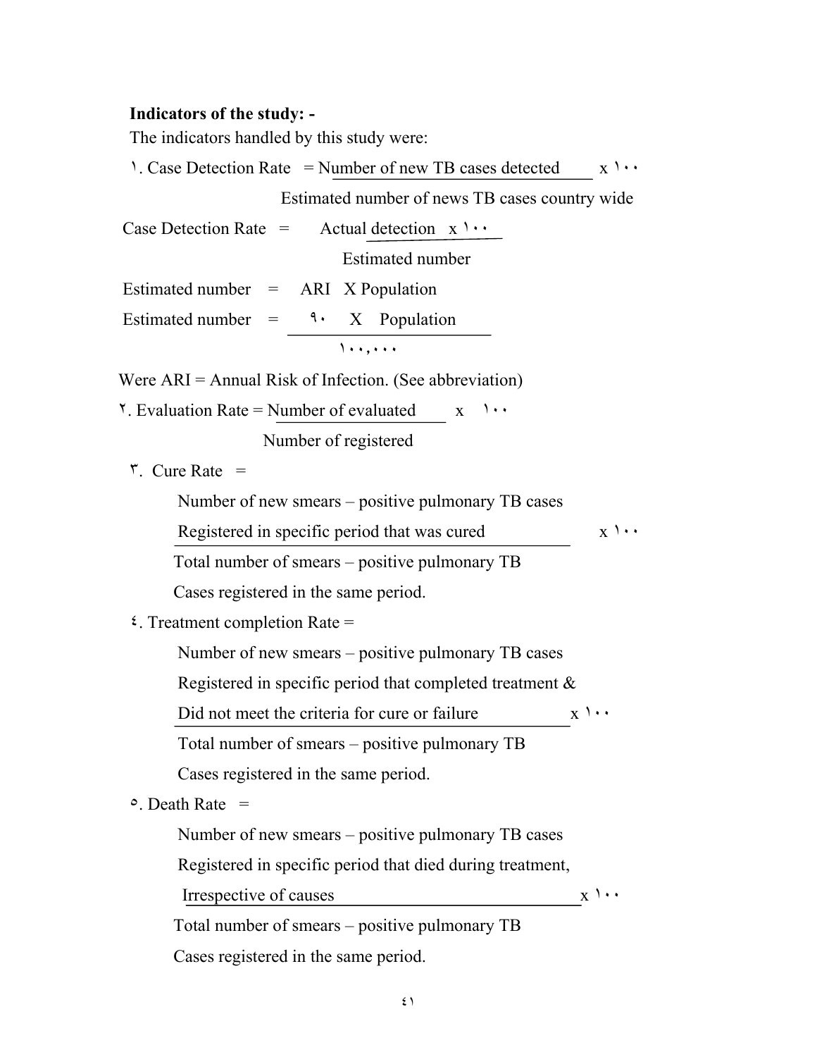**Indicators of the study: -**

The indicators handled by this study were:

١. Case Detection Rate = $\frac{\text{Number of new TB cases detected}}{\text{Estimated number of news TB cases country wide}} \times ١٠٠$

Case Detection Rate = $\frac{\text{Actual detection}}{\text{Estimated number}} \times ١٠٠$

Estimated number = ARI X Population

Estimated number = $\frac{٩٠ \times \text{Population}}{١٠٠,٠٠٠}$

Were ARI = Annual Risk of Infection. (See abbreviation)

٢. Evaluation Rate = $\frac{\text{Number of evaluated}}{\text{Number of registered}} \times ١٠٠$

٣. Cure Rate =

$$\frac{\text{Number of new smears – positive pulmonary TB cases Registered in specific period that was cured}}{\text{Total number of smears – positive pulmonary TB Cases registered in the same period.}} \times ١٠٠$$

٤. Treatment completion Rate =

$$\frac{\text{Number of new smears – positive pulmonary TB cases Registered in specific period that completed treatment \& Did not meet the criteria for cure or failure}}{\text{Total number of smears – positive pulmonary TB Cases registered in the same period.}} \times ١٠٠$$

٥. Death Rate =

$$\frac{\text{Number of new smears – positive pulmonary TB cases Registered in specific period that died during treatment, Irrespective of causes}}{\text{Total number of smears – positive pulmonary TB Cases registered in the same period.}} \times ١٠٠$$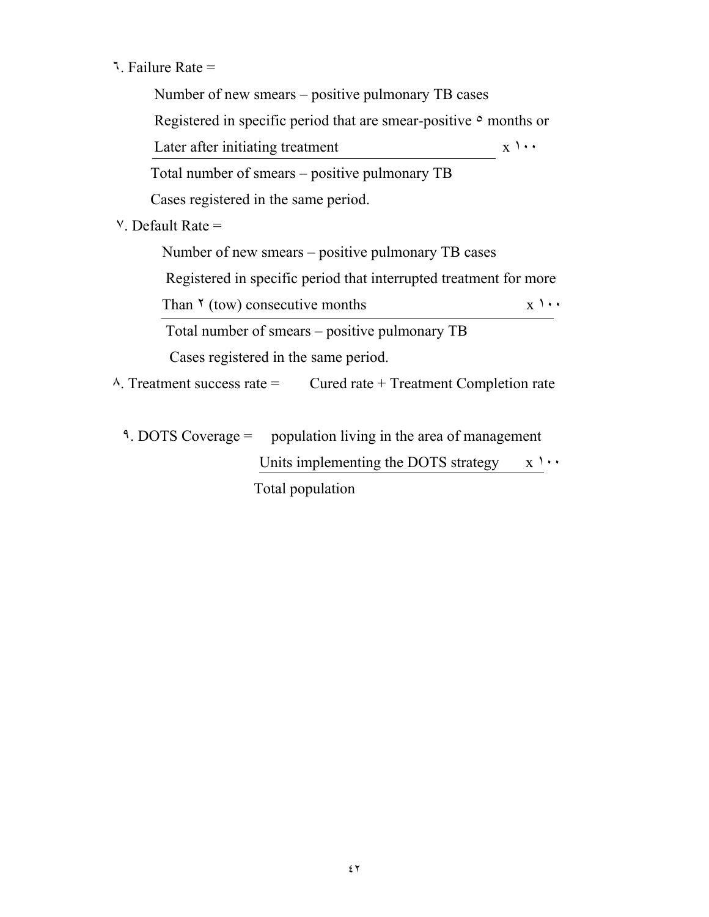٦. Failure Rate =

$$\frac{\text{Number of new smears – positive pulmonary TB cases Registered in specific period that are smear-positive ٥ months or Later after initiating treatment}}{\text{Total number of smears – positive pulmonary TB Cases registered in the same period.}} \times ١٠٠$$

٧. Default Rate =

$$\frac{\text{Number of new smears – positive pulmonary TB cases Registered in specific period that interrupted treatment for more Than ٢ (tow) consecutive months}}{\text{Total number of smears – positive pulmonary TB Cases registered in the same period.}} \times ١٠٠$$

٨. Treatment success rate = Cured rate + Treatment Completion rate

٩. DOTS Coverage =

$$\frac{\text{population living in the area of management Units implementing the DOTS strategy}}{\text{Total population}} \times ١٠٠$$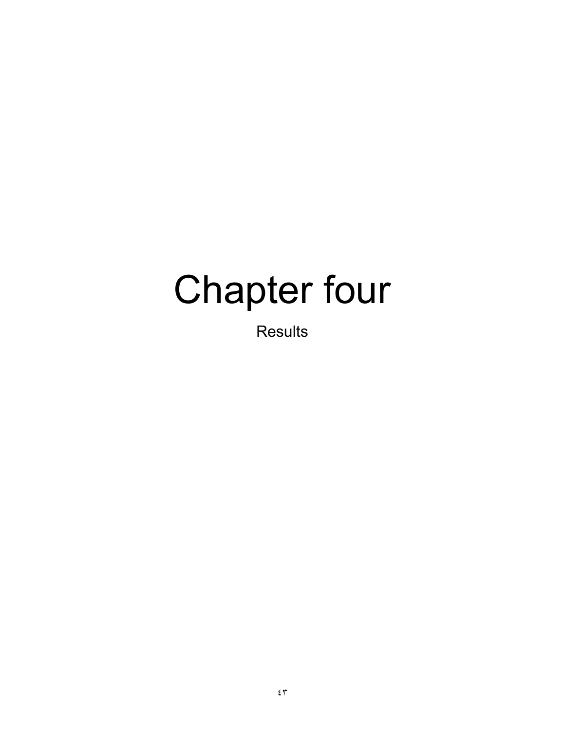# Chapter four

Results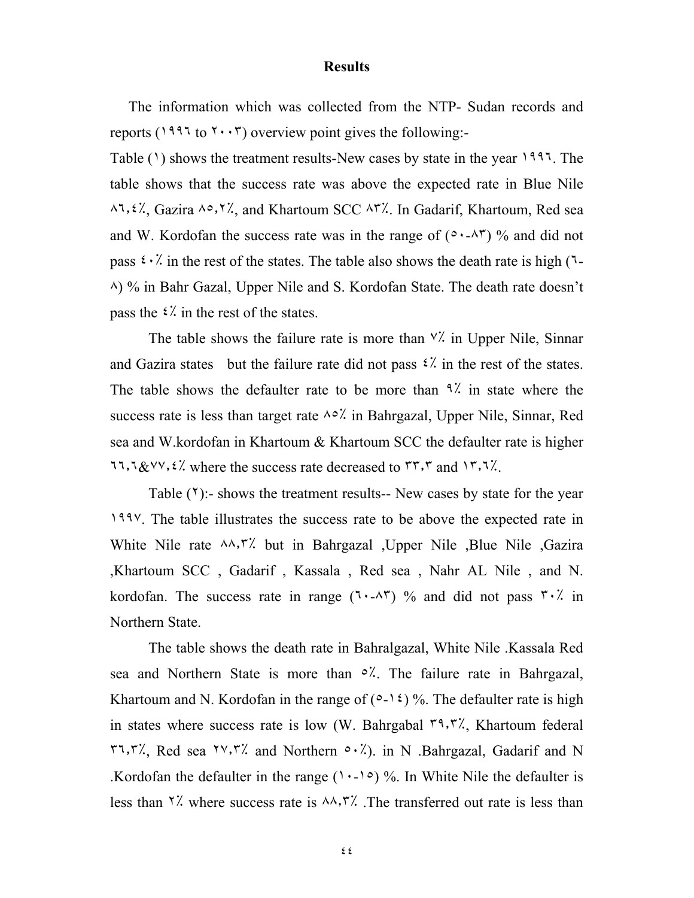# Results

The information which was collected from the NTP- Sudan records and reports (١٩٩٦ to ٢٠٠٣) overview point gives the following:-

Table (١) shows the treatment results-New cases by state in the year ١٩٩٦. The table shows that the success rate was above the expected rate in Blue Nile ٨٦,٤٪, Gazira ٨٥,٢٪, and Khartoum SCC ٨٣٪. In Gadarif, Khartoum, Red sea and W. Kordofan the success rate was in the range of (٥٠-٨٣) % and did not pass ٤٠٪ in the rest of the states. The table also shows the death rate is high (٦-٨) % in Bahr Gazal, Upper Nile and S. Kordofan State. The death rate doesn't pass the ٤٪ in the rest of the states.

The table shows the failure rate is more than ٧٪ in Upper Nile, Sinnar and Gazira states but the failure rate did not pass ٤٪ in the rest of the states. The table shows the defaulter rate to be more than ٩٪ in state where the success rate is less than target rate ٨٥٪ in Bahrgazal, Upper Nile, Sinnar, Red sea and W.kordofan in Khartoum & Khartoum SCC the defaulter rate is higher ٦٦,٦&٧٧,٤٪ where the success rate decreased to ٣٣,٣ and ١٣,٦٪.

Table (٢):- shows the treatment results-- New cases by state for the year ١٩٩٧. The table illustrates the success rate to be above the expected rate in White Nile rate ٨٨,٣٪ but in Bahrgazal ,Upper Nile ,Blue Nile ,Gazira ,Khartoum SCC , Gadarif , Kassala , Red sea , Nahr AL Nile , and N. kordofan. The success rate in range (٦٠-٨٣) % and did not pass ٣٠٪ in Northern State.

The table shows the death rate in Bahralgazal, White Nile .Kassala Red sea and Northern State is more than ٥٪. The failure rate in Bahrgazal, Khartoum and N. Kordofan in the range of (٥-١٤) %. The defaulter rate is high in states where success rate is low (W. Bahrgabal ٣٩,٣٪, Khartoum federal ٣٦,٣٪, Red sea ٢٧,٣٪ and Northern ٥٠٪). in N .Bahrgazal, Gadarif and N .Kordofan the defaulter in the range (١٠-١٥) %. In White Nile the defaulter is less than ٢٪ where success rate is ٨٨,٣٪ .The transferred out rate is less than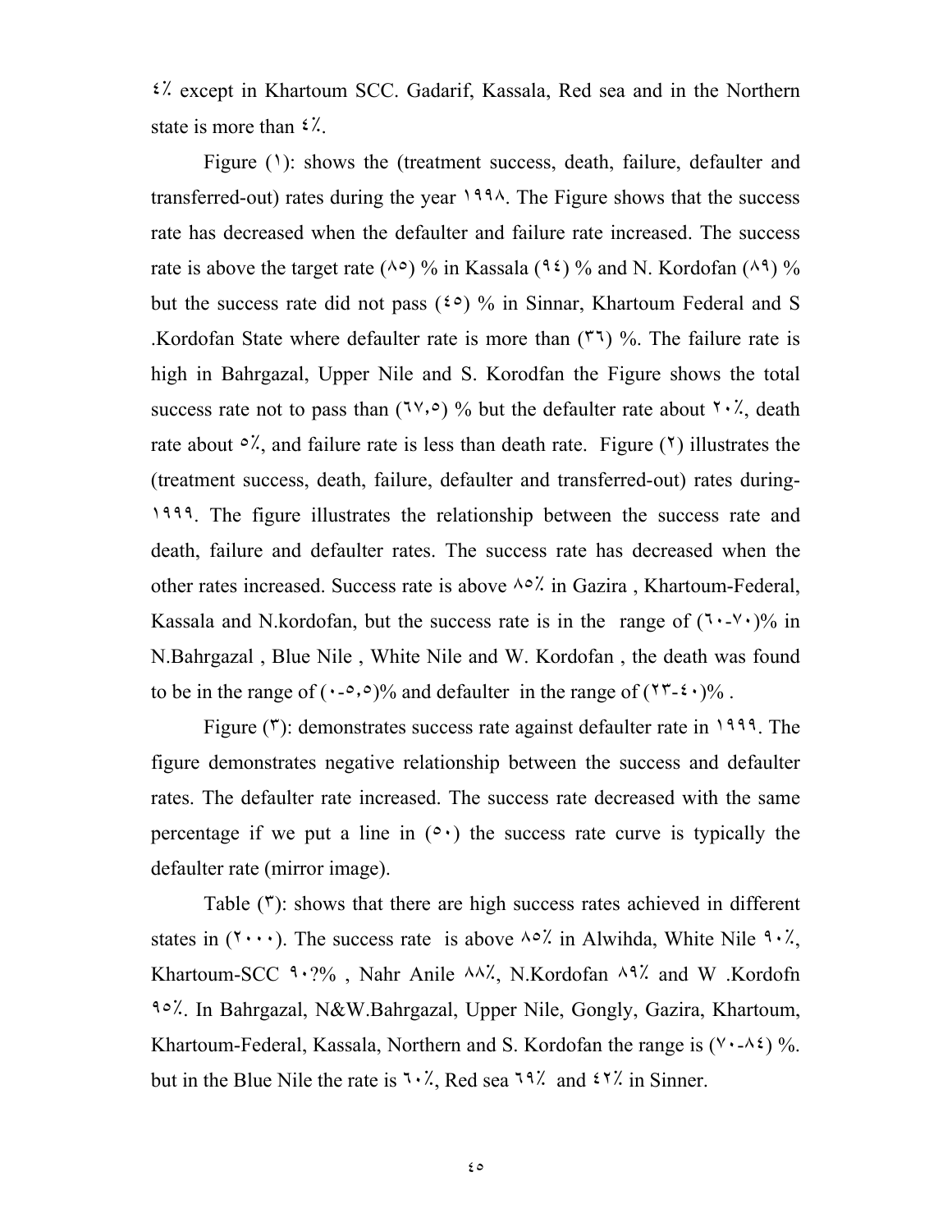٤٪ except in Khartoum SCC. Gadarif, Kassala, Red sea and in the Northern state is more than ٤٪.

Figure (١): shows the (treatment success, death, failure, defaulter and transferred-out) rates during the year ١٩٩٨. The Figure shows that the success rate has decreased when the defaulter and failure rate increased. The success rate is above the target rate (٨٥) % in Kassala (٩٤) % and N. Kordofan (٨٩) % but the success rate did not pass (٤٥) % in Sinnar, Khartoum Federal and S .Kordofan State where defaulter rate is more than (٣٦) %. The failure rate is high in Bahrgazal, Upper Nile and S. Korodfan the Figure shows the total success rate not to pass than (٦٧,٥) % but the defaulter rate about ٢٠٪, death rate about ٥٪, and failure rate is less than death rate. Figure (٢) illustrates the (treatment success, death, failure, defaulter and transferred-out) rates during-١٩٩٩. The figure illustrates the relationship between the success rate and death, failure and defaulter rates. The success rate has decreased when the other rates increased. Success rate is above ٨٥٪ in Gazira , Khartoum-Federal, Kassala and N.kordofan, but the success rate is in the range of (٦٠-٧٠)% in N.Bahrgazal , Blue Nile , White Nile and W. Kordofan , the death was found to be in the range of (٠-٥,٥)% and defaulter in the range of (٢٣-٤٠)% .

Figure (٣): demonstrates success rate against defaulter rate in ١٩٩٩. The figure demonstrates negative relationship between the success and defaulter rates. The defaulter rate increased. The success rate decreased with the same percentage if we put a line in (٥٠) the success rate curve is typically the defaulter rate (mirror image).

Table (٣): shows that there are high success rates achieved in different states in (٢٠٠٠). The success rate is above ٨٥٪ in Alwihda, White Nile ٩٠٪, Khartoum-SCC ٩٠?% , Nahr Anile ٨٨٪, N.Kordofan ٨٩٪ and W .Kordofn ٩٥٪. In Bahrgazal, N&W.Bahrgazal, Upper Nile, Gongly, Gazira, Khartoum, Khartoum-Federal, Kassala, Northern and S. Kordofan the range is (٧٠-٨٤) %. but in the Blue Nile the rate is ٦٠٪, Red sea ٦٩٪ and ٤٢٪ in Sinner.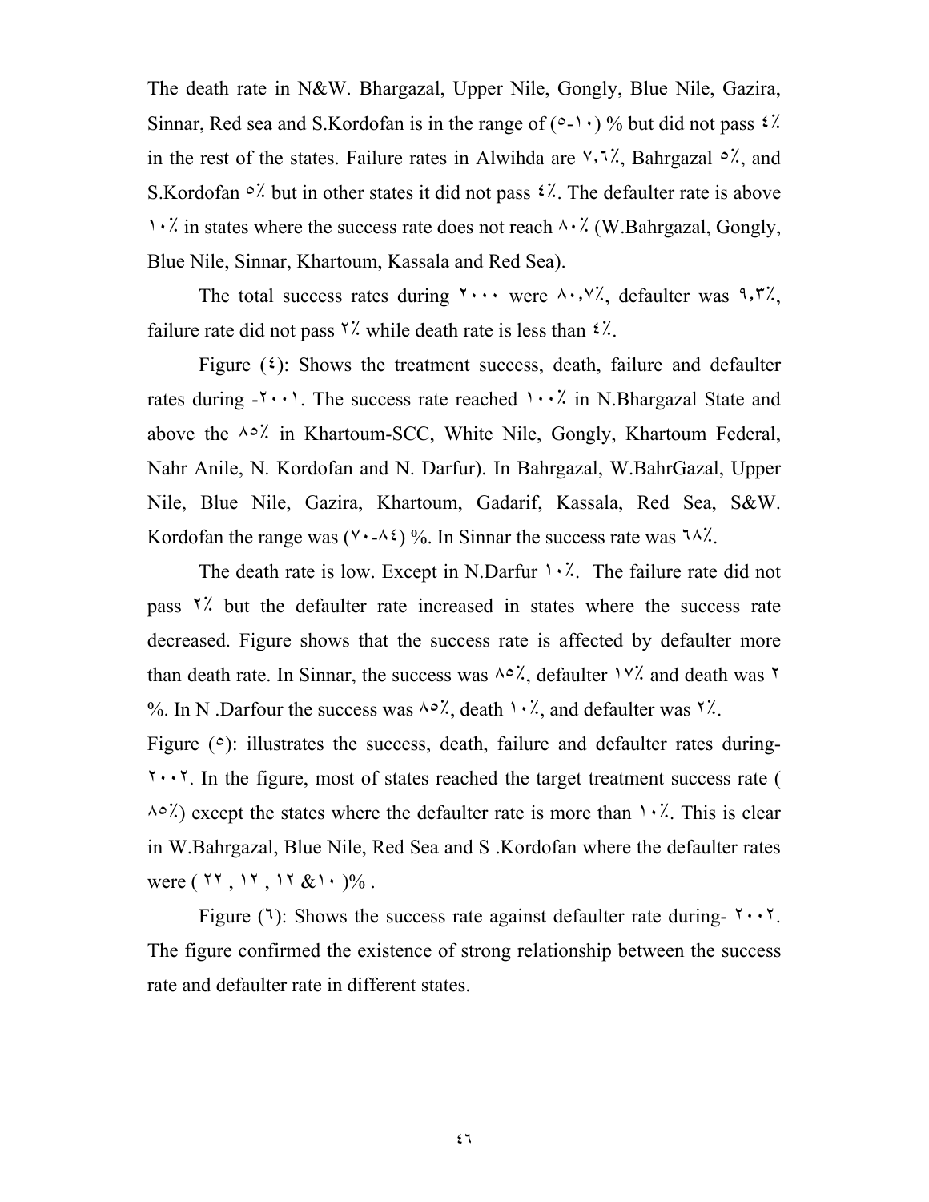The death rate in N&W. Bhargazal, Upper Nile, Gongly, Blue Nile, Gazira, Sinnar, Red sea and S.Kordofan is in the range of (٥-١٠) % but did not pass ٤٪ in the rest of the states. Failure rates in Alwihda are ٧,٦٪, Bahrgazal ٥٪, and S.Kordofan ٥٪ but in other states it did not pass ٤٪. The defaulter rate is above ١٠٪ in states where the success rate does not reach ٨٠٪ (W.Bahrgazal, Gongly, Blue Nile, Sinnar, Khartoum, Kassala and Red Sea).

The total success rates during ٢٠٠٠ were ٨٠,٧٪, defaulter was ٩,٣٪, failure rate did not pass ٢٪ while death rate is less than ٤٪.

Figure (٤): Shows the treatment success, death, failure and defaulter rates during -٢٠٠١. The success rate reached ١٠٠٪ in N.Bhargazal State and above the ٨٥٪ in Khartoum-SCC, White Nile, Gongly, Khartoum Federal, Nahr Anile, N. Kordofan and N. Darfur). In Bahrgazal, W.BahrGazal, Upper Nile, Blue Nile, Gazira, Khartoum, Gadarif, Kassala, Red Sea, S&W. Kordofan the range was (٧٠-٨٤) %. In Sinnar the success rate was ٦٨٪.

The death rate is low. Except in N.Darfur ١٠٪. The failure rate did not pass ٢٪ but the defaulter rate increased in states where the success rate decreased. Figure shows that the success rate is affected by defaulter more than death rate. In Sinnar, the success was ٨٥٪, defaulter ١٧٪ and death was ٢ %. In N .Darfour the success was ٨٥٪, death ١٠٪, and defaulter was ٢٪.

Figure (٥): illustrates the success, death, failure and defaulter rates during-٢٠٠٢. In the figure, most of states reached the target treatment success rate ( ٨٥٪) except the states where the defaulter rate is more than ١٠٪. This is clear in W.Bahrgazal, Blue Nile, Red Sea and S .Kordofan where the defaulter rates were ( ٢٢ , ١٢ , ١٢ &١٠ )% .

Figure (٦): Shows the success rate against defaulter rate during- ٢٠٠٢. The figure confirmed the existence of strong relationship between the success rate and defaulter rate in different states.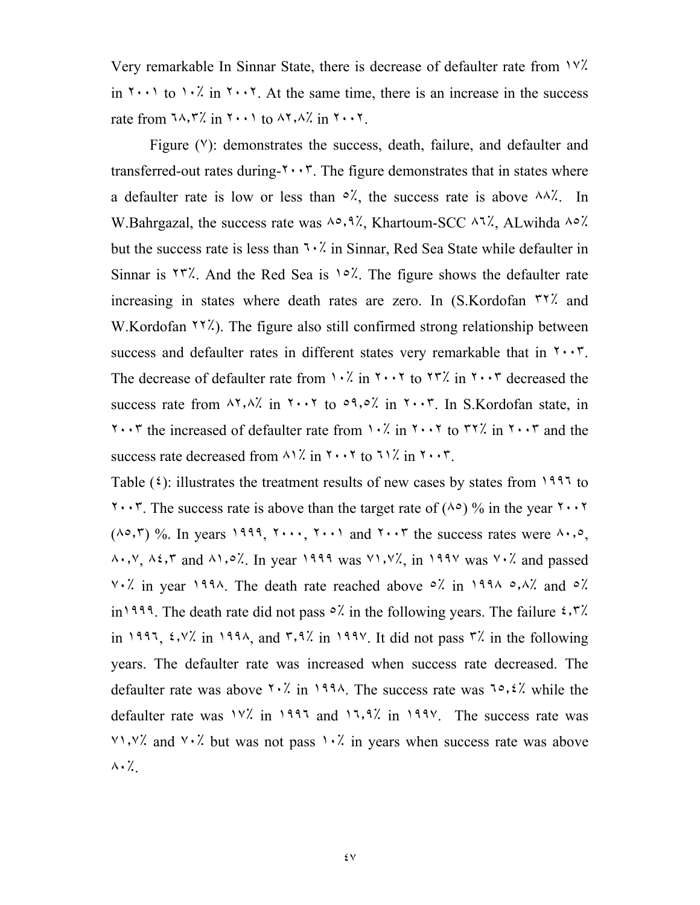Very remarkable In Sinnar State, there is decrease of defaulter rate from ١٧٪ in ٢٠٠١ to ١٠٪ in ٢٠٠٢. At the same time, there is an increase in the success rate from ٦٨,٣٪ in ٢٠٠١ to ٨٢,٨٪ in ٢٠٠٢.

Figure (٧): demonstrates the success, death, failure, and defaulter and transferred-out rates during-٢٠٠٣. The figure demonstrates that in states where a defaulter rate is low or less than ٥٪, the success rate is above ٨٨٪. In W.Bahrgazal, the success rate was ٨٥,٩٪, Khartoum-SCC ٨٦٪, ALwihda ٨٥٪ but the success rate is less than ٦٠٪ in Sinnar, Red Sea State while defaulter in Sinnar is ٢٣٪. And the Red Sea is ١٥٪. The figure shows the defaulter rate increasing in states where death rates are zero. In (S.Kordofan ٣٢٪ and W.Kordofan ٢٢٪). The figure also still confirmed strong relationship between success and defaulter rates in different states very remarkable that in ٢٠٠٣. The decrease of defaulter rate from ١٠٪ in ٢٠٠٢ to ٢٣٪ in ٢٠٠٣ decreased the success rate from ٨٢,٨٪ in ٢٠٠٢ to ٥٩,٥٪ in ٢٠٠٣. In S.Kordofan state, in ٢٠٠٣ the increased of defaulter rate from ١٠٪ in ٢٠٠٢ to ٣٢٪ in ٢٠٠٣ and the success rate decreased from ٨١٪ in ٢٠٠٢ to ٦١٪ in ٢٠٠٣.

Table (٤): illustrates the treatment results of new cases by states from ١٩٩٦ to ٢٠٠٣. The success rate is above than the target rate of (٨٥) % in the year ٢٠٠٢ (٨٥,٣) %. In years ١٩٩٩, ٢٠٠٠, ٢٠٠١ and ٢٠٠٣ the success rates were ٨٠,٥, ٨٠,٧, ٨٤,٣ and ٨١,٥٪. In year ١٩٩٩ was ٧١,٧٪, in ١٩٩٧ was ٧٠٪ and passed ٧٠٪ in year ١٩٩٨. The death rate reached above ٥٪ in ١٩٩٨ ٥,٨٪ and ٥٪ in١٩٩٩. The death rate did not pass ٥٪ in the following years. The failure ٤,٣٪ in ١٩٩٦, ٤,٧٪ in ١٩٩٨, and ٣,٩٪ in ١٩٩٧. It did not pass ٣٪ in the following years. The defaulter rate was increased when success rate decreased. The defaulter rate was above ٢٠٪ in ١٩٩٨. The success rate was ٦٥,٤٪ while the defaulter rate was ١٧٪ in ١٩٩٦ and ١٦,٩٪ in ١٩٩٧. The success rate was ٧١,٧٪ and ٧٠٪ but was not pass ١٠٪ in years when success rate was above ٨٠٪.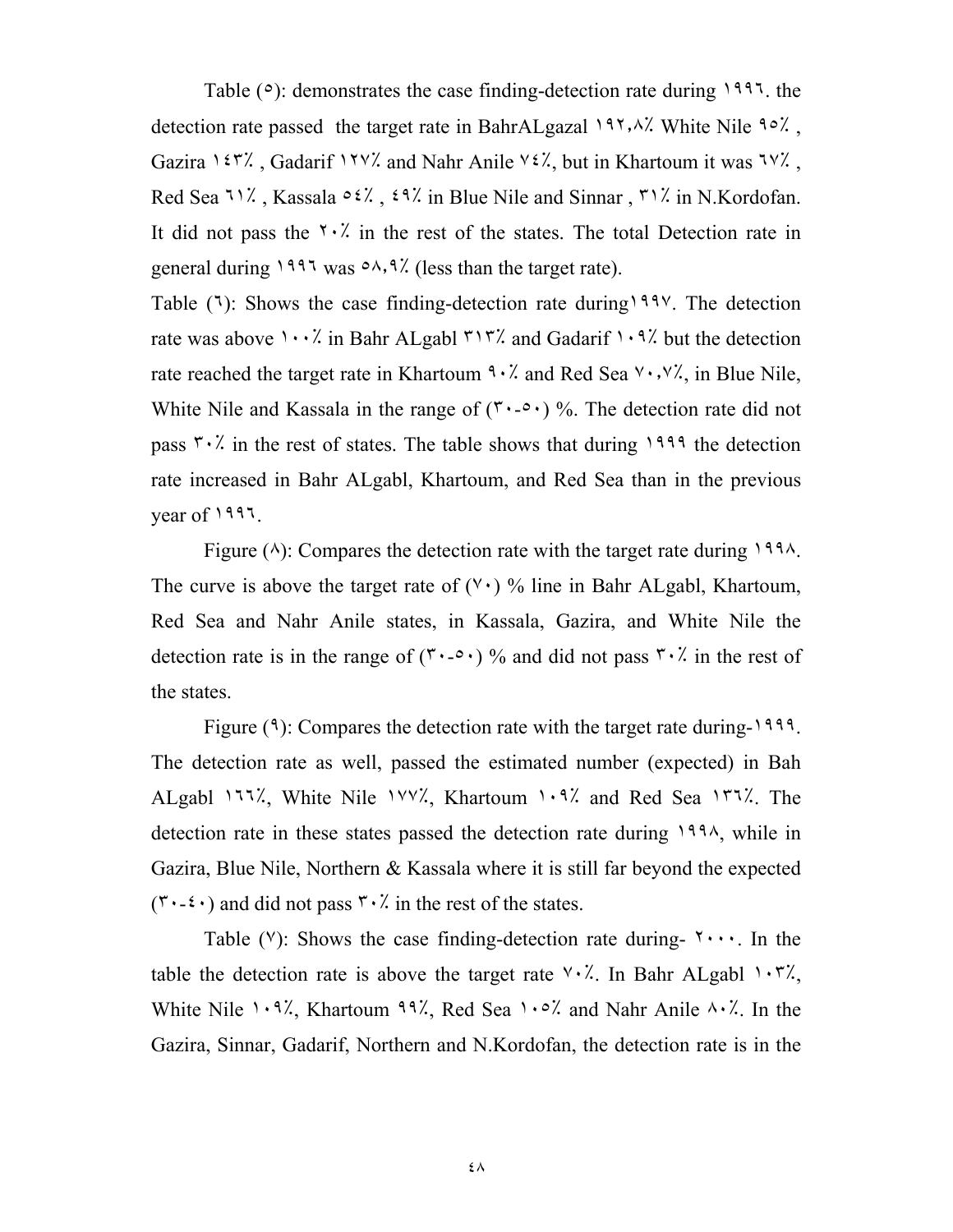Table (٥): demonstrates the case finding-detection rate during ١٩٩٦. the detection rate passed the target rate in BahrALgazal ١٩٢,٨٪ White Nile ٩٥٪ , Gazira ١٤٣٪ , Gadarif ١٢٧٪ and Nahr Anile ٧٤٪, but in Khartoum it was ٦٧٪ , Red Sea ٦١٪ , Kassala ٥٤٪ , ٤٩٪ in Blue Nile and Sinnar , ٣١٪ in N.Kordofan. It did not pass the ٢٠٪ in the rest of the states. The total Detection rate in general during ١٩٩٦ was ٥٨,٩٪ (less than the target rate).

Table (٦): Shows the case finding-detection rate during١٩٩٧. The detection rate was above ١٠٠٪ in Bahr ALgabl ٣١٣٪ and Gadarif ١٠٩٪ but the detection rate reached the target rate in Khartoum ٩٠٪ and Red Sea ٧٠,٧٪, in Blue Nile, White Nile and Kassala in the range of (٣٠-٥٠) %. The detection rate did not pass ٣٠٪ in the rest of states. The table shows that during ١٩٩٩ the detection rate increased in Bahr ALgabl, Khartoum, and Red Sea than in the previous year of ١٩٩٦.

Figure (٨): Compares the detection rate with the target rate during ١٩٩٨. The curve is above the target rate of (٧٠) % line in Bahr ALgabl, Khartoum, Red Sea and Nahr Anile states, in Kassala, Gazira, and White Nile the detection rate is in the range of (٣٠-٥٠) % and did not pass ٣٠٪ in the rest of the states.

Figure (٩): Compares the detection rate with the target rate during-١٩٩٩. The detection rate as well, passed the estimated number (expected) in Bah ALgabl ١٦٦٪, White Nile ١٧٧٪, Khartoum ١٠٩٪ and Red Sea ١٣٦٪. The detection rate in these states passed the detection rate during ١٩٩٨, while in Gazira, Blue Nile, Northern & Kassala where it is still far beyond the expected (٣٠-٤٠) and did not pass ٣٠٪ in the rest of the states.

Table (٧): Shows the case finding-detection rate during- ٢٠٠٠. In the table the detection rate is above the target rate ٧٠٪. In Bahr ALgabl ١٠٣٪, White Nile ١٠٩٪, Khartoum ٩٩٪, Red Sea ١٠٥٪ and Nahr Anile ٨٠٪. In the Gazira, Sinnar, Gadarif, Northern and N.Kordofan, the detection rate is in the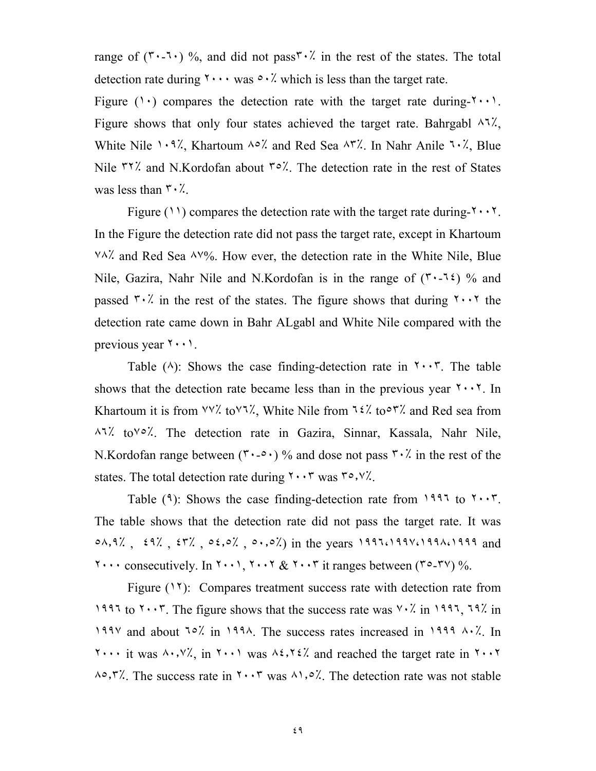range of (٣٠-٦٠) %, and did not pass٣٠٪ in the rest of the states. The total detection rate during ٢٠٠٠ was ٥٠٪ which is less than the target rate.

Figure (١٠) compares the detection rate with the target rate during-٢٠٠١. Figure shows that only four states achieved the target rate. Bahrgabl ٨٦٪, White Nile ١٠٩٪, Khartoum ٨٥٪ and Red Sea ٨٣٪. In Nahr Anile ٦٠٪, Blue Nile ٣٢٪ and N.Kordofan about ٣٥٪. The detection rate in the rest of States was less than ٣٠٪.

Figure (١١) compares the detection rate with the target rate during-٢٠٠٢. In the Figure the detection rate did not pass the target rate, except in Khartoum ٧٨٪ and Red Sea ٨٧%. How ever, the detection rate in the White Nile, Blue Nile, Gazira, Nahr Nile and N.Kordofan is in the range of (٣٠-٦٤) % and passed ٣٠٪ in the rest of the states. The figure shows that during ٢٠٠٢ the detection rate came down in Bahr ALgabl and White Nile compared with the previous year ٢٠٠١.

Table (٨): Shows the case finding-detection rate in ٢٠٠٣. The table shows that the detection rate became less than in the previous year ٢٠٠٢. In Khartoum it is from ٧٧٪ to٧٦٪, White Nile from ٦٤٪ to٥٣٪ and Red sea from ٨٦٪ to٧٥٪. The detection rate in Gazira, Sinnar, Kassala, Nahr Nile, N.Kordofan range between (٣٠-٥٠) % and dose not pass ٣٠٪ in the rest of the states. The total detection rate during ٢٠٠٣ was ٣٥,٧٪.

Table (٩): Shows the case finding-detection rate from ١٩٩٦ to ٢٠٠٣. The table shows that the detection rate did not pass the target rate. It was ٥٨,٩٪ , ٤٩٪ , ٤٣٪ , ٥٤,٥٪ , ٥٠,٥٪) in the years ١٩٩٦،١٩٩٧،١٩٩٨،١٩٩٩ and ٢٠٠٠ consecutively. In ٢٠٠١, ٢٠٠٢ & ٢٠٠٣ it ranges between (٣٥-٣٧) %.

Figure (١٢): Compares treatment success rate with detection rate from ١٩٩٦ to ٢٠٠٣. The figure shows that the success rate was ٧٠٪ in ١٩٩٦, ٦٩٪ in ١٩٩٧ and about ٦٥٪ in ١٩٩٨. The success rates increased in ١٩٩٩ ٨٠٪. In ٢٠٠٠ it was ٨٠,٧٪, in ٢٠٠١ was ٨٤,٢٤٪ and reached the target rate in ٢٠٠٢ ٨٥,٣٪. The success rate in ٢٠٠٣ was ٨١,٥٪. The detection rate was not stable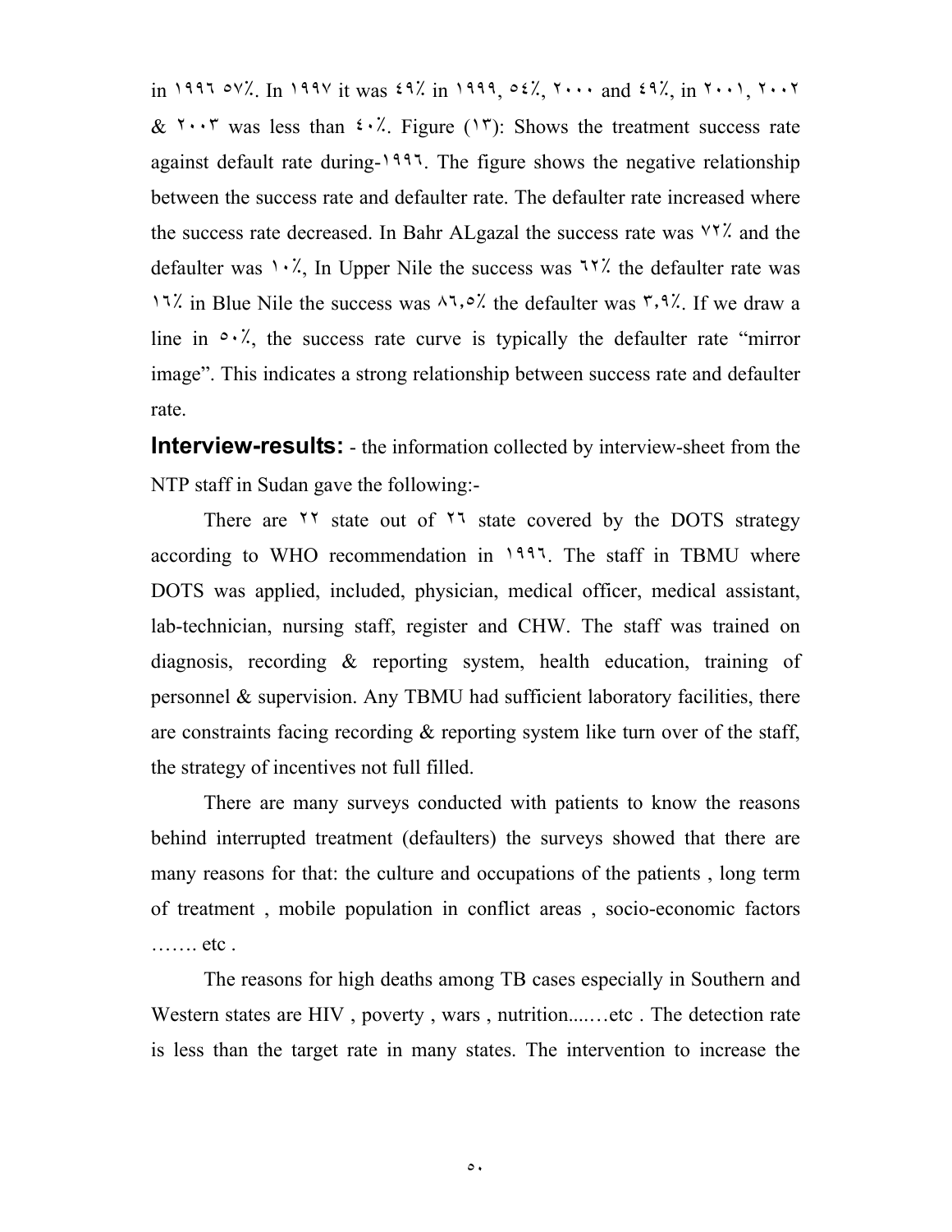in ١٩٩٦ ٥٧٪. In ١٩٩٧ it was ٤٩٪ in ١٩٩٩, ٥٤٪, ٢٠٠٠ and ٤٩٪, in ٢٠٠١, ٢٠٠٢ & ٢٠٠٣ was less than ٤٠٪. Figure (١٣): Shows the treatment success rate against default rate during-١٩٩٦. The figure shows the negative relationship between the success rate and defaulter rate. The defaulter rate increased where the success rate decreased. In Bahr ALgazal the success rate was ٧٢٪ and the defaulter was ١٠٪, In Upper Nile the success was ٦٢٪ the defaulter rate was ١٦٪ in Blue Nile the success was ٨٦,٥٪ the defaulter was ٣,٩٪. If we draw a line in ٥٠٪, the success rate curve is typically the defaulter rate "mirror image". This indicates a strong relationship between success rate and defaulter rate.

**Interview-results:** - the information collected by interview-sheet from the NTP staff in Sudan gave the following:-

There are ٢٢ state out of ٢٦ state covered by the DOTS strategy according to WHO recommendation in ١٩٩٦. The staff in TBMU where DOTS was applied, included, physician, medical officer, medical assistant, lab-technician, nursing staff, register and CHW. The staff was trained on diagnosis, recording & reporting system, health education, training of personnel & supervision. Any TBMU had sufficient laboratory facilities, there are constraints facing recording & reporting system like turn over of the staff, the strategy of incentives not full filled.

There are many surveys conducted with patients to know the reasons behind interrupted treatment (defaulters) the surveys showed that there are many reasons for that: the culture and occupations of the patients , long term of treatment , mobile population in conflict areas , socio-economic factors ……. etc .

The reasons for high deaths among TB cases especially in Southern and Western states are HIV , poverty , wars , nutrition...…etc . The detection rate is less than the target rate in many states. The intervention to increase the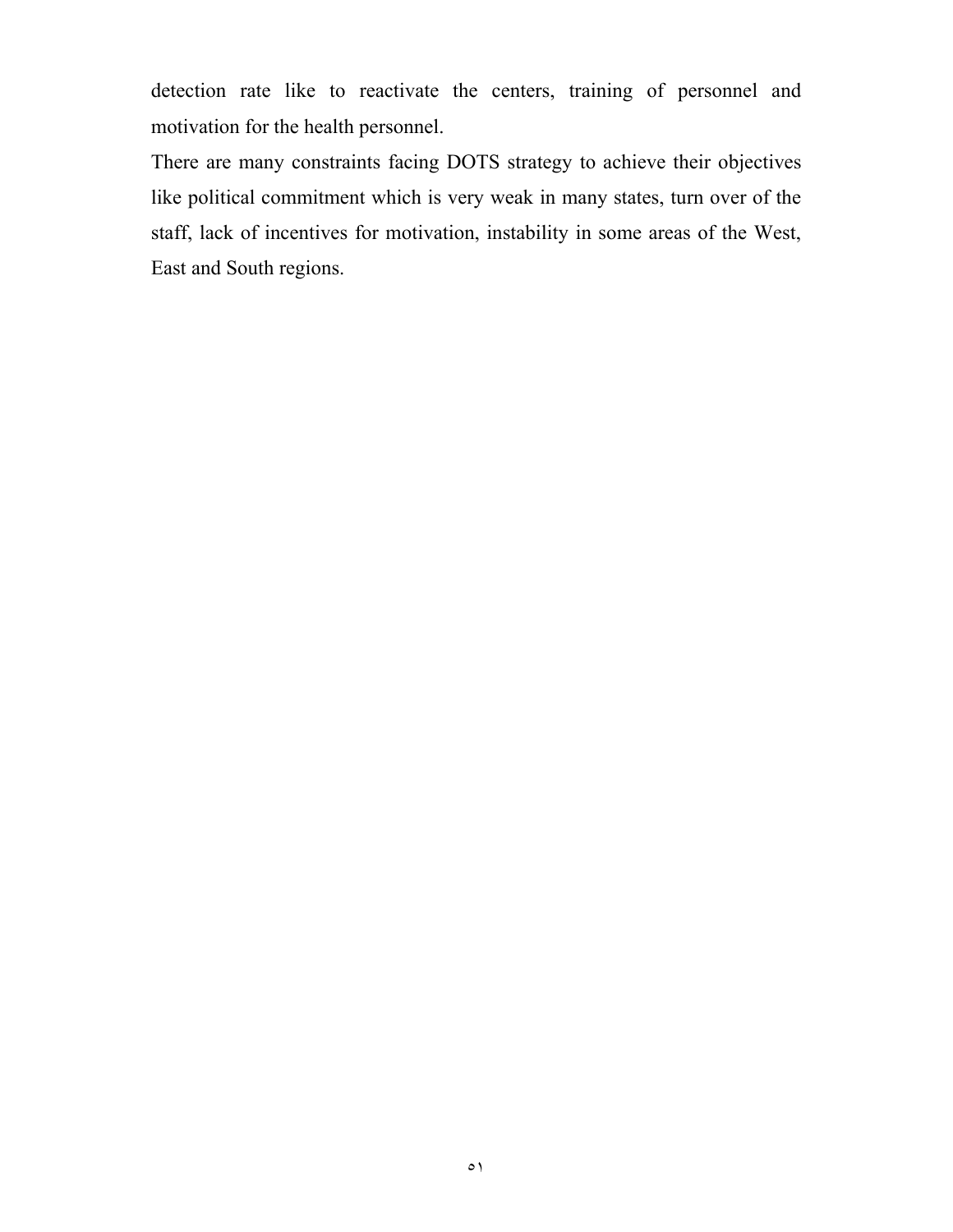detection rate like to reactivate the centers, training of personnel and motivation for the health personnel.

There are many constraints facing DOTS strategy to achieve their objectives like political commitment which is very weak in many states, turn over of the staff, lack of incentives for motivation, instability in some areas of the West, East and South regions.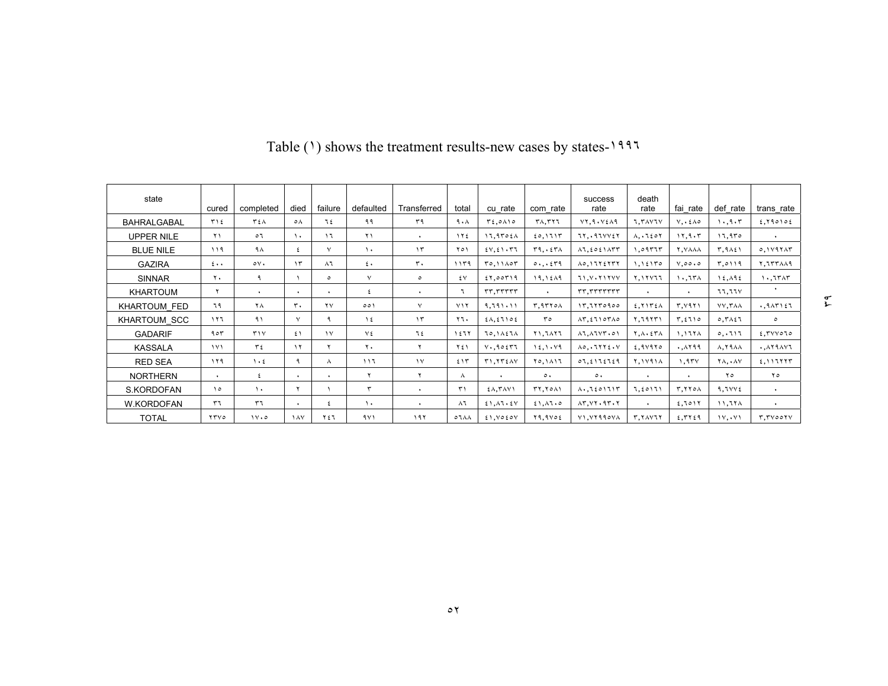Table (١) shows the treatment results-new cases by states-١٩٩٦

| state | cured | completed | died | failure | defaulted | Transferred | total | cu_rate | com_rate | success rate | death rate | fai_rate | def_rate | trans_rate |
|---|---|---|---|---|---|---|---|---|---|---|---|---|---|---|
| BAHRALGABAL | ٣١٤ | ٣٤٨ | ٥٨ | ٦٤ | ٩٩ | ٣٩ | ٩٠٨ | ٣٤,٥٨١٥ | ٣٨,٣٢٦ | ٧٢,٩٠٧٤٨٩ | ٦,٣٨٧٦٧ | ٧,٠٤٨٥ | ١٠,٩٠٣ | ٤,٢٩٥١٥٤ |
| UPPER NILE | ٢١ | ٥٦ | ١٠ | ١٦ | ٢١ | ٠ | ١٢٤ | ١٦,٩٣٥٤٨ | ٤٥,١٦١٣ | ٦٢,٠٩٦٧٧٤٢ | ٨,٠٦٤٥٢ | ١٢,٩٠٣ | ١٦,٩٣٥ | ٠ |
| BLUE NILE | ١١٩ | ٩٨ | ٤ | ٧ | ١٠ | ١٣ | ٢٥١ | ٤٧,٤١٠٣٦ | ٣٩,٠٤٣٨ | ٨٦,٤٥٤١٨٣٣ | ١,٥٩٣٦٣ | ٢,٧٨٨٨ | ٣,٩٨٤١ | ٥,١٧٩٢٨٣ |
| GAZIRA | ٤٠٠ | ٥٧٠ | ١٣ | ٨٦ | ٤٠ | ٣٠ | ١١٣٩ | ٣٥,١١٨٥٣ | ٥٠,٠٤٣٩ | ٨٥,١٦٢٤٢٣٢ | ١,١٤١٣٥ | ٧,٥٥٠٥ | ٣,٥١١٩ | ٢,٦٣٣٨٨٩ |
| SINNAR | ٢٠ | ٩ | ١ | ٥ | ٧ | ٥ | ٤٧ | ٤٢,٥٥٣١٩ | ١٩,١٤٨٩ | ٦١,٧٠٢١٢٧٧ | ٢,١٢٧٦٦ | ١٠,٦٣٨ | ١٤,٨٩٤ | ١٠,٦٣٨٣ |
| KHARTOUM | ٢ | ٠ | ٠ | ٠ | ٤ | ٠ | ٦ | ٣٣,٣٣٣٣٣ | ٠ | ٣٣,٣٣٣٣٣٣٣ | ٠ | ٠ | ٦٦,٦٦٧ | ٠ |
| KHARTOUM_FED | ٦٩ | ٢٨ | ٣٠ | ٢٧ | ٥٥١ | ٧ | ٧١٢ | ٩,٦٩١٠١١ | ٣,٩٣٢٥٨ | ١٣,٦٢٣٥٩٥٥ | ٤,٢١٣٤٨ | ٣,٧٩٢١ | ٧٧,٣٨٨ | ٠,٩٨٣١٤٦ |
| KHARTOUM_SCC | ١٢٦ | ٩١ | ٧ | ٩ | ١٤ | ١٣ | ٢٦٠ | ٤٨,٤٦١٥٤ | ٣٥ | ٨٣,٤٦١٥٣٨٥ | ٢,٦٩٢٣١ | ٣,٤٦١٥ | ٥,٣٨٤٦ | ٥ |
| GADARIF | ٩٥٣ | ٣١٧ | ٤١ | ١٧ | ٧٤ | ٦٤ | ١٤٦٦ | ٦٥,١٨٤٦٨ | ٢١,٦٨٢٦ | ٨٦,٨٦٧٣٠٥١ | ٢,٨٠٤٣٨ | ١,١٦٢٨ | ٥,٠٦١٦ | ٤,٣٧٧٥٦٥ |
| KASSALA | ١٧١ | ٣٤ | ١٢ | ٢ | ٢٠ | ٢ | ٢٤١ | ٧٠,٩٥٤٣٦ | ١٤,١٠٧٩ | ٨٥,٠٦٢٢٤٠٧ | ٤,٩٧٩٢٥ | ٠,٨٢٩٩ | ٨,٢٩٨٨ | ٠,٨٢٩٨٧٦ |
| RED SEA | ١٢٩ | ١٠٤ | ٩ | ٨ | ١١٦ | ١٧ | ٤١٣ | ٣١,٢٣٤٨٧ | ٢٥,١٨١٦ | ٥٦,٤١٦٤٦٤٩ | ٢,١٧٩١٨ | ١,٩٣٧ | ٢٨,٠٨٧ | ٤,١١٦٢٢٣ |
| NORTHERN | ٠ | ٤ | ٠ | ٠ | ٢ | ٢ | ٨ | ٠ | ٥٠ | ٥٠ | ٠ | ٠ | ٢٥ | ٢٥ |
| S.KORDOFAN | ١٥ | ١٠ | ٢ | ١ | ٣ | ٠ | ٣١ | ٤٨,٣٨٧١ | ٣٢,٢٥٨١ | ٨٠,٦٤٥١٦١٣ | ٦,٤٥١٦١ | ٣,٢٢٥٨ | ٩,٦٧٧٤ | ٠ |
| W.KORDOFAN | ٣٦ | ٣٦ | ٠ | ٤ | ١٠ | ٠ | ٨٦ | ٤١,٨٦٠٤٧ | ٤١,٨٦٠٥ | ٨٣,٧٢٠٩٣٠٢ | ٠ | ٤,٦٥١٢ | ١١,٦٢٨ | ٠ |
| TOTAL | ٢٣٧٥ | ١٧٠٥ | ١٨٧ | ٢٤٦ | ٩٧١ | ١٩٢ | ٥٦٨٨ | ٤١,٧٥٤٥٧ | ٢٩,٩٧٥٤ | ٧١,٧٢٩٩٥٧٨ | ٣,٢٨٧٦٢ | ٤,٣٢٤٩ | ١٧,٠٧١ | ٣,٣٧٥٥٢٧ |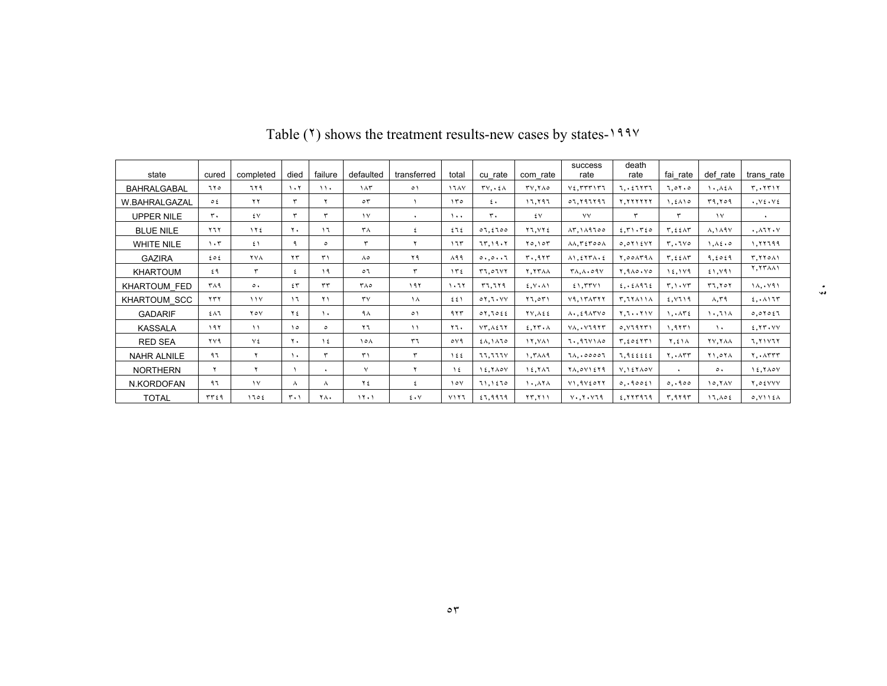Table (٢) shows the treatment results-new cases by states-١٩٩٧

| state | cured | completed | died | failure | defaulted | transferred | total | cu_rate | com_rate | success rate | death rate | fai_rate | def_rate | trans_rate |
|---|---|---|---|---|---|---|---|---|---|---|---|---|---|---|
| BAHRALGABAL | ٦٢٥ | ٦٢٩ | ١٠٢ | ١١٠ | ١٨٣ | ٥١ | ١٦٨٧ | ٣٧,٠٤٨ | ٣٧,٢٨٥ | ٧٤,٣٣٣١٣٦ | ٦,٠٤٦٢٣٦ | ٦,٥٢٠٥ | ١٠,٨٤٨ | ٣,٠٢٣١٢ |
| W.BAHRALGAZAL | ٥٤ | ٢٢ | ٣ | ٢ | ٥٣ | ١ | ١٣٥ | ٤٠ | ١٦,٢٩٦ | ٥٦,٢٩٦٢٩٦ | ٢,٢٢٢٢٢٢ | ١,٤٨١٥ | ٣٩,٢٥٩ | ٠,٧٤٠٧٤ |
| UPPER NILE | ٣٠ | ٤٧ | ٣ | ٣ | ١٧ | ٠ | ١٠٠ | ٣٠ | ٤٧ | ٧٧ | ٣ | ٣ | ١٧ | ٠ |
| BLUE NILE | ٢٦٢ | ١٢٤ | ٢٠ | ١٦ | ٣٨ | ٤ | ٤٦٤ | ٥٦,٤٦٥٥ | ٢٦,٧٢٤ | ٨٣,١٨٩٦٥٥ | ٤,٣١٠٣٤٥ | ٣,٤٤٨٣ | ٨,١٨٩٧ | ٠,٨٦٢٠٧ |
| WHITE NILE | ١٠٣ | ٤١ | ٩ | ٥ | ٣ | ٢ | ١٦٣ | ٦٣,١٩٠٢ | ٢٥,١٥٣ | ٨٨,٣٤٣٥٥٨ | ٥,٥٢١٤٧٢ | ٣,٠٦٧٥ | ١,٨٤٠٥ | ١,٢٢٦٩٩ |
| GAZIRA | ٤٥٤ | ٢٧٨ | ٢٣ | ٣١ | ٨٥ | ٢٩ | ٨٩٩ | ٥٠,٥٠٠٦ | ٣٠,٩٢٣ | ٨١,٤٢٣٨٠٤ | ٢,٥٥٨٣٩٨ | ٣,٤٤٨٣ | ٩,٤٥٤٩ | ٣,٢٢٥٨١ |
| KHARTOUM | ٤٩ | ٣ | ٤ | ١٩ | ٥٦ | ٣ | ١٣٤ | ٣٦,٥٦٧٢ | ٢,٢٣٨٨ | ٣٨,٨٠٥٩٧ | ٢,٩٨٥٠٧٥ | ١٤,١٧٩ | ٤١,٧٩١ | ٢,٢٣٨٨١ |
| KHARTOUM_FED | ٣٨٩ | ٥٠ | ٤٣ | ٣٣ | ٣٨٥ | ١٩٢ | ١٠٦٢ | ٣٦,٦٢٩ | ٤,٧٠٨١ | ٤١,٣٣٧١ | ٤,٠٤٨٩٦٤ | ٣,١٠٧٣ | ٣٦,٢٥٢ | ١٨,٠٧٩١ |
| KHARTOUM_SCC | ٢٣٢ | ١١٧ | ١٦ | ٢١ | ٣٧ | ١٨ | ٤٤١ | ٥٢,٦٠٧٧ | ٢٦,٥٣١ | ٧٩,١٣٨٣٢٢ | ٣,٦٢٨١١٨ | ٤,٧٦١٩ | ٨,٣٩ | ٤,٠٨١٦٣ |
| GADARIF | ٤٨٦ | ٢٥٧ | ٢٤ | ١٠ | ٩٨ | ٥١ | ٩٢٣ | ٥٢,٦٥٤٤ | ٢٧,٨٤٤ | ٨٠,٤٩٨٣٧٥ | ٢,٦٠٠٢١٧ | ١,٠٨٣٤ | ١٠,٦١٨ | ٥,٥٢٥٤٦ |
| KASSALA | ١٩٢ | ١١ | ١٥ | ٥ | ٢٦ | ١١ | ٢٦٠ | ٧٣,٨٤٦٢ | ٤,٢٣٠٨ | ٧٨,٠٧٦٩٢٣ | ٥,٧٦٩٢٣١ | ١,٩٢٣١ | ١٠ | ٤,٢٣٠٧٧ |
| RED SEA | ٢٧٩ | ٧٤ | ٢٠ | ١٤ | ١٥٨ | ٣٦ | ٥٧٩ | ٤٨,١٨٦٥ | ١٢,٧٨١ | ٦٠,٩٦٧١٨٥ | ٣,٤٥٤٢٣١ | ٢,٤١٨ | ٢٧,٢٨٨ | ٦,٢١٧٦٢ |
| NAHR ALNILE | ٩٦ | ٢ | ١٠ | ٣ | ٣١ | ٣ | ١٤٤ | ٦٦,٦٦٦٧ | ١,٣٨٨٩ | ٦٨,٠٥٥٥٦ | ٦,٩٤٤٤٤٤ | ٢,٠٨٣٣ | ٢١,٥٢٨ | ٢,٠٨٣٣٣ |
| NORTHERN | ٢ | ٢ | ١ | ٠ | ٧ | ٢ | ١٤ | ١٤,٢٨٥٧ | ١٤,٢٨٦ | ٢٨,٥٧١٤٢٩ | ٧,١٤٢٨٥٧ | ٠ | ٥٠ | ١٤,٢٨٥٧ |
| N.KORDOFAN | ٩٦ | ١٧ | ٨ | ٨ | ٢٤ | ٤ | ١٥٧ | ٦١,١٤٦٥ | ١٠,٨٢٨ | ٧١,٩٧٤٥٢٢ | ٥,٠٩٥٥٤١ | ٥,٠٩٥٥ | ١٥,٢٨٧ | ٢,٥٤٧٧٧ |
| TOTAL | ٣٣٤٩ | ١٦٥٤ | ٣٠١ | ٢٨٠ | ١٢٠١ | ٤٠٧ | ٧١٢٦ | ٤٦,٩٩٦٩ | ٢٣,٢١١ | ٧٠,٢٠٧٦٩ | ٤,٢٢٣٩٦٩ | ٣,٩٢٩٣ | ١٦,٨٥٤ | ٥,٧١١٤٨ |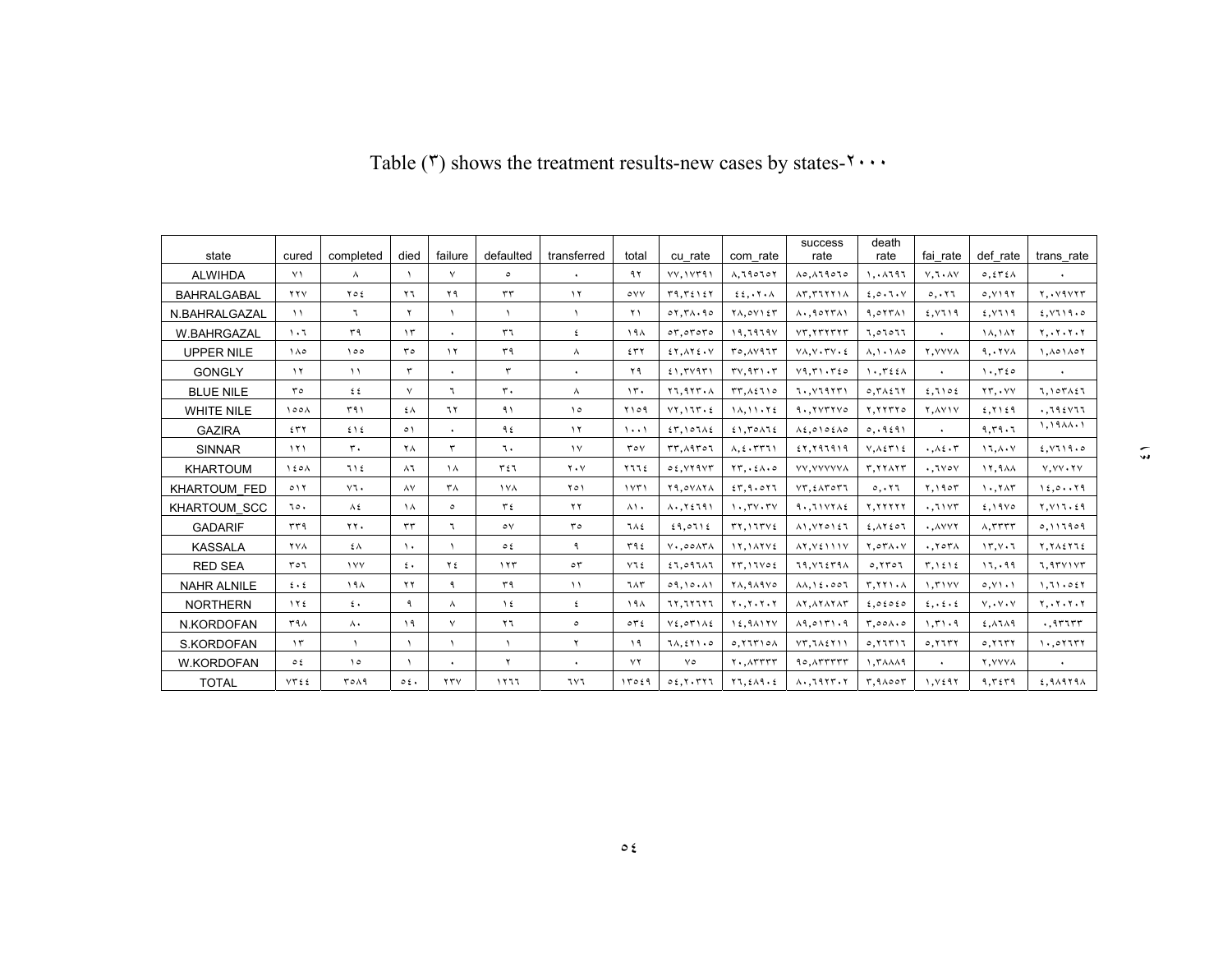Table (٣) shows the treatment results-new cases by states-٢٠٠٠

| state | cured | completed | died | failure | defaulted | transferred | total | cu_rate | com_rate | success rate | death rate | fai_rate | def_rate | trans_rate |
|---|---|---|---|---|---|---|---|---|---|---|---|---|---|---|
| ALWIHDA | ٧١ | ٨ | ١ | ٧ | ٥ | ٠ | ٩٢ | ٧٧,١٧٣٩١ | ٨,٦٩٥٦٥٢ | ٨٥,٨٦٩٥٦٥ | ١,٠٨٦٩٦ | ٧,٦٠٨٧ | ٥,٤٣٤٨ | ٠ |
| BAHRALGABAL | ٢٢٧ | ٢٥٤ | ٢٦ | ٢٩ | ٣٣ | ١٢ | ٥٧٧ | ٣٩,٣٤١٤٢ | ٤٤,٠٢٠٨ | ٨٣,٣٦٢٢١٨ | ٤,٥٠٦٠٧ | ٥,٠٢٦ | ٥,٧١٩٢ | ٢,٠٧٩٧٢٣ |
| N.BAHRALGAZAL | ١١ | ٦ | ٢ | ١ | ١ | ١ | ٢١ | ٥٢,٣٨٠٩٥ | ٢٨,٥٧١٤٣ | ٨٠,٩٥٢٣٨١ | ٩,٥٢٣٨١ | ٤,٧٦١٩ | ٤,٧٦١٩ | ٤,٧٦١٩٠٥ |
| W.BAHRGAZAL | ١٠٦ | ٣٩ | ١٣ | ٠ | ٣٦ | ٤ | ١٩٨ | ٥٣,٥٣٥٣٥ | ١٩,٦٩٦٩٧ | ٧٣,٢٣٢٣٢٣ | ٦,٥٦٥٦٦ | ٠ | ١٨,١٨٢ | ٢,٠٢٠٢٠٢ |
| UPPER NILE | ١٨٥ | ١٥٥ | ٣٥ | ١٢ | ٣٩ | ٨ | ٤٣٢ | ٤٢,٨٢٤٠٧ | ٣٥,٨٧٩٦٣ | ٧٨,٧٠٣٧٠٤ | ٨,١٠١٨٥ | ٢,٧٧٧٨ | ٩,٠٢٧٨ | ١,٨٥١٨٥٢ |
| GONGLY | ١٢ | ١١ | ٣ | ٠ | ٣ | ٠ | ٢٩ | ٤١,٣٧٩٣١ | ٣٧,٩٣١٠٣ | ٧٩,٣١٠٣٤٥ | ١٠,٣٤٤٨ | ٠ | ١٠,٣٤٥ | ٠ |
| BLUE NILE | ٣٥ | ٤٤ | ٧ | ٦ | ٣٠ | ٨ | ١٣٠ | ٢٦,٩٢٣٠٨ | ٣٣,٨٤٦١٥ | ٦٠,٧٦٩٢٣١ | ٥,٣٨٤٦٢ | ٤,٦١٥٤ | ٢٣,٠٧٧ | ٦,١٥٣٨٤٦ |
| WHITE NILE | ١٥٥٨ | ٣٩١ | ٤٨ | ٦٢ | ٩١ | ١٥ | ٢١٥٩ | ٧٢,١٦٣٠٤ | ١٨,١١٠٢٤ | ٩٠,٢٧٣٢٧٥ | ٢,٢٢٣٢٥ | ٢,٨٧١٧ | ٤,٢١٤٩ | ٠,٦٩٤٧٦٦ |
| GAZIRA | ٤٣٢ | ٤١٤ | ٥١ | ٠ | ٩٤ | ١٢ | ١٠٠١ | ٤٣,١٥٦٨٤ | ٤١,٣٥٨٦٤ | ٨٤,٥١٥٤٨٥ | ٥,٠٩٤٩١ | ٠ | ٩,٣٩٠٦ | ١,١٩٨٨٠١ |
| SINNAR | ١٢١ | ٣٠ | ٢٨ | ٣ | ٦٠ | ١٧ | ٣٥٧ | ٣٣,٨٩٣٥٦ | ٨,٤٠٣٣٦١ | ٤٢,٢٩٦٩١٩ | ٧,٨٤٣١٤ | ٠,٨٤٠٣ | ١٦,٨٠٧ | ٤,٧٦١٩٠٥ |
| KHARTOUM | ١٤٥٨ | ٦١٤ | ٨٦ | ١٨ | ٣٤٦ | ٢٠٧ | ٢٦٦٤ | ٥٤,٧٢٩٧٣ | ٢٣,٠٤٨٠٥ | ٧٧,٧٧٧٧٧٨ | ٣,٢٢٨٢٣ | ٠,٦٧٥٧ | ١٢,٩٨٨ | ٧,٧٧٠٢٧ |
| KHARTOUM_FED | ٥١٢ | ٧٦٠ | ٨٧ | ٣٨ | ١٧٨ | ٢٥١ | ١٧٣١ | ٢٩,٥٧٨٢٨ | ٤٣,٩٠٥٢٦ | ٧٣,٤٨٣٥٣٦ | ٥,٠٢٦ | ٢,١٩٥٣ | ١٠,٢٨٣ | ١٤,٥٠٠٢٩ |
| KHARTOUM_SCC | ٦٥٠ | ٨٤ | ١٨ | ٥ | ٣٤ | ٢٢ | ٨١٠ | ٨٠,٢٤٦٩١ | ١٠,٣٧٠٣٧ | ٩٠,٦١٧٢٨٤ | ٢,٢٢٢٢٢ | ٠,٦١٧٣ | ٤,١٩٧٥ | ٢,٧١٦٠٤٩ |
| GADARIF | ٣٣٩ | ٢٢٠ | ٣٣ | ٦ | ٥٧ | ٣٥ | ٦٨٤ | ٤٩,٥٦١٤ | ٣٢,١٦٣٧٤ | ٨١,٧٢٥١٤٦ | ٤,٨٢٤٥٦ | ٠,٨٧٧٢ | ٨,٣٣٣٣ | ٥,١١٦٩٥٩ |
| KASSALA | ٢٧٨ | ٤٨ | ١٠ | ١ | ٥٤ | ٩ | ٣٩٤ | ٧٠,٥٥٨٣٨ | ١٢,١٨٢٧٤ | ٨٢,٧٤١١١٧ | ٢,٥٣٨٠٧ | ٠,٢٥٣٨ | ١٣,٧٠٦ | ٢,٢٨٤٢٦٤ |
| RED SEA | ٣٥٦ | ١٧٧ | ٤٠ | ٢٤ | ١٢٣ | ٥٣ | ٧٦٤ | ٤٦,٥٩٦٨٦ | ٢٣,١٦٧٥٤ | ٦٩,٧٦٤٣٩٨ | ٥,٢٣٥٦ | ٣,١٤١٤ | ١٦,٠٩٩ | ٦,٩٣٧١٧٣ |
| NAHR ALNILE | ٤٠٤ | ١٩٨ | ٢٢ | ٩ | ٣٩ | ١١ | ٦٨٣ | ٥٩,١٥٠٨١ | ٢٨,٩٨٩٧٥ | ٨٨,١٤٠٥٥٦ | ٣,٢٢١٠٨ | ١,٣١٧٧ | ٥,٧١٠١ | ١,٦١٠٥٤٢ |
| NORTHERN | ١٢٤ | ٤٠ | ٩ | ٨ | ١٤ | ٤ | ١٩٨ | ٦٢,٦٢٦٢٦ | ٢٠,٢٠٢٠٢ | ٨٢,٨٢٨٢٨٣ | ٤,٥٤٥٤٥ | ٤,٠٤٠٤ | ٧,٠٧٠٧ | ٢,٠٢٠٢٠٢ |
| N.KORDOFAN | ٣٩٨ | ٨٠ | ١٩ | ٧ | ٢٦ | ٥ | ٥٣٤ | ٧٤,٥٣١٨٤ | ١٤,٩٨١٢٧ | ٨٩,٥١٣١٠٩ | ٣,٥٥٨٠٥ | ١,٣١٠٩ | ٤,٨٦٨٩ | ٠,٩٣٦٣٣ |
| S.KORDOFAN | ١٣ | ١ | ١ | ١ | ١ | ٢ | ١٩ | ٦٨,٤٢١٠٥ | ٥,٢٦٣١٥٨ | ٧٣,٦٨٤٢١١ | ٥,٢٦٣١٦ | ٥,٢٦٣٢ | ٥,٢٦٣٢ | ١٠,٥٢٦٣٢ |
| W.KORDOFAN | ٥٤ | ١٥ | ١ | ٠ | ٢ | ٠ | ٧٢ | ٧٥ | ٢٠,٨٣٣٣٣ | ٩٥,٨٣٣٣٣٣ | ١,٣٨٨٨٩ | ٠ | ٢,٧٧٧٨ | ٠ |
| TOTAL | ٧٣٤٤ | ٣٥٨٩ | ٥٤٠ | ٢٣٧ | ١٢٦٦ | ٦٧٦ | ١٣٥٤٩ | ٥٤,٢٠٣٢٦ | ٢٦,٤٨٩٠٤ | ٨٠,٦٩٢٣٠٢ | ٣,٩٨٥٥٣ | ١,٧٤٩٢ | ٩,٣٤٣٩ | ٤,٩٨٩٢٩٨ |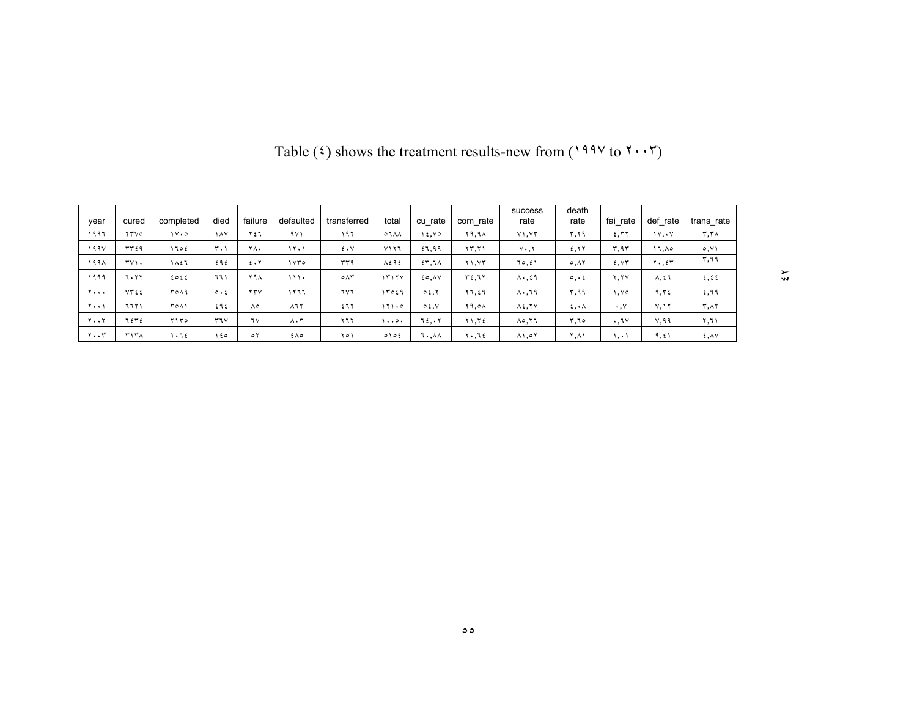Table (٤) shows the treatment results-new from (١٩٩٧ to ٢٠٠٣)

| year | cured | completed | died | failure | defaulted | transferred | total | cu_rate | com_rate | success rate | death rate | fai_rate | def_rate | trans_rate |
|---|---|---|---|---|---|---|---|---|---|---|---|---|---|---|
| ١٩٩٦ | ٢٣٧٥ | ١٧٠٥ | ١٨٧ | ٢٤٦ | ٩٧١ | ١٩٢ | ٥٦٨٨ | ١٤,٧٥ | ٢٩,٩٨ | ٧١,٧٣ | ٣,٢٩ | ٤,٣٢ | ١٧,٠٧ | ٣,٣٨ |
| ١٩٩٧ | ٣٣٤٩ | ١٦٥٤ | ٣٠١ | ٢٨٠ | ١٢٠١ | ٤٠٧ | ٧١٢٦ | ٤٦,٩٩ | ٢٣,٢١ | ٧٠,٢ | ٤,٢٢ | ٣,٩٣ | ١٦,٨٥ | ٥,٧١ |
| ١٩٩٨ | ٣٧١٠ | ١٨٤٦ | ٤٩٤ | ٤٠٢ | ١٧٣٥ | ٣٣٩ | ٨٤٩٤ | ٤٣,٦٨ | ٢١,٧٣ | ٦٥,٤١ | ٥,٨٢ | ٤,٧٣ | ٢٠,٤٣ | ٣,٩٩ |
| ١٩٩٩ | ٦٠٢٢ | ٤٥٤٤ | ٦٦١ | ٢٩٨ | ١١١٠ | ٥٨٣ | ١٣١٢٧ | ٤٥,٨٧ | ٣٤,٦٢ | ٨٠,٤٩ | ٥,٠٤ | ٢,٢٧ | ٨,٤٦ | ٤,٤٤ |
| ٢٠٠٠ | ٧٣٤٤ | ٣٥٨٩ | ٥٠٤ | ٢٣٧ | ١٢٦٦ | ٦٧٦ | ١٣٥٤٩ | ٥٤,٢ | ٢٦,٤٩ | ٨٠,٦٩ | ٣,٩٩ | ١,٧٥ | ٩,٣٤ | ٤,٩٩ |
| ٢٠٠١ | ٦٦٢١ | ٣٥٨١ | ٤٩٤ | ٨٥ | ٨٦٢ | ٤٦٢ | ١٢١٠٥ | ٥٤,٧ | ٢٩,٥٨ | ٨٤,٢٧ | ٤,٠٨ | ٠,٧ | ٧,١٢ | ٣,٨٢ |
| ٢٠٠٢ | ٦٤٣٤ | ٢١٣٥ | ٣٦٧ | ٦٧ | ٨٠٣ | ٢٦٢ | ١٠٠٥٠ | ٦٤,٠٢ | ٢١,٢٤ | ٨٥,٢٦ | ٣,٦٥ | ٠,٦٧ | ٧,٩٩ | ٢,٦١ |
| ٢٠٠٣ | ٣١٣٨ | ١٠٦٤ | ١٤٥ | ٥٢ | ٤٨٥ | ٢٥١ | ٥١٥٤ | ٦٠,٨٨ | ٢٠,٦٤ | ٨١,٥٢ | ٢,٨١ | ١,٠١ | ٩,٤١ | ٤,٨٧ |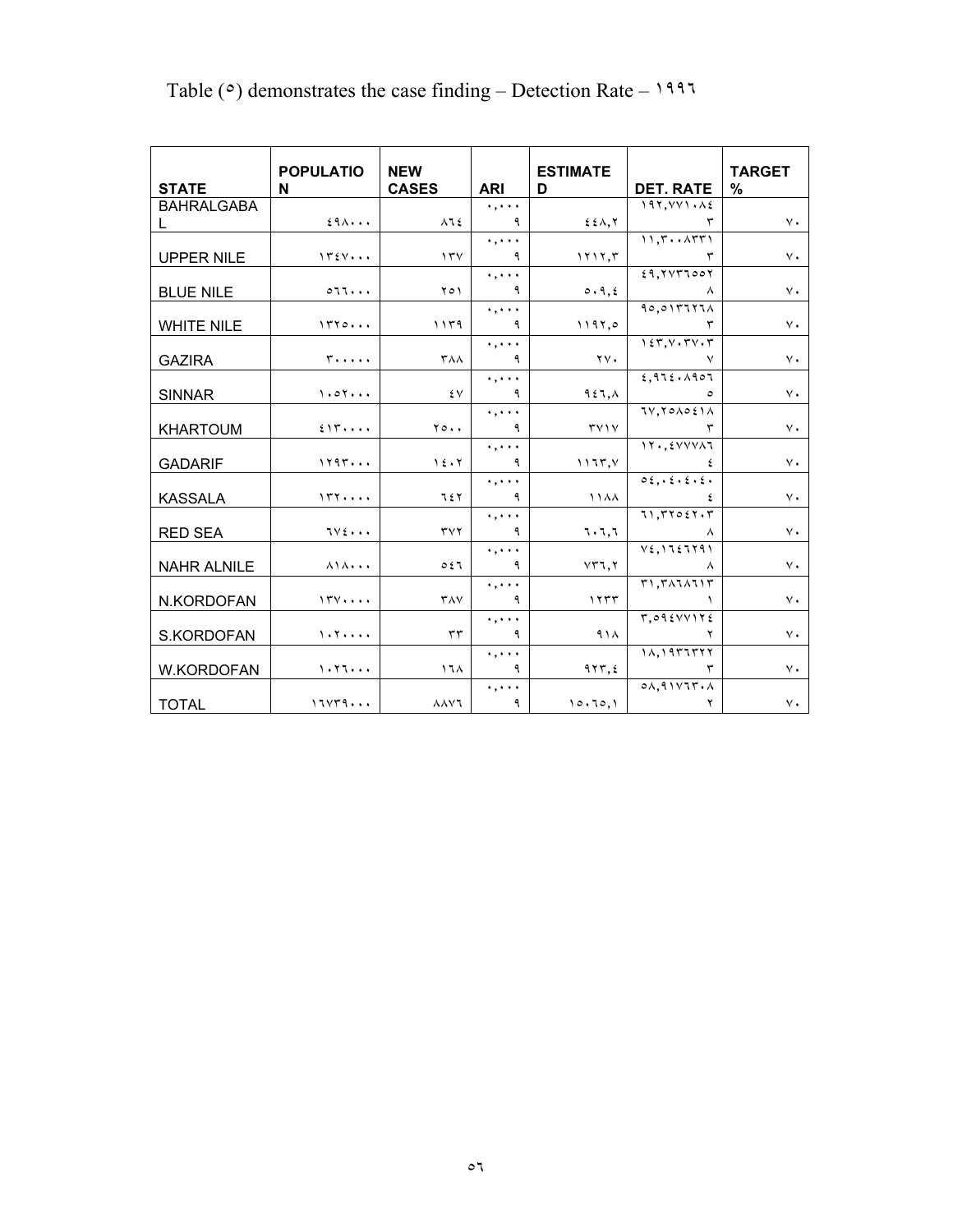Table (٥) demonstrates the case finding – Detection Rate – ١٩٩٦

| STATE | POPULATION | NEW CASES | ARI | ESTIMATED | DET. RATE | TARGET % |
|---|---|---|---|---|---|---|
| BAHRALGABAL | ٤٩٨٠٠٠ | ٨٦٤ | ٠,٠٠٠٩ | ٤٤٨,٢ | ١٩٢,٧٧١٠٨٤٣ | ٧٠ |
| UPPER NILE | ١٣٤٧٠٠٠ | ١٣٧ | ٠,٠٠٠٩ | ١٢١٢,٣ | ١١,٣٠٠٨٣٣١٣ | ٧٠ |
| BLUE NILE | ٥٦٦٠٠٠ | ٢٥١ | ٠,٠٠٠٩ | ٥٠٩,٤ | ٤٩,٢٧٣٦٥٥٢٨ | ٧٠ |
| WHITE NILE | ١٣٢٥٠٠٠ | ١١٣٩ | ٠,٠٠٠٩ | ١١٩٢,٥ | ٩٥,٥١٣٦٢٦٨٣ | ٧٠ |
| GAZIRA | ٣٠٠٠٠٠٠ | ٣٨٨ | ٠,٠٠٠٩ | ٢٧٠ | ١٤٣,٧٠٣٧٠٣٧ | ٧٠ |
| SINNAR | ١٠٥٢٠٠٠ | ٤٧ | ٠,٠٠٠٩ | ٩٤٦,٨ | ٤,٩٦٤٠٨٩٥٦٥ | ٧٠ |
| KHARTOUM | ٤١٣٠٠٠٠ | ٢٥٠٠ | ٠,٠٠٠٩ | ٣٧١٧ | ٦٧,٢٥٨٥٤١٨٣ | ٧٠ |
| GADARIF | ١٢٩٣٠٠٠ | ١٤٠٢ | ٠,٠٠٠٩ | ١١٦٣,٧ | ١٢٠,٤٧٧٧٨٦٤ | ٧٠ |
| KASSALA | ١٣٢٠٠٠٠ | ٦٤٢ | ٠,٠٠٠٩ | ١١٨٨ | ٥٤,٠٤٠٤٠٤٠٤ | ٧٠ |
| RED SEA | ٦٧٤٠٠٠ | ٣٧٢ | ٠,٠٠٠٩ | ٦٠٦,٦ | ٦١,٣٢٥٤٢٠٣٨ | ٧٠ |
| NAHR ALNILE | ٨١٨٠٠٠ | ٥٤٦ | ٠,٠٠٠٩ | ٧٣٦,٢ | ٧٤,١٦٤٦٢٩١٨ | ٧٠ |
| N.KORDOFAN | ١٣٧٠٠٠٠ | ٣٨٧ | ٠,٠٠٠٩ | ١٢٣٣ | ٣١,٣٨٦٨٦١٣١ | ٧٠ |
| S.KORDOFAN | ١٠٢٠٠٠٠ | ٣٣ | ٠,٠٠٠٩ | ٩١٨ | ٣,٥٩٤٧٧١٢٤٢ | ٧٠ |
| W.KORDOFAN | ١٠٢٦٠٠٠ | ١٦٨ | ٠,٠٠٠٩ | ٩٢٣,٤ | ١٨,١٩٣٦٣٢٢٣ | ٧٠ |
| TOTAL | ١٦٧٣٩٠٠٠ | ٨٨٧٦ | ٠,٠٠٠٩ | ١٥٠٦٥,١ | ٥٨,٩١٧٦٣٠٨٢ | ٧٠ |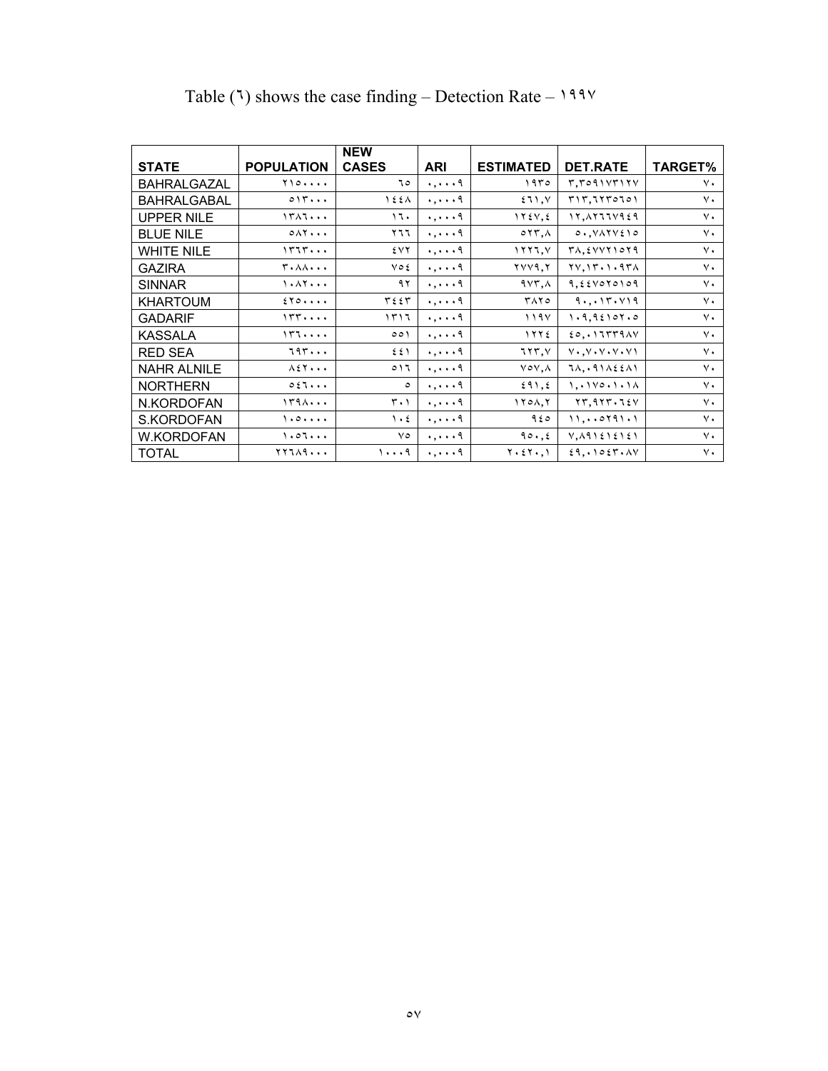Table (٦) shows the case finding – Detection Rate – ١٩٩٧

| STATE | POPULATION | NEW CASES | ARI | ESTIMATED | DET.RATE | TARGET% |
|---|---|---|---|---|---|---|
| BAHRALGAZAL | ٢١٥٠٠٠٠ | ٦٥ | ٠,٠٠٠٩ | ١٩٣٥ | ٣,٣٥٩١٧٣١٢٧ | ٧٠ |
| BAHRALGABAL | ٥١٣٠٠٠ | ١٤٤٨ | ٠,٠٠٠٩ | ٤٦١,٧ | ٣١٣,٦٢٣٥٦٥١ | ٧٠ |
| UPPER NILE | ١٣٨٦٠٠٠ | ١٦٠ | ٠,٠٠٠٩ | ١٢٤٧,٤ | ١٢,٨٢٦٦٧٩٤٩ | ٧٠ |
| BLUE NILE | ٥٨٢٠٠٠ | ٢٦٦ | ٠,٠٠٠٩ | ٥٢٣,٨ | ٥٠,٧٨٢٧٤١٥ | ٧٠ |
| WHITE NILE | ١٣٦٣٠٠٠ | ٤٧٢ | ٠,٠٠٠٩ | ١٢٢٦,٧ | ٣٨,٤٧٧٢١٥٢٩ | ٧٠ |
| GAZIRA | ٣٠٨٨٠٠٠ | ٧٥٤ | ٠,٠٠٠٩ | ٢٧٧٩,٢ | ٢٧,١٣٠١٠٩٣٨ | ٧٠ |
| SINNAR | ١٠٨٢٠٠٠ | ٩٢ | ٠,٠٠٠٩ | ٩٧٣,٨ | ٩,٤٤٧٥٢٥١٥٩ | ٧٠ |
| KHARTOUM | ٤٢٥٠٠٠٠ | ٣٤٤٣ | ٠,٠٠٠٩ | ٣٨٢٥ | ٩٠,٠١٣٠٧١٩ | ٧٠ |
| GADARIF | ١٣٣٠٠٠٠ | ١٣١٦ | ٠,٠٠٠٩ | ١١٩٧ | ١٠٩,٩٤١٥٢٠٥ | ٧٠ |
| KASSALA | ١٣٦٠٠٠٠ | ٥٥١ | ٠,٠٠٠٩ | ١٢٢٤ | ٤٥,٠١٦٣٣٩٨٧ | ٧٠ |
| RED SEA | ٦٩٣٠٠٠ | ٤٤١ | ٠,٠٠٠٩ | ٦٢٣,٧ | ٧٠,٧٠٧٠٧٠٧١ | ٧٠ |
| NAHR ALNILE | ٨٤٢٠٠٠ | ٥١٦ | ٠,٠٠٠٩ | ٧٥٧,٨ | ٦٨,٠٩١٨٤٤٨١ | ٧٠ |
| NORTHERN | ٥٤٦٠٠٠ | ٥ | ٠,٠٠٠٩ | ٤٩١,٤ | ١,٠١٧٥٠١٠١٨ | ٧٠ |
| N.KORDOFAN | ١٣٩٨٠٠٠ | ٣٠١ | ٠,٠٠٠٩ | ١٢٥٨,٢ | ٢٣,٩٢٣٠٦٤٧ | ٧٠ |
| S.KORDOFAN | ١٠٥٠٠٠٠ | ١٠٤ | ٠,٠٠٠٩ | ٩٤٥ | ١١,٠٠٥٢٩١٠١ | ٧٠ |
| W.KORDOFAN | ١٠٥٦٠٠٠ | ٧٥ | ٠,٠٠٠٩ | ٩٥٠,٤ | ٧,٨٩١٤١٤١٤١ | ٧٠ |
| TOTAL | ٢٢٦٨٩٠٠٠ | ١٠٠٠٩ | ٠,٠٠٠٩ | ٢٠٤٢٠,١ | ٤٩,٠١٥٤٣٠٨٧ | ٧٠ |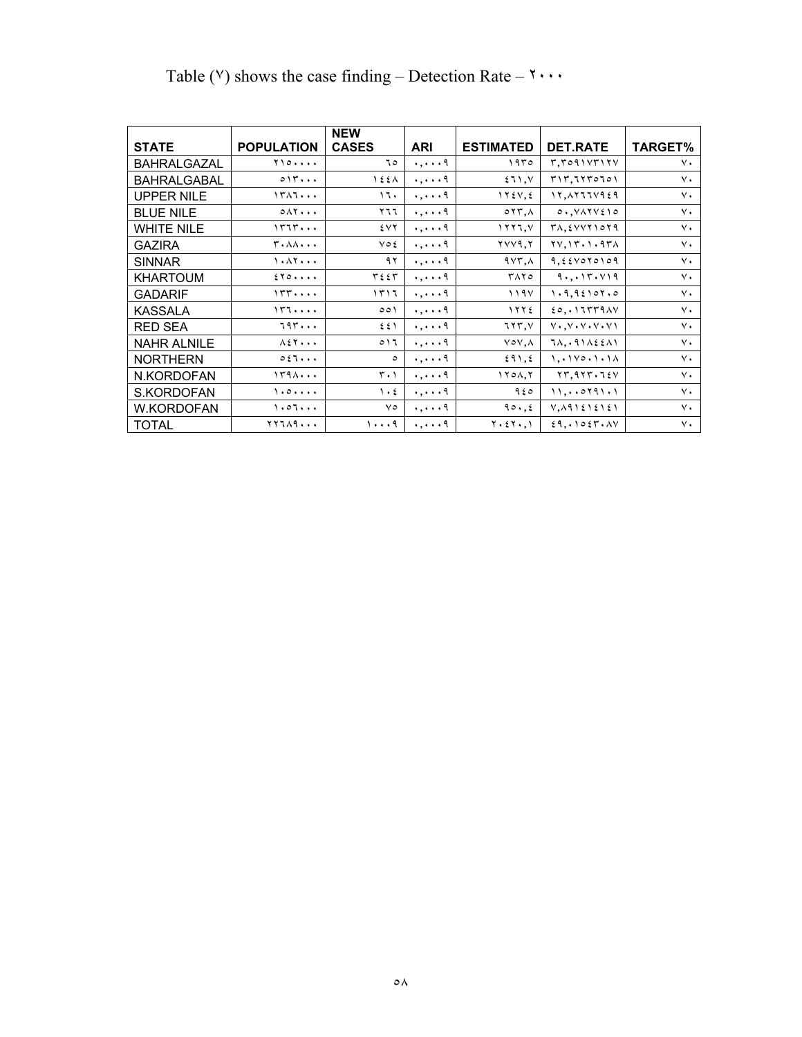Table (٧) shows the case finding – Detection Rate – ٢٠٠٠

| STATE | POPULATION | NEW CASES | ARI | ESTIMATED | DET.RATE | TARGET% |
|---|---|---|---|---|---|---|
| BAHRALGAZAL | ٢١٥٠٠٠٠ | ٦٥ | ٠,٠٠٠٩ | ١٩٣٥ | ٣,٣٥٩١٧٣١٢٧ | ٧٠ |
| BAHRALGABAL | ٥١٣٠٠٠ | ١٤٤٨ | ٠,٠٠٠٩ | ٤٦١,٧ | ٣١٣,٦٢٣٥٦٥١ | ٧٠ |
| UPPER NILE | ١٣٨٦٠٠٠ | ١٦٠ | ٠,٠٠٠٩ | ١٢٤٧,٤ | ١٢,٨٢٦٦٧٩٤٩ | ٧٠ |
| BLUE NILE | ٥٨٢٠٠٠ | ٢٦٦ | ٠,٠٠٠٩ | ٥٢٣,٨ | ٥٠,٧٨٢٧٤١٥ | ٧٠ |
| WHITE NILE | ١٣٦٣٠٠٠ | ٤٧٢ | ٠,٠٠٠٩ | ١٢٢٦,٧ | ٣٨,٤٧٧٢١٥٢٩ | ٧٠ |
| GAZIRA | ٣٠٨٨٠٠٠ | ٧٥٤ | ٠,٠٠٠٩ | ٢٧٧٩,٢ | ٢٧,١٣٠١٠٩٣٨ | ٧٠ |
| SINNAR | ١٠٨٢٠٠٠ | ٩٢ | ٠,٠٠٠٩ | ٩٧٣,٨ | ٩,٤٤٧٥٢٥١٥٩ | ٧٠ |
| KHARTOUM | ٤٢٥٠٠٠٠ | ٣٤٤٣ | ٠,٠٠٠٩ | ٣٨٢٥ | ٩٠,٠١٣٠٧١٩ | ٧٠ |
| GADARIF | ١٣٣٠٠٠٠ | ١٣١٦ | ٠,٠٠٠٩ | ١١٩٧ | ١٠٩,٩٤١٥٢٠٥ | ٧٠ |
| KASSALA | ١٣٦٠٠٠٠ | ٥٥١ | ٠,٠٠٠٩ | ١٢٢٤ | ٤٥,٠١٦٣٣٩٨٧ | ٧٠ |
| RED SEA | ٦٩٣٠٠٠ | ٤٤١ | ٠,٠٠٠٩ | ٦٢٣,٧ | ٧٠,٧٠٧٠٧٠٧١ | ٧٠ |
| NAHR ALNILE | ٨٤٢٠٠٠ | ٥١٦ | ٠,٠٠٠٩ | ٧٥٧,٨ | ٦٨,٠٩١٨٤٤٨١ | ٧٠ |
| NORTHERN | ٥٤٦٠٠٠ | ٥ | ٠,٠٠٠٩ | ٤٩١,٤ | ١,٠١٧٥٠١٠١٨ | ٧٠ |
| N.KORDOFAN | ١٣٩٨٠٠٠ | ٣٠١ | ٠,٠٠٠٩ | ١٢٥٨,٢ | ٢٣,٩٢٣٠٦٤٧ | ٧٠ |
| S.KORDOFAN | ١٠٥٠٠٠٠ | ١٠٤ | ٠,٠٠٠٩ | ٩٤٥ | ١١,٠٠٥٢٩١٠١ | ٧٠ |
| W.KORDOFAN | ١٠٥٦٠٠٠ | ٧٥ | ٠,٠٠٠٩ | ٩٥٠,٤ | ٧,٨٩١٤١٤١٤١ | ٧٠ |
| TOTAL | ٢٢٦٨٩٠٠٠ | ١٠٠٠٩ | ٠,٠٠٠٩ | ٢٠٤٢٠,١ | ٤٩,٠١٥٤٣٠٨٧ | ٧٠ |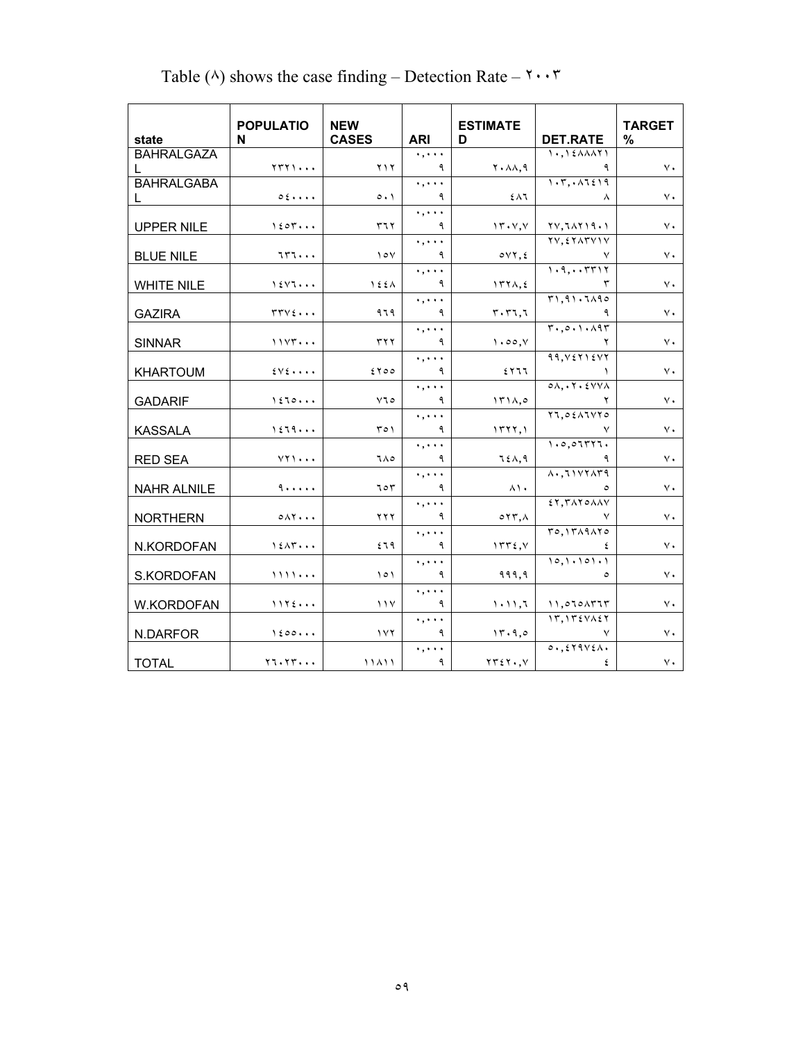Table (٨) shows the case finding – Detection Rate – ٢٠٠٣

| state | POPULATION | NEW CASES | ARI | ESTIMATED | DET.RATE | TARGET % |
|---|---|---|---|---|---|---|
| BAHRALGAZAL | ٢٣٢١٠٠٠ | ٢١٢ | ٠,٠٠٠٩ | ٢٠٨٨,٩ | ١٠,١٤٨٨٨٢١٩ | ٧٠ |
| BAHRALGABAL | ٥٤٠٠٠٠ | ٥٠١ | ٠,٠٠٠٩ | ٤٨٦ | ١٠٣,٠٨٦٤١٩٨ | ٧٠ |
| UPPER NILE | ١٤٥٣٠٠٠ | ٣٦٢ | ٠,٠٠٠٩ | ١٣٠٧,٧ | ٢٧,٦٨٢١٩٠١ | ٧٠ |
| BLUE NILE | ٦٣٦٠٠٠ | ١٥٧ | ٠,٠٠٠٩ | ٥٧٢,٤ | ٢٧,٤٢٨٣٧١٧٧ | ٧٠ |
| WHITE NILE | ١٤٧٦٠٠٠ | ١٤٤٨ | ٠,٠٠٠٩ | ١٣٢٨,٤ | ١٠٩,٠٠٣٣١٢٣ | ٧٠ |
| GAZIRA | ٣٣٧٤٠٠٠ | ٩٦٩ | ٠,٠٠٠٩ | ٣٠٣٦,٦ | ٣١,٩١٠٦٨٩٥٩ | ٧٠ |
| SINNAR | ١١٧٣٠٠٠ | ٣٢٢ | ٠,٠٠٠٩ | ١٠٥٥,٧ | ٣٠,٥٠١٠٨٩٣٢ | ٧٠ |
| KHARTOUM | ٤٧٤٠٠٠٠ | ٤٢٥٥ | ٠,٠٠٠٩ | ٤٢٦٦ | ٩٩,٧٤٢١٤٧٢١ | ٧٠ |
| GADARIF | ١٤٦٥٠٠٠ | ٧٦٥ | ٠,٠٠٠٩ | ١٣١٨,٥ | ٥٨,٠٢٠٤٧٧٨٢ | ٧٠ |
| KASSALA | ١٤٦٩٠٠٠ | ٣٥١ | ٠,٠٠٠٩ | ١٣٢٢,١ | ٢٦,٥٤٨٦٧٢٥٧ | ٧٠ |
| RED SEA | ٧٢١٠٠٠ | ٦٨٥ | ٠,٠٠٠٩ | ٦٤٨,٩ | ١٠٥,٥٦٣٢٦٠٩ | ٧٠ |
| NAHR ALNILE | ٩٠٠٠٠٠ | ٦٥٣ | ٠,٠٠٠٩ | ٨١٠ | ٨٠,٦١٧٢٨٣٩٥ | ٧٠ |
| NORTHERN | ٥٨٢٠٠٠ | ٢٢٢ | ٠,٠٠٠٩ | ٥٢٣,٨ | ٤٢,٣٨٢٥٨٨٧٧ | ٧٠ |
| N.KORDOFAN | ١٤٨٣٠٠٠ | ٤٦٩ | ٠,٠٠٠٩ | ١٣٣٤,٧ | ٣٥,١٣٨٩٨٢٥٤ | ٧٠ |
| S.KORDOFAN | ١١١١٠٠٠ | ١٥١ | ٠,٠٠٠٩ | ٩٩٩,٩ | ١٥,١٠١٥١٠١٥ | ٧٠ |
| W.KORDOFAN | ١١٢٤٠٠٠ | ١١٧ | ٠,٠٠٠٩ | ١٠١١,٦ | ١١,٥٦٥٨٣٦٣ | ٧٠ |
| N.DARFOR | ١٤٥٥٠٠٠ | ١٧٢ | ٠,٠٠٠٩ | ١٣٠٩,٥ | ١٣,١٣٤٧٨٤٢٧ | ٧٠ |
| TOTAL | ٢٦٠٢٣٠٠٠ | ١١٨١١ | ٠,٠٠٠٩ | ٢٣٤٢٠,٧ | ٥٠,٤٢٩٧٤٨٠٤ | ٧٠ |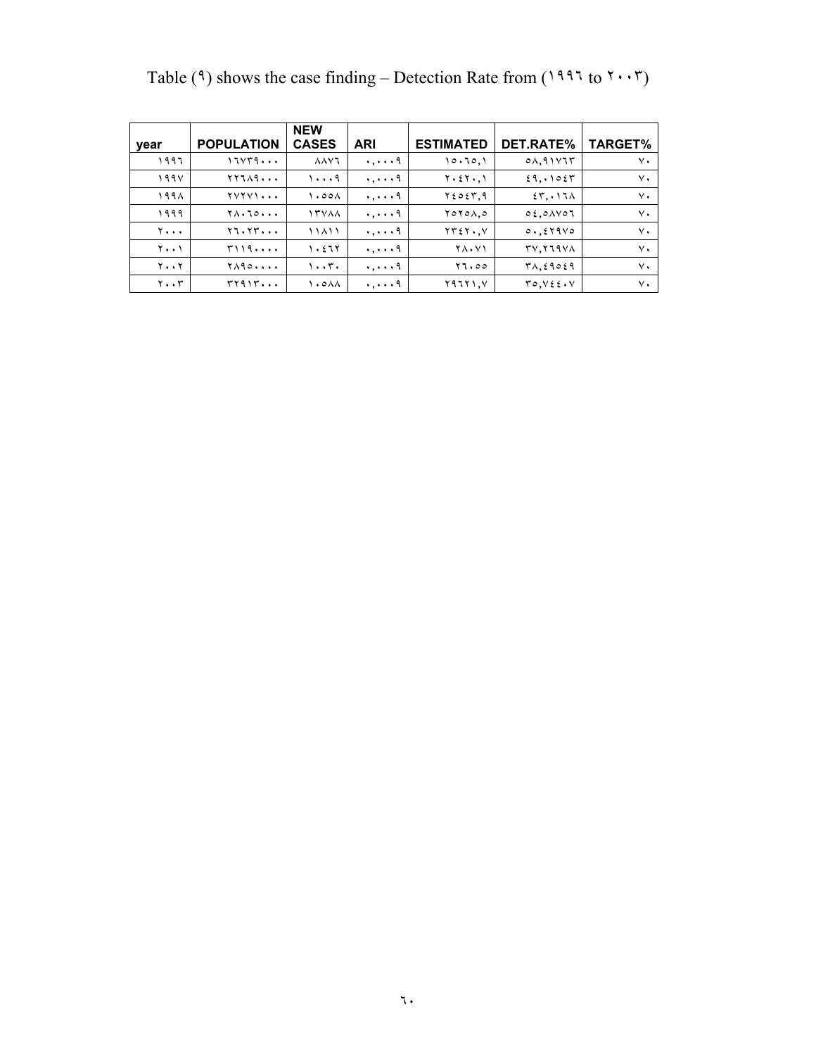Table (٩) shows the case finding – Detection Rate from (١٩٩٦ to ٢٠٠٣)

| year | POPULATION | NEW CASES | ARI | ESTIMATED | DET.RATE% | TARGET% |
|---|---|---|---|---|---|---|
| ١٩٩٦ | ١٦٧٣٩٠٠٠ | ٨٨٧٦ | ٠,٠٠٠٩ | ١٥٠٦٥,١ | ٥٨,٩١٧٦٣ | ٧٠ |
| ١٩٩٧ | ٢٢٦٨٩٠٠٠ | ١٠٠٠٩ | ٠,٠٠٠٩ | ٢٠٤٢٠,١ | ٤٩,٠١٥٤٣ | ٧٠ |
| ١٩٩٨ | ٢٧٢٧١٠٠٠ | ١٠٥٥٨ | ٠,٠٠٠٩ | ٢٤٥٤٣,٩ | ٤٣,٠١٦٨ | ٧٠ |
| ١٩٩٩ | ٢٨٠٦٥٠٠٠ | ١٣٧٨٨ | ٠,٠٠٠٩ | ٢٥٢٥٨,٥ | ٥٤,٥٨٧٥٦ | ٧٠ |
| ٢٠٠٠ | ٢٦٠٢٣٠٠٠ | ١١٨١١ | ٠,٠٠٠٩ | ٢٣٤٢٠,٧ | ٥٠,٤٢٩٧٥ | ٧٠ |
| ٢٠٠١ | ٣١١٩٠٠٠٠ | ١٠٤٦٢ | ٠,٠٠٠٩ | ٢٨٠٧١ | ٣٧,٢٦٩٧٨ | ٧٠ |
| ٢٠٠٢ | ٢٨٩٥٠٠٠٠ | ١٠٠٣٠ | ٠,٠٠٠٩ | ٢٦٠٥٥ | ٣٨,٤٩٥٤٩ | ٧٠ |
| ٢٠٠٣ | ٣٢٩١٣٠٠٠ | ١٠٥٨٨ | ٠,٠٠٠٩ | ٢٩٦٢١,٧ | ٣٥,٧٤٤٠٧ | ٧٠ |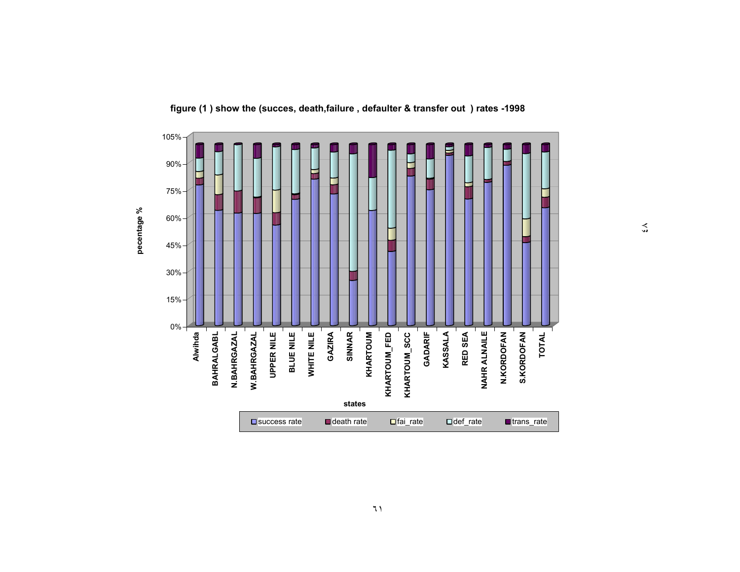figure (1 ) show the (succes, death,failure , defaulter & transfer out ) rates -1998

pecentage %

105%
90%
75%
60%
45%
30%
15%
0%

Alwihda, BAHRALGABL, N.BAHRGAZAL, W.BAHRGAZAL, UPPER NILE, BLUE NILE, WHITE NILE, GAZIRA, SINNAR, KHARTOUM, KHARTOUM_FED, KHARTOUM_SCC, GADARIF, KASSALA, RED SEA, NAHR ALNAILE, N.KORDOFAN, S.KORDOFAN, TOTAL

states

success rate | death rate | fai_rate | def_rate | trans_rate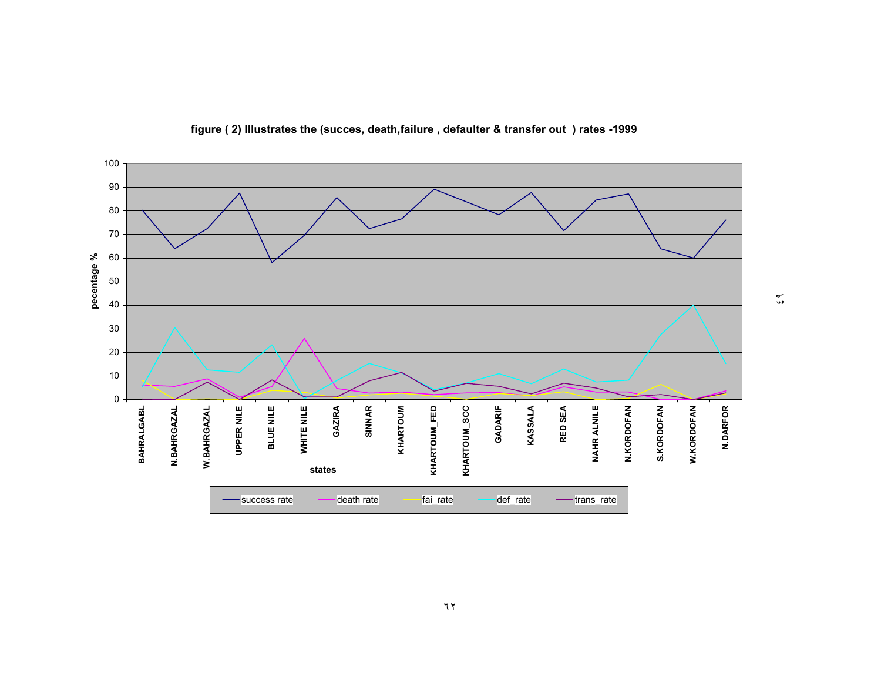figure ( 2) Illustrates the (succes, death,failure , defaulter & transfer out ) rates -1999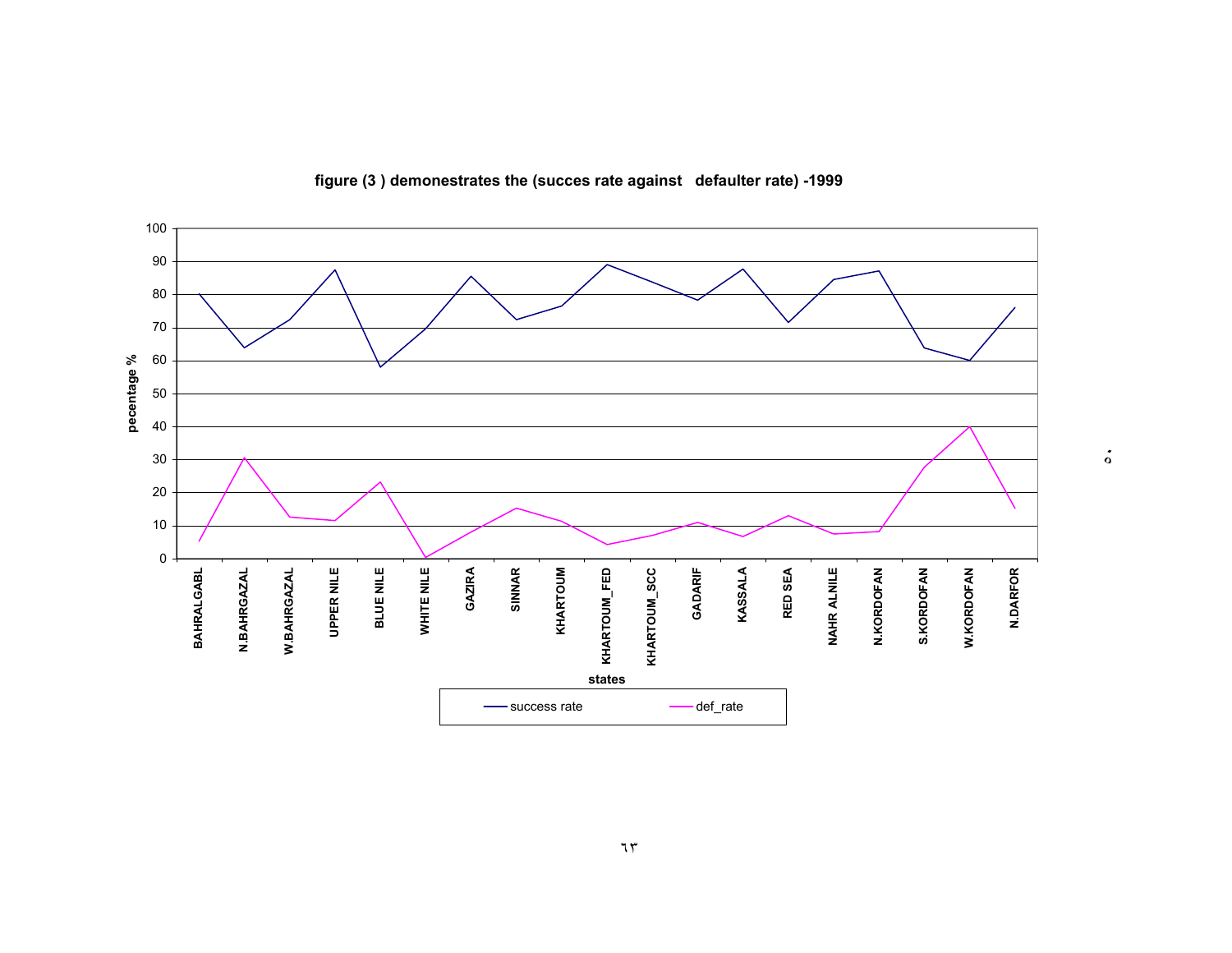**figure (3 ) demonestrates the (succes rate against defaulter rate) -1999**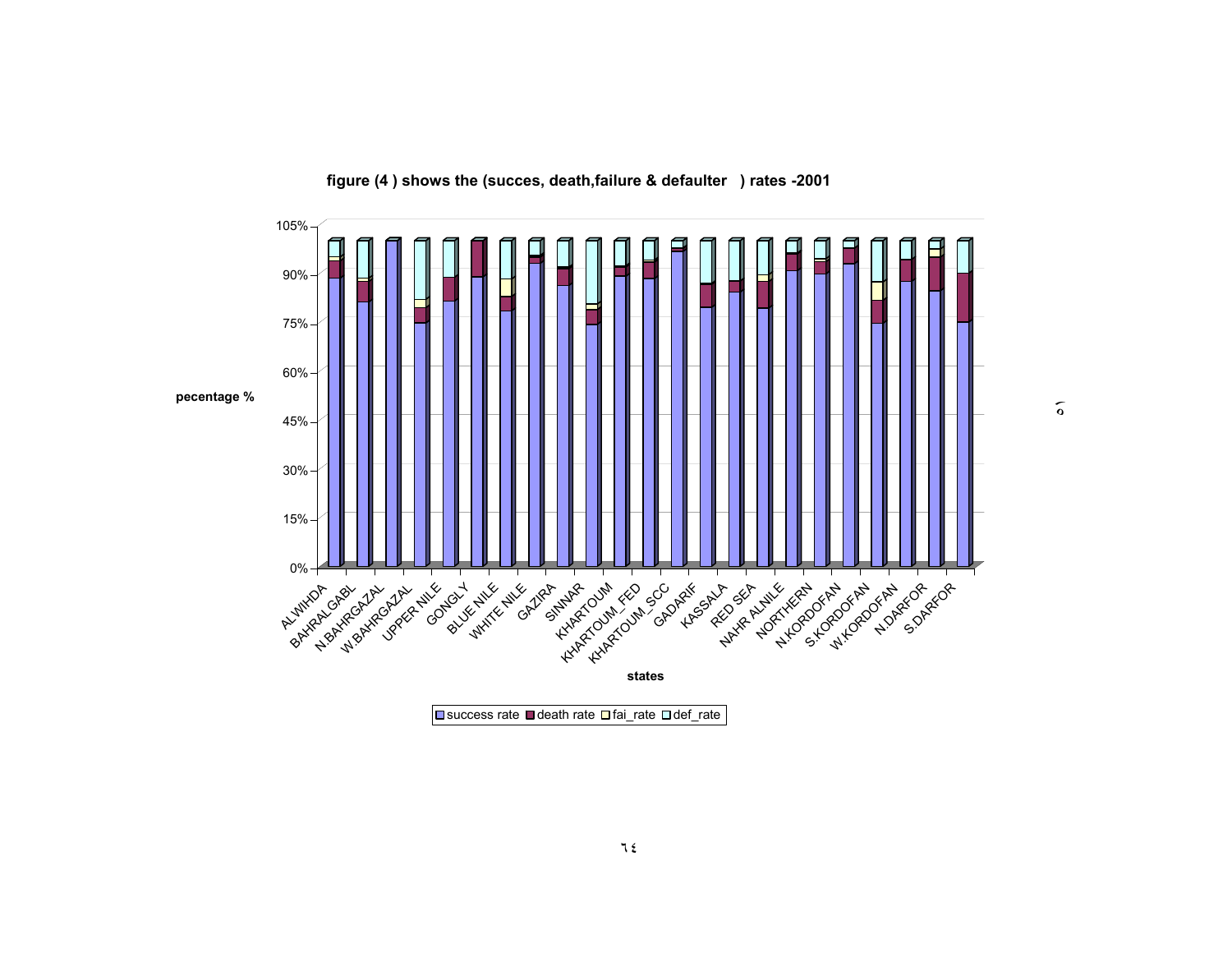**figure (4 ) shows the (succes, death,failure & defaulter ) rates -2001**

pecentage %

105%
90%
75%
60%
45%
30%
15%
0%

ALWIHDA, BAHRALGABL, N.BAHRGAZAL, W.BAHRGAZAL, UPPER NILE, GONGLY, BLUE NILE, WHITE NILE, GAZIRA, SINNAR, KHARTOUM, KHARTOUM_FED, KHARTOUM_SCC, GADARIF, KASSALA, RED SEA, NAHR ALNILE, NORTHERN, N.KORDOFAN, S.KORDOFAN, W.KORDOFAN, N.DARFOR, S.DARFOR

states

success rate, death rate, fai_rate, def_rate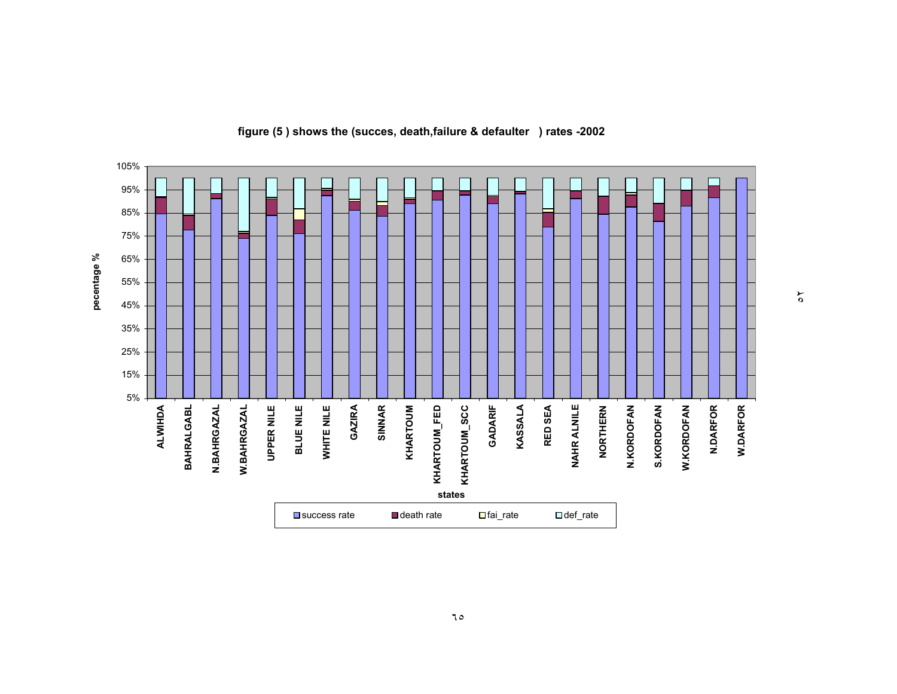figure (5 ) shows the (succes, death,failure & defaulter ) rates -2002

percentage %

states

success rate | death rate | fai_rate | def_rate

ALWIHDA, BAHRALGABL, N.BAHRGAZAL, W.BAHRGAZAL, UPPER NILE, BLUE NILE, WHITE NILE, GAZIRA, SINNAR, KHARTOUM, KHARTOUM_FED, KHARTOUM_SCC, GADARIF, KASSALA, RED SEA, NAHR ALNILE, NORTHERN, N.KORDOFAN, S.KORDOFAN, W.KORDOFAN, N.DARFOR, W.DARFOR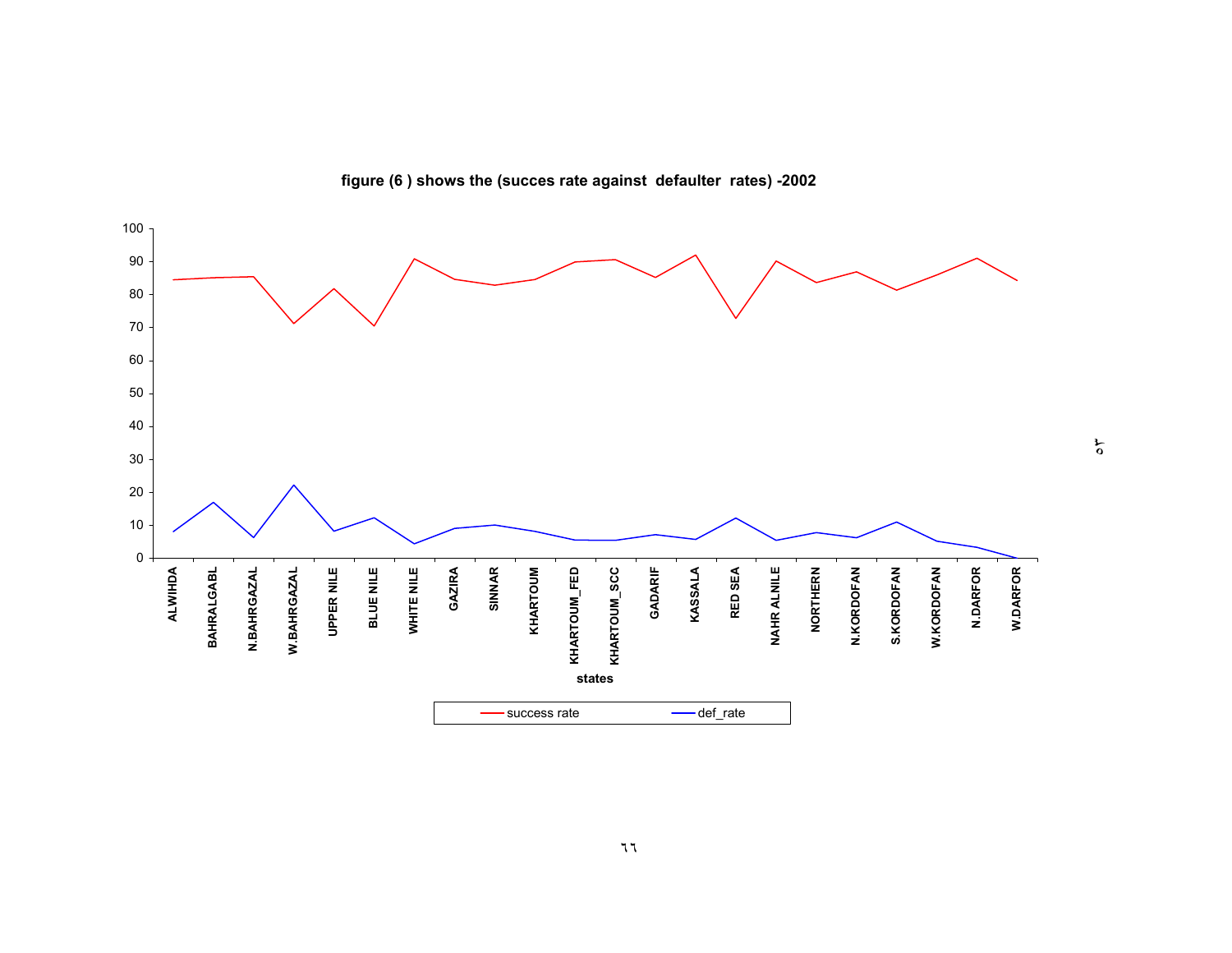figure (6 ) shows the (succes rate against defaulter rates) -2002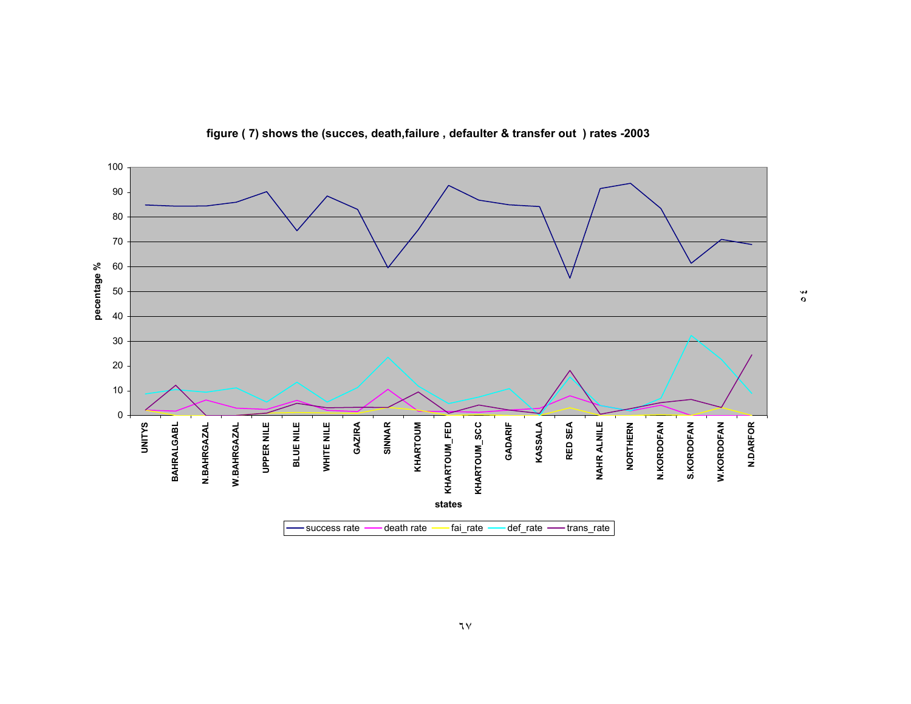figure ( 7) shows the (succes, death,failure , defaulter & transfer out ) rates -2003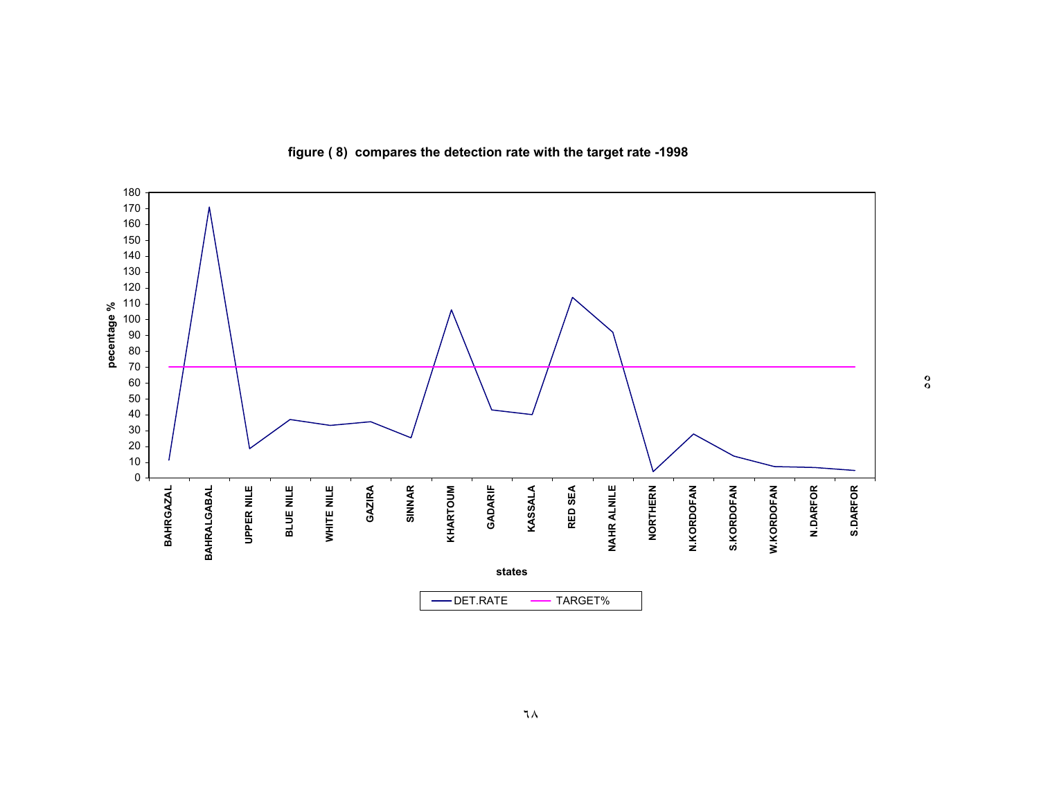**figure ( 8) compares the detection rate with the target rate -1998**

| states | DET.RATE | TARGET% |
|---|---|---|
| BAHRGAZAL | 11 | 70 |
| BAHRALGABAL | 171 | 70 |
| UPPER NILE | 18 | 70 |
| BLUE NILE | 37 | 70 |
| WHITE NILE | 33 | 70 |
| GAZIRA | 35 | 70 |
| SINNAR | 25 | 70 |
| KHARTOUM | 106 | 70 |
| GADARIF | 43 | 70 |
| KASSALA | 40 | 70 |
| RED SEA | 114 | 70 |
| NAHR ALNILE | 92 | 70 |
| NORTHERN | 4 | 70 |
| N.KORDOFAN | 28 | 70 |
| S.KORDOFAN | 14 | 70 |
| W.KORDOFAN | 7 | 70 |
| N.DARFOR | 7 | 70 |
| S.DARFOR | 5 | 70 |

*Note: DET.RATE values are approximate readings from the line chart (y-axis: pecentage %, 0–180; x-axis: states).*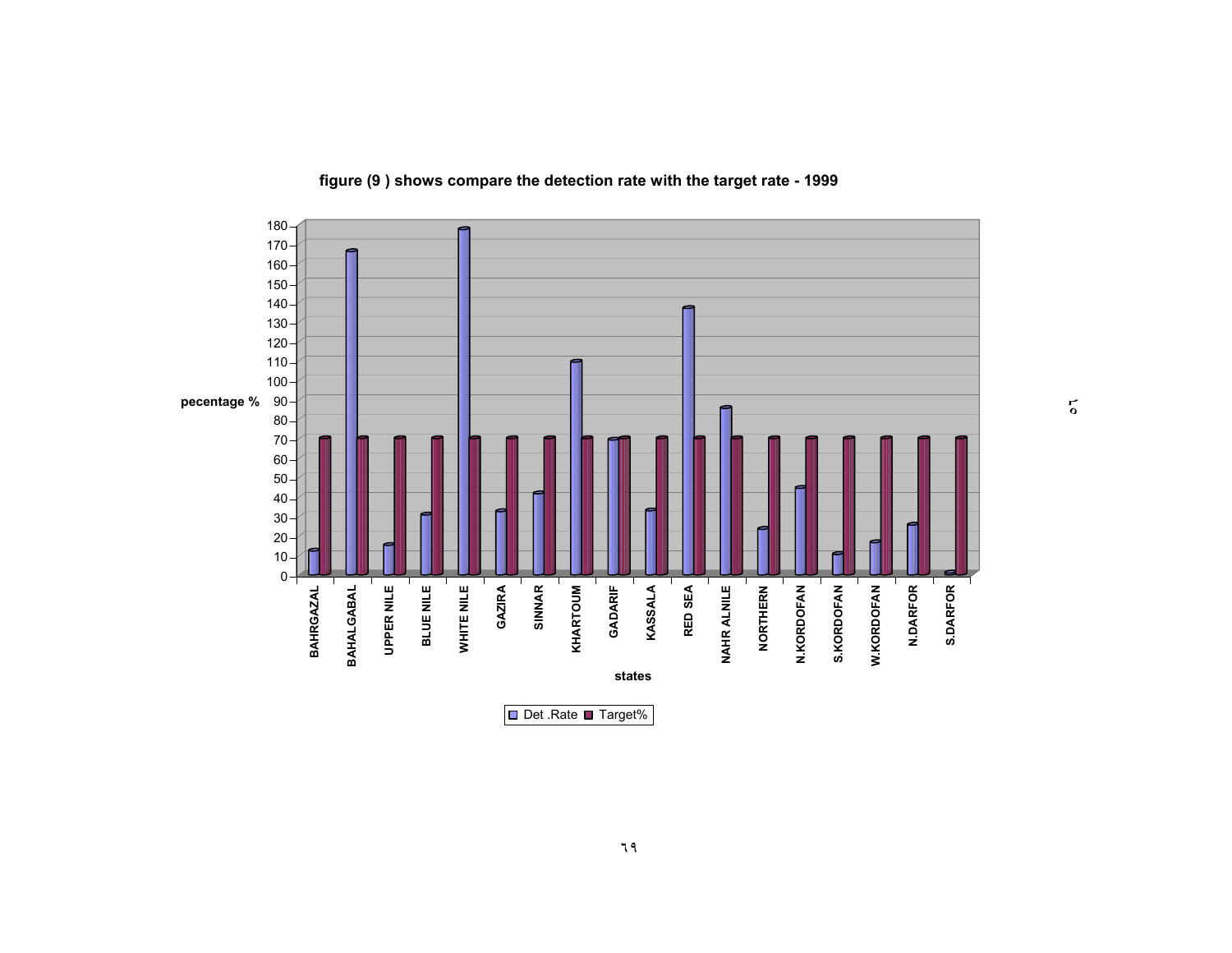**figure (9 ) shows compare the detection rate with the target rate - 1999**

pecentage %

| states | Det .Rate | Target% |
|---|---|---|
| BAHRGAZAL | 12 | 70 |
| BAHALGABAL | 166 | 70 |
| UPPER NILE | 15 | 70 |
| BLUE NILE | 31 | 70 |
| WHITE NILE | 178 | 70 |
| GAZIRA | 33 | 70 |
| SINNAR | 42 | 70 |
| KHARTOUM | 110 | 70 |
| GADARIF | 70 | 70 |
| KASSALA | 33 | 70 |
| RED SEA | 137 | 70 |
| NAHR ALNILE | 86 | 70 |
| NORTHERN | 24 | 70 |
| N.KORDOFAN | 45 | 70 |
| S.KORDOFAN | 11 | 70 |
| W.KORDOFAN | 17 | 70 |
| N.DARFOR | 26 | 70 |
| S.DARFOR | 1 | 70 |

states

Det .Rate  Target%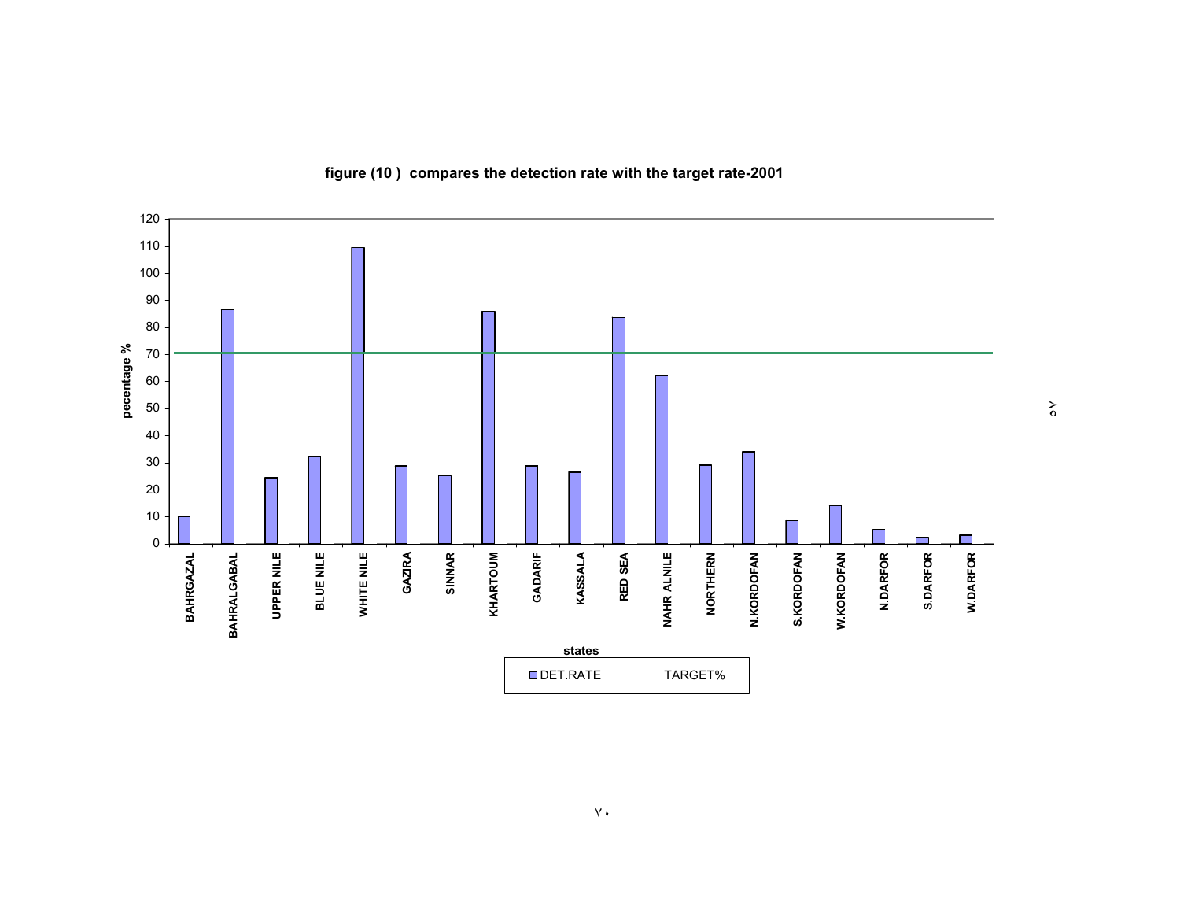**figure (10 ) compares the detection rate with the target rate-2001**

| states | DET.RATE | TARGET% |
|---|---|---|
| BAHRGAZAL | 10 | 70 |
| BAHRALGABAL | 86 | 70 |
| UPPER NILE | 24 | 70 |
| BLUE NILE | 32 | 70 |
| WHITE NILE | 109 | 70 |
| GAZIRA | 29 | 70 |
| SINNAR | 25 | 70 |
| KHARTOUM | 86 | 70 |
| GADARIF | 29 | 70 |
| KASSALA | 26 | 70 |
| RED SEA | 83 | 70 |
| NAHR ALNILE | 62 | 70 |
| NORTHERN | 29 | 70 |
| N.KORDOFAN | 34 | 70 |
| S.KORDOFAN | 8 | 70 |
| W.KORDOFAN | 14 | 70 |
| N.DARFOR | 5 | 70 |
| S.DARFOR | 2 | 70 |
| W.DARFOR | 3 | 70 |

*Values estimated from the chart (y-axis: pecentage %, 0–120; x-axis: states).*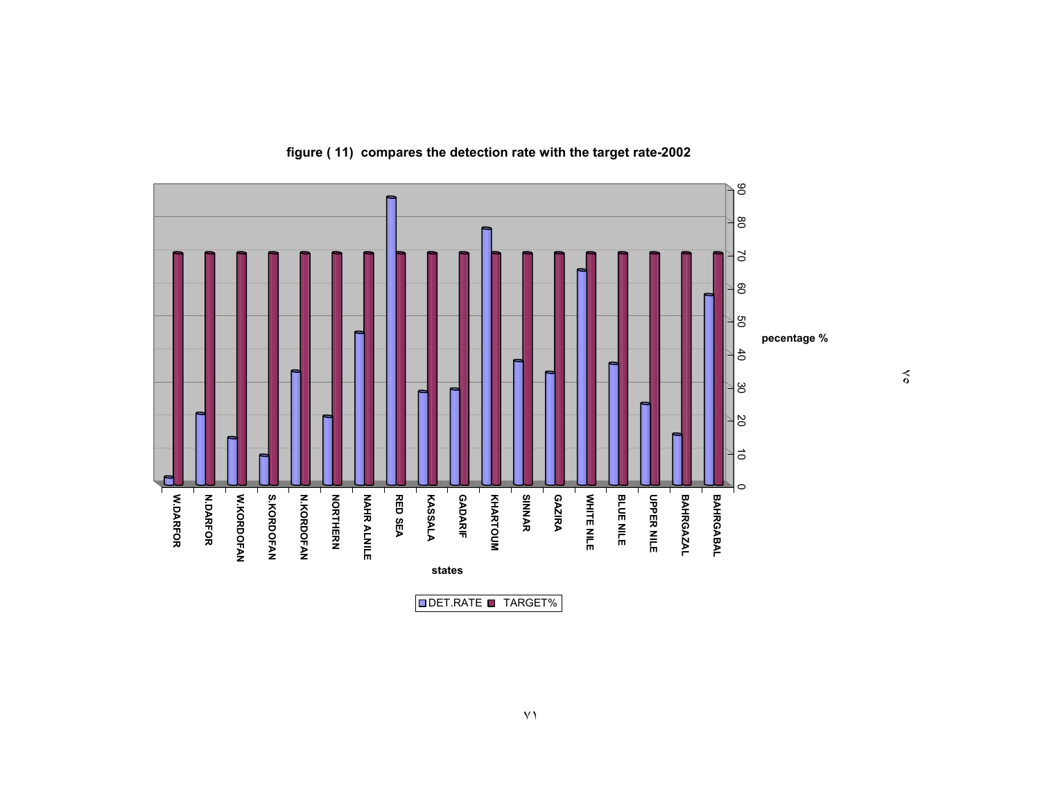**figure ( 11) compares the detection rate with the target rate-2002**

| states | DET.RATE | TARGET% |
|---|---|---|
| W.DARFOR | 2.5 | 70 |
| N.DARFOR | 21.5 | 70 |
| W.KORDOFAN | 14.5 | 70 |
| S.KORDOFAN | 9 | 70 |
| N.KORDOFAN | 34.5 | 70 |
| NORTHERN | 20.5 | 70 |
| NAHR ALNILE | 46 | 70 |
| RED SEA | 87.5 | 70 |
| KASSALA | 28.5 | 70 |
| GADARIF | 29 | 70 |
| KHARTOUM | 78 | 70 |
| SINNAR | 37.5 | 70 |
| GAZIRA | 34 | 70 |
| WHITE NILE | 65.5 | 70 |
| BLUE NILE | 36.5 | 70 |
| UPPER NILE | 24.5 | 70 |
| BAHRGAZAL | 15.5 | 70 |
| BAHRGABAL | 57.5 | 70 |

pecentage %

states

DET.RATE TARGET%

٧٥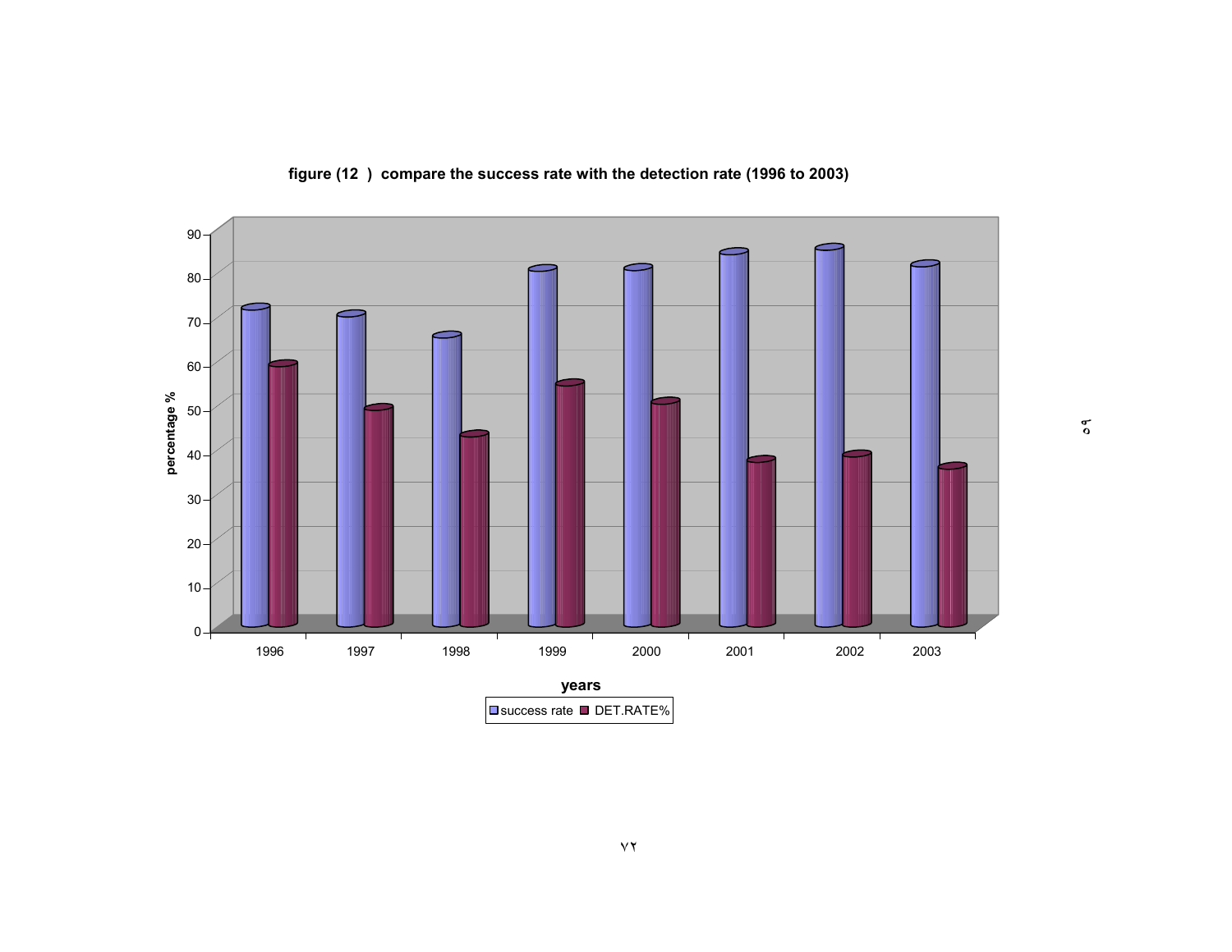**figure (12 ) compare the success rate with the detection rate (1996 to 2003)**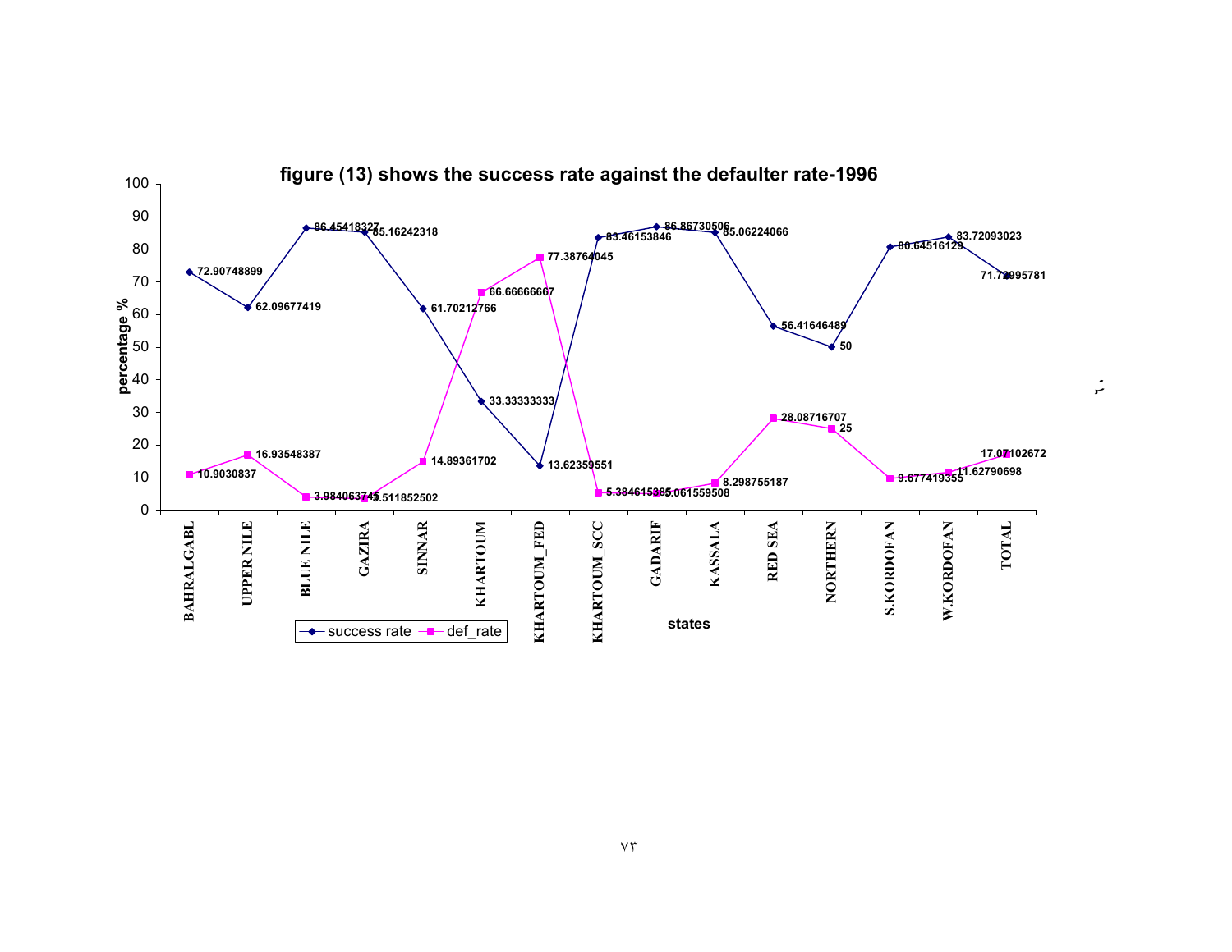**figure (13) shows the success rate against the defaulter rate-1996**

| states | success rate | def_rate |
|---|---|---|
| BAHRALGABL | 72.90748899 | 10.9030837 |
| UPPER NILE | 62.09677419 | 16.93548387 |
| BLUE NILE | 86.45418327 | 3.984063745 |
| GAZIRA | 85.16242318 | 3.511852502 |
| SINNAR | 61.70212766 | 14.89361702 |
| KHARTOUM | 33.33333333 | 66.66666667 |
| KHARTOUM_FED | 13.62359551 | 77.38764045 |
| KHARTOUM_SCC | 83.46153846 | 5.384615385 |
| GADARIF | 86.86730506 | 5.061559508 |
| KASSALA | 85.06224066 | 8.298755187 |
| RED SEA | 56.41646489 | 28.08716707 |
| NORTHERN | 50 | 25 |
| S.KORDOFAN | 80.64516129 | 9.677419355 |
| W.KORDOFAN | 83.72093023 | 11.62790698 |
| TOTAL | 71.72995781 | 17.07102672 |

percentage %

states

success rate — def_rate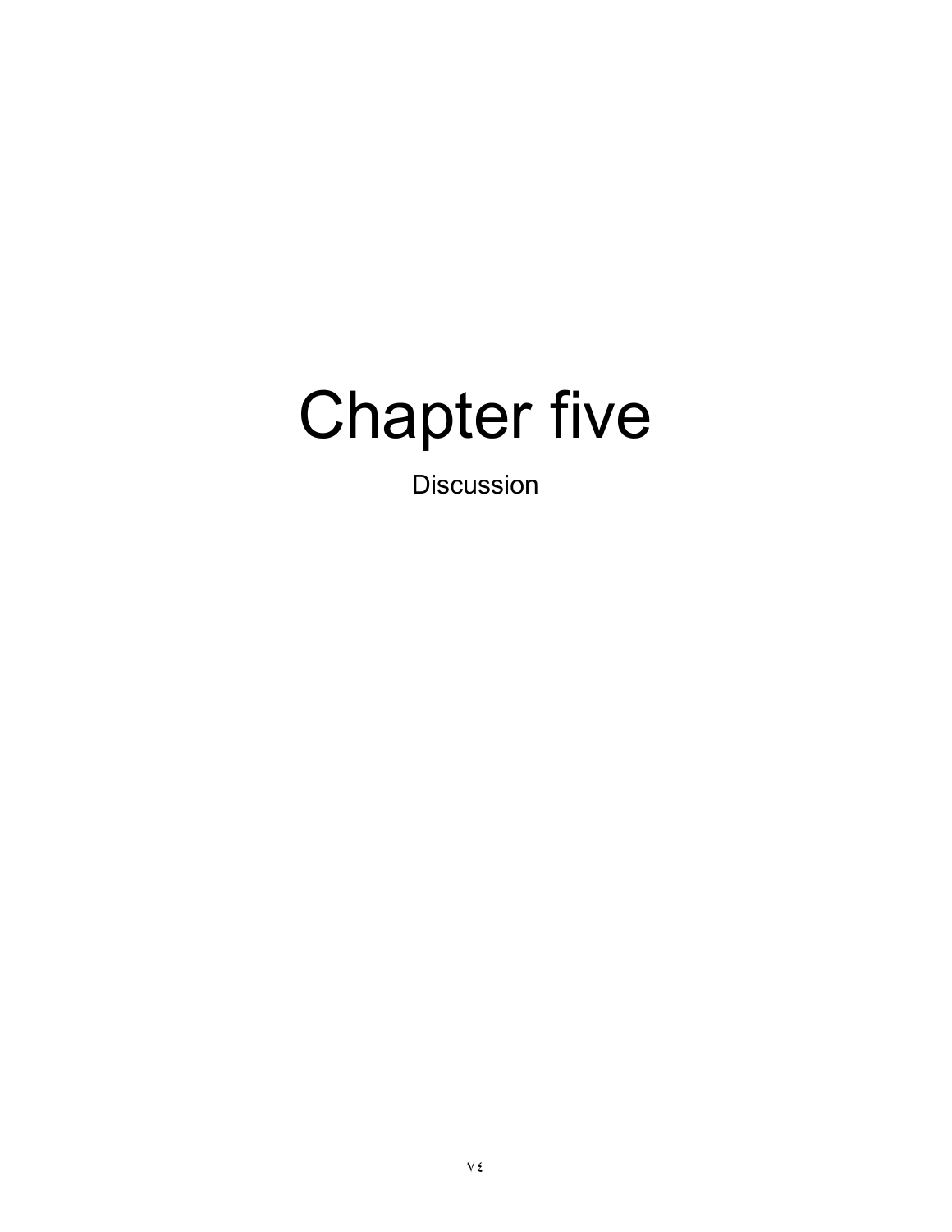# Chapter five

Discussion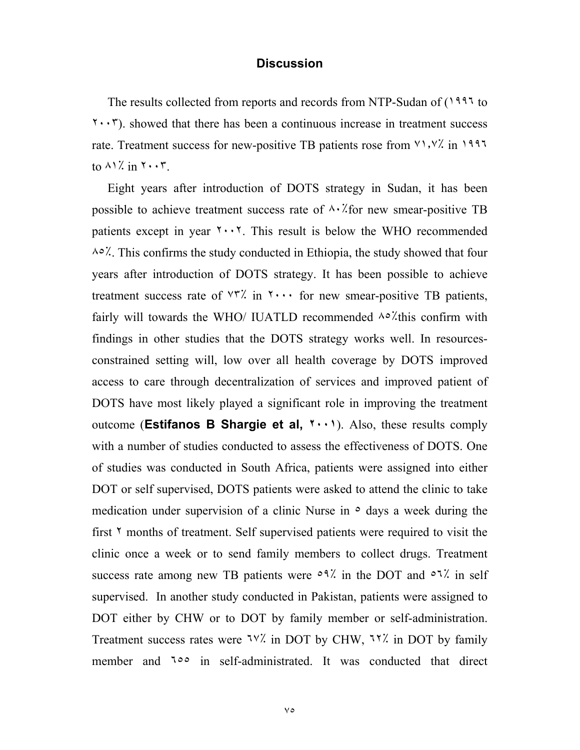## Discussion

The results collected from reports and records from NTP-Sudan of (١٩٩٦ to ٢٠٠٣). showed that there has been a continuous increase in treatment success rate. Treatment success for new-positive TB patients rose from ٧١,٧٪ in ١٩٩٦ to ٨١٪ in ٢٠٠٣.

Eight years after introduction of DOTS strategy in Sudan, it has been possible to achieve treatment success rate of ٨٠٪for new smear-positive TB patients except in year ٢٠٠٢. This result is below the WHO recommended ٨٥٪. This confirms the study conducted in Ethiopia, the study showed that four years after introduction of DOTS strategy. It has been possible to achieve treatment success rate of ٧٣٪ in ٢٠٠٠ for new smear-positive TB patients, fairly will towards the WHO/ IUATLD recommended ٨٥٪this confirm with findings in other studies that the DOTS strategy works well. In resources-constrained setting will, low over all health coverage by DOTS improved access to care through decentralization of services and improved patient of DOTS have most likely played a significant role in improving the treatment outcome (**Estifanos B Shargie et al, ٢٠٠١**). Also, these results comply with a number of studies conducted to assess the effectiveness of DOTS. One of studies was conducted in South Africa, patients were assigned into either DOT or self supervised, DOTS patients were asked to attend the clinic to take medication under supervision of a clinic Nurse in ٥ days a week during the first ٢ months of treatment. Self supervised patients were required to visit the clinic once a week or to send family members to collect drugs. Treatment success rate among new TB patients were ٥٩٪ in the DOT and ٥٦٪ in self supervised. In another study conducted in Pakistan, patients were assigned to DOT either by CHW or to DOT by family member or self-administration. Treatment success rates were ٦٧٪ in DOT by CHW, ٦٢٪ in DOT by family member and ٦٥٥ in self-administrated. It was conducted that direct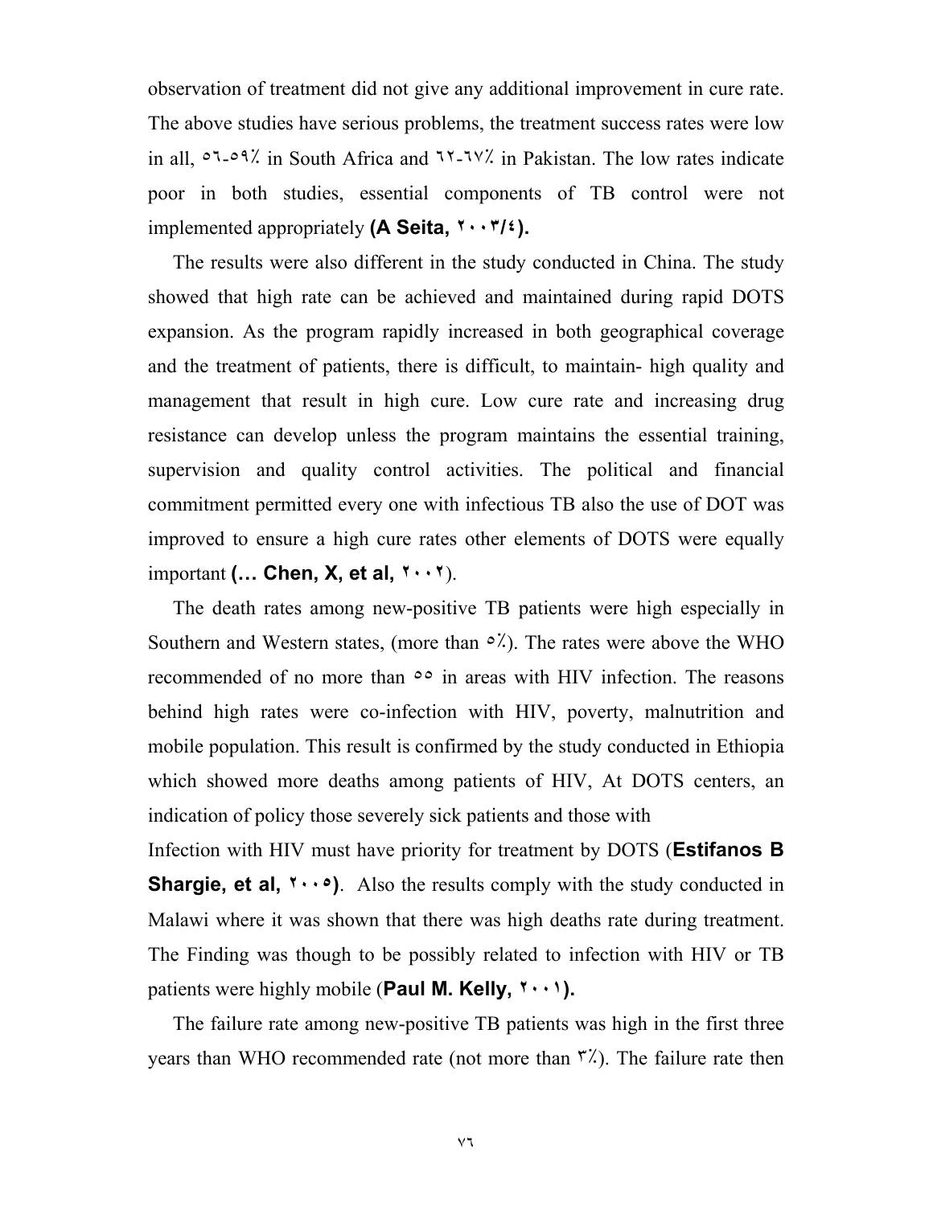observation of treatment did not give any additional improvement in cure rate. The above studies have serious problems, the treatment success rates were low in all, ٥٦-٥٩٪ in South Africa and ٦٢-٦٧٪ in Pakistan. The low rates indicate poor in both studies, essential components of TB control were not implemented appropriately **(A Seita, ٢٠٠٣/٤).**

The results were also different in the study conducted in China. The study showed that high rate can be achieved and maintained during rapid DOTS expansion. As the program rapidly increased in both geographical coverage and the treatment of patients, there is difficult, to maintain- high quality and management that result in high cure. Low cure rate and increasing drug resistance can develop unless the program maintains the essential training, supervision and quality control activities. The political and financial commitment permitted every one with infectious TB also the use of DOT was improved to ensure a high cure rates other elements of DOTS were equally important **(… Chen, X, et al, ٢٠٠٢**).

The death rates among new-positive TB patients were high especially in Southern and Western states, (more than ٥٪). The rates were above the WHO recommended of no more than ٥٥ in areas with HIV infection. The reasons behind high rates were co-infection with HIV, poverty, malnutrition and mobile population. This result is confirmed by the study conducted in Ethiopia which showed more deaths among patients of HIV, At DOTS centers, an indication of policy those severely sick patients and those with Infection with HIV must have priority for treatment by DOTS (**Estifanos B Shargie, et al, ٢٠٠٥)**. Also the results comply with the study conducted in Malawi where it was shown that there was high deaths rate during treatment. The Finding was though to be possibly related to infection with HIV or TB patients were highly mobile (**Paul M. Kelly, ٢٠٠١).**

The failure rate among new-positive TB patients was high in the first three years than WHO recommended rate (not more than ٣٪). The failure rate then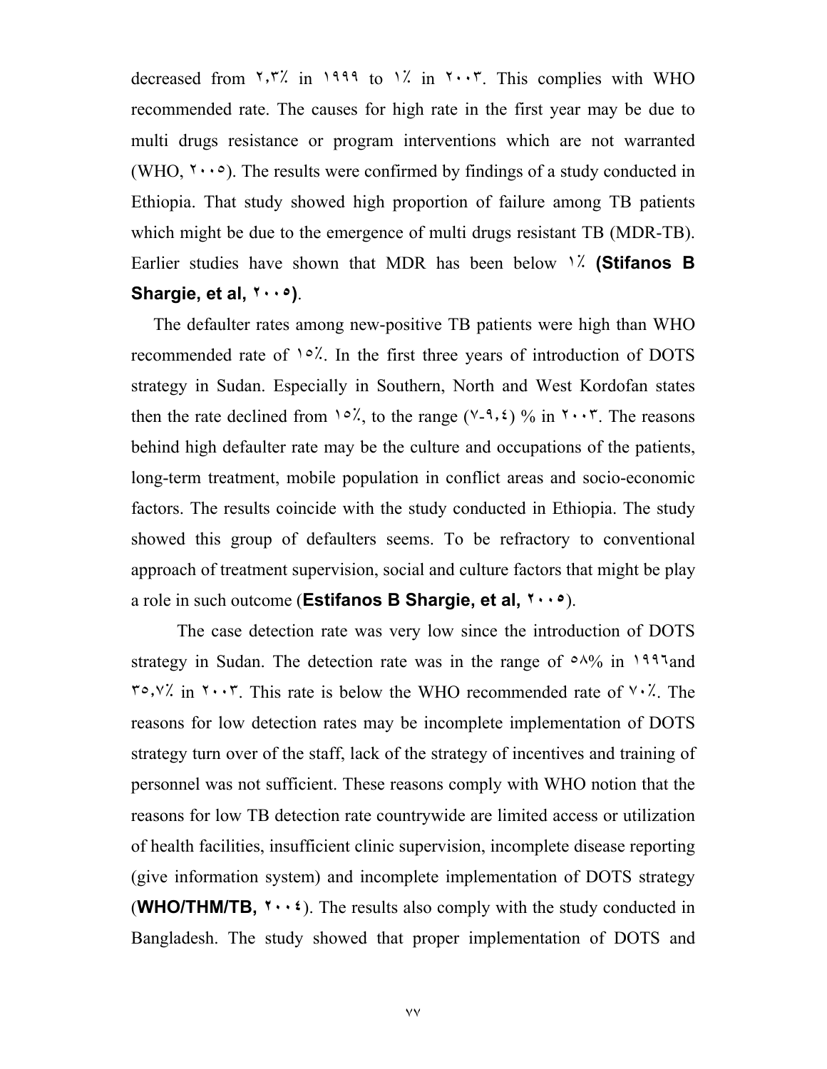decreased from ٢,٣٪ in ١٩٩٩ to ١٪ in ٢٠٠٣. This complies with WHO recommended rate. The causes for high rate in the first year may be due to multi drugs resistance or program interventions which are not warranted (WHO, ٢٠٠٥). The results were confirmed by findings of a study conducted in Ethiopia. That study showed high proportion of failure among TB patients which might be due to the emergence of multi drugs resistant TB (MDR-TB). Earlier studies have shown that MDR has been below ١٪ **(Stifanos B Shargie, et al, ٢٠٠٥)**.

The defaulter rates among new-positive TB patients were high than WHO recommended rate of ١٥٪. In the first three years of introduction of DOTS strategy in Sudan. Especially in Southern, North and West Kordofan states then the rate declined from ١٥٪, to the range (٧-٩,٤) % in ٢٠٠٣. The reasons behind high defaulter rate may be the culture and occupations of the patients, long-term treatment, mobile population in conflict areas and socio-economic factors. The results coincide with the study conducted in Ethiopia. The study showed this group of defaulters seems. To be refractory to conventional approach of treatment supervision, social and culture factors that might be play a role in such outcome (**Estifanos B Shargie, et al, ٢٠٠٥**).

The case detection rate was very low since the introduction of DOTS strategy in Sudan. The detection rate was in the range of ٥٨% in ١٩٩٦and ٣٥,٧٪ in ٢٠٠٣. This rate is below the WHO recommended rate of ٧٠٪. The reasons for low detection rates may be incomplete implementation of DOTS strategy turn over of the staff, lack of the strategy of incentives and training of personnel was not sufficient. These reasons comply with WHO notion that the reasons for low TB detection rate countrywide are limited access or utilization of health facilities, insufficient clinic supervision, incomplete disease reporting (give information system) and incomplete implementation of DOTS strategy (**WHO/THM/TB, ٢٠٠٤**). The results also comply with the study conducted in Bangladesh. The study showed that proper implementation of DOTS and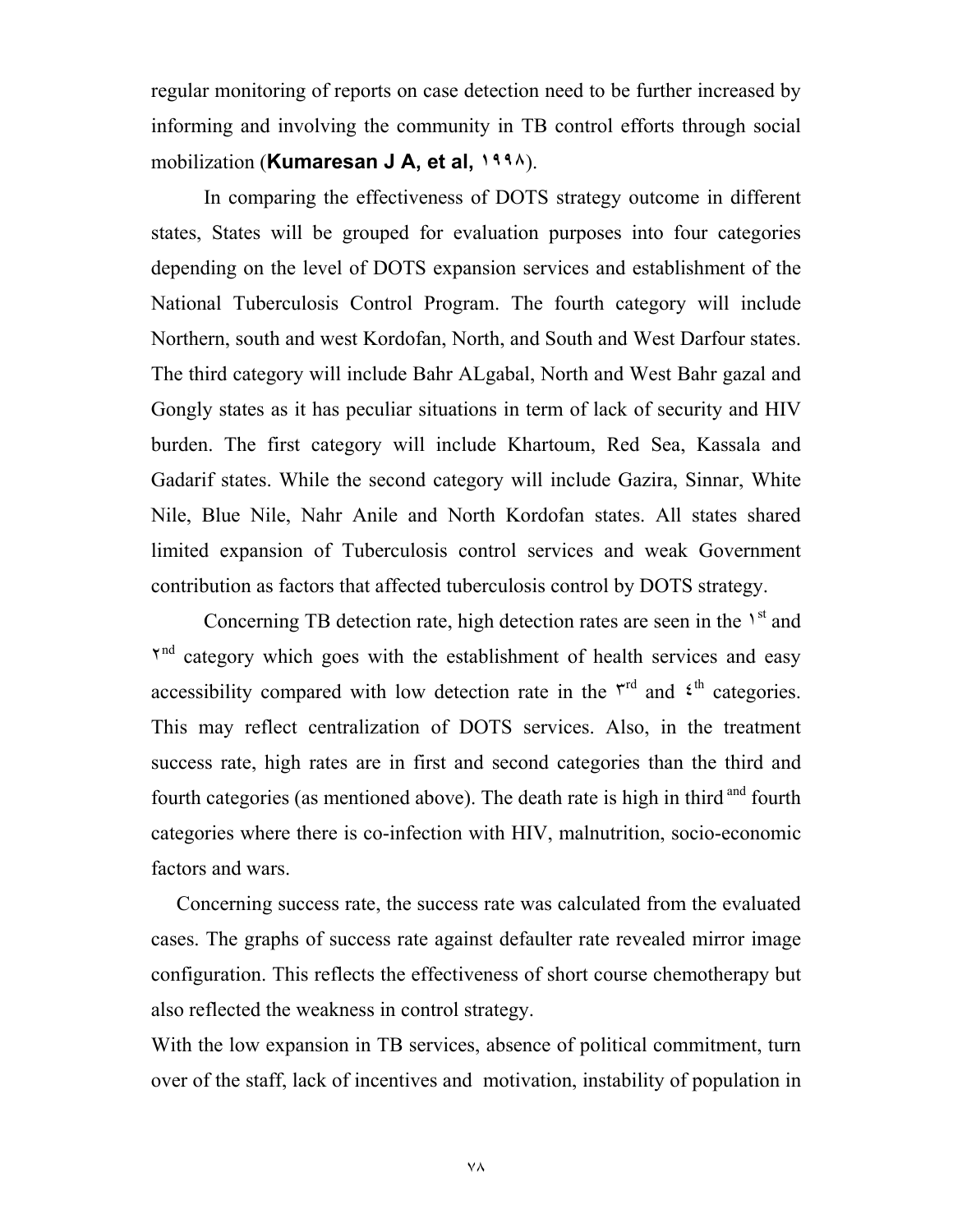regular monitoring of reports on case detection need to be further increased by informing and involving the community in TB control efforts through social mobilization (**Kumaresan J A, et al, ١٩٩٨**).

In comparing the effectiveness of DOTS strategy outcome in different states, States will be grouped for evaluation purposes into four categories depending on the level of DOTS expansion services and establishment of the National Tuberculosis Control Program. The fourth category will include Northern, south and west Kordofan, North, and South and West Darfour states. The third category will include Bahr ALgabal, North and West Bahr gazal and Gongly states as it has peculiar situations in term of lack of security and HIV burden. The first category will include Khartoum, Red Sea, Kassala and Gadarif states. While the second category will include Gazira, Sinnar, White Nile, Blue Nile, Nahr Anile and North Kordofan states. All states shared limited expansion of Tuberculosis control services and weak Government contribution as factors that affected tuberculosis control by DOTS strategy.

Concerning TB detection rate, high detection rates are seen in the ١st and ٢nd category which goes with the establishment of health services and easy accessibility compared with low detection rate in the ٣rd and ٤th categories. This may reflect centralization of DOTS services. Also, in the treatment success rate, high rates are in first and second categories than the third and fourth categories (as mentioned above). The death rate is high in third and fourth categories where there is co-infection with HIV, malnutrition, socio-economic factors and wars.

Concerning success rate, the success rate was calculated from the evaluated cases. The graphs of success rate against defaulter rate revealed mirror image configuration. This reflects the effectiveness of short course chemotherapy but also reflected the weakness in control strategy.

With the low expansion in TB services, absence of political commitment, turn over of the staff, lack of incentives and motivation, instability of population in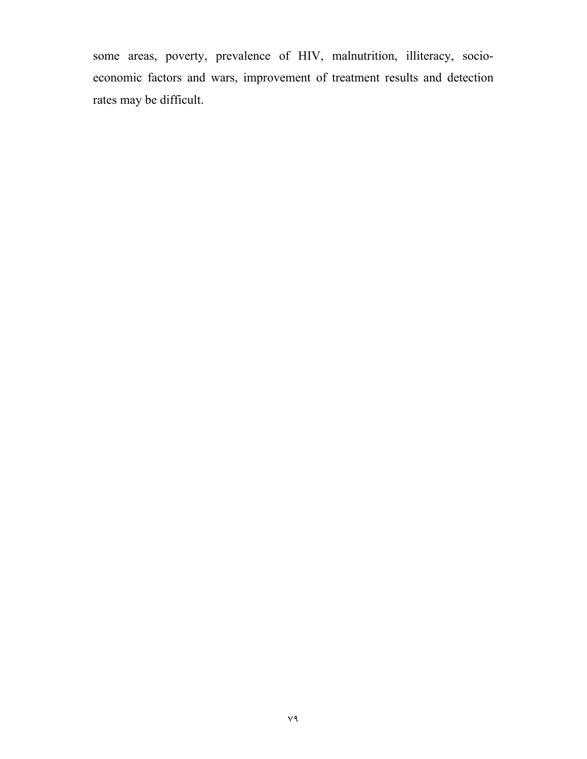some areas, poverty, prevalence of HIV, malnutrition, illiteracy, socio-economic factors and wars, improvement of treatment results and detection rates may be difficult.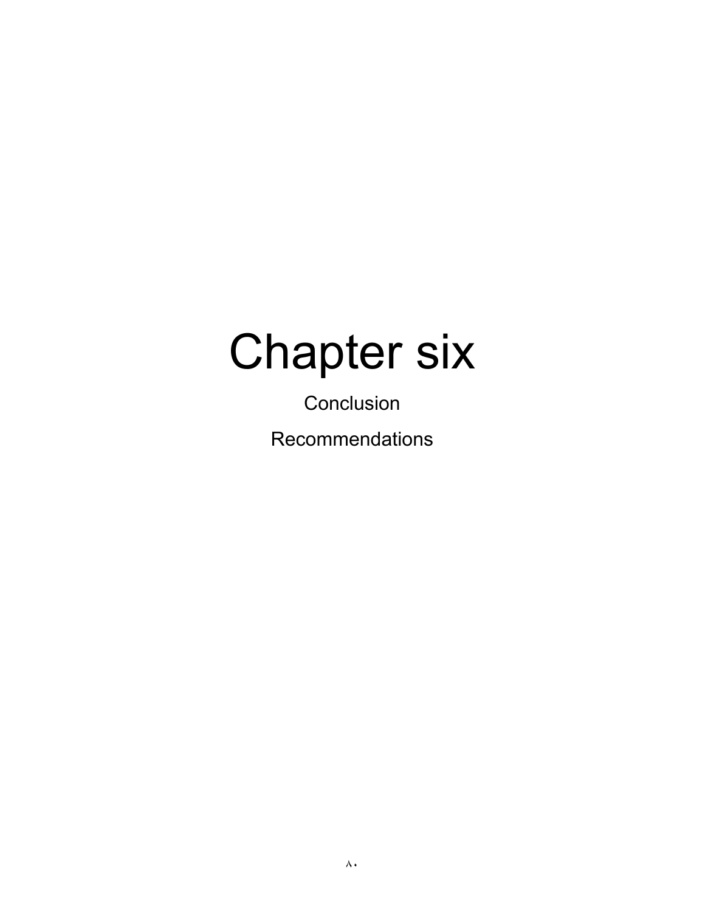# Chapter six

Conclusion

Recommendations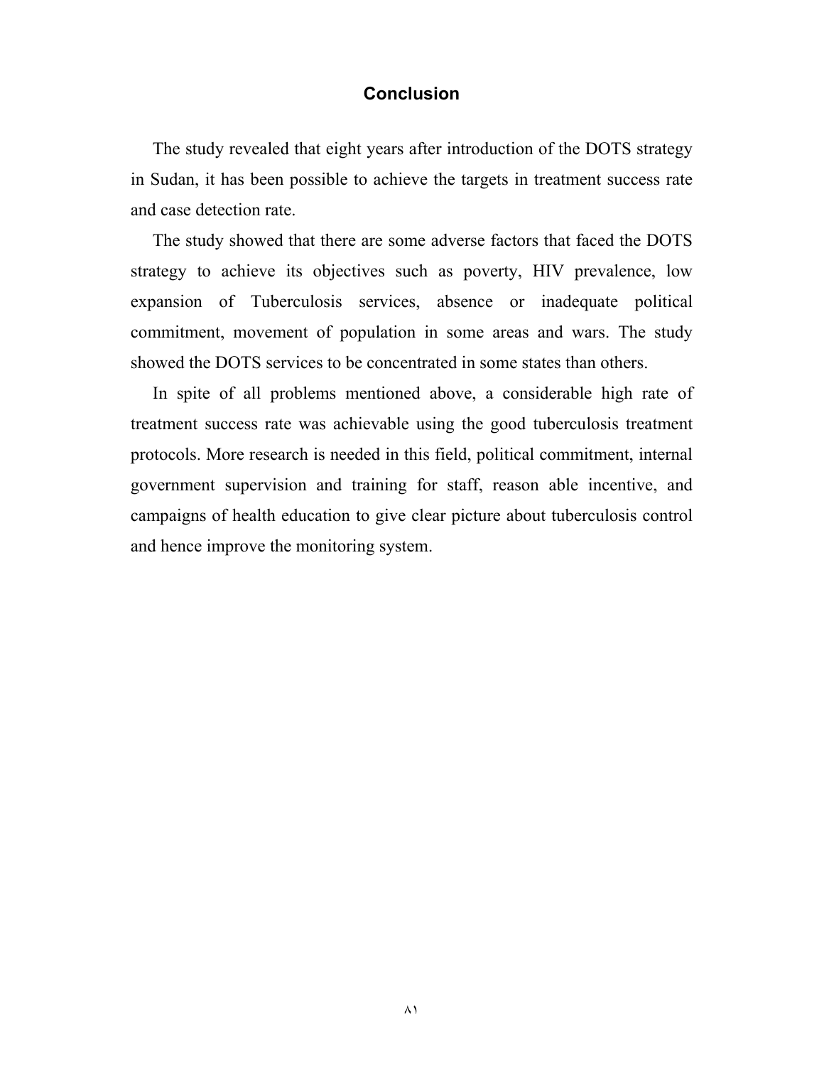# Conclusion

The study revealed that eight years after introduction of the DOTS strategy in Sudan, it has been possible to achieve the targets in treatment success rate and case detection rate.

The study showed that there are some adverse factors that faced the DOTS strategy to achieve its objectives such as poverty, HIV prevalence, low expansion of Tuberculosis services, absence or inadequate political commitment, movement of population in some areas and wars. The study showed the DOTS services to be concentrated in some states than others.

In spite of all problems mentioned above, a considerable high rate of treatment success rate was achievable using the good tuberculosis treatment protocols. More research is needed in this field, political commitment, internal government supervision and training for staff, reason able incentive, and campaigns of health education to give clear picture about tuberculosis control and hence improve the monitoring system.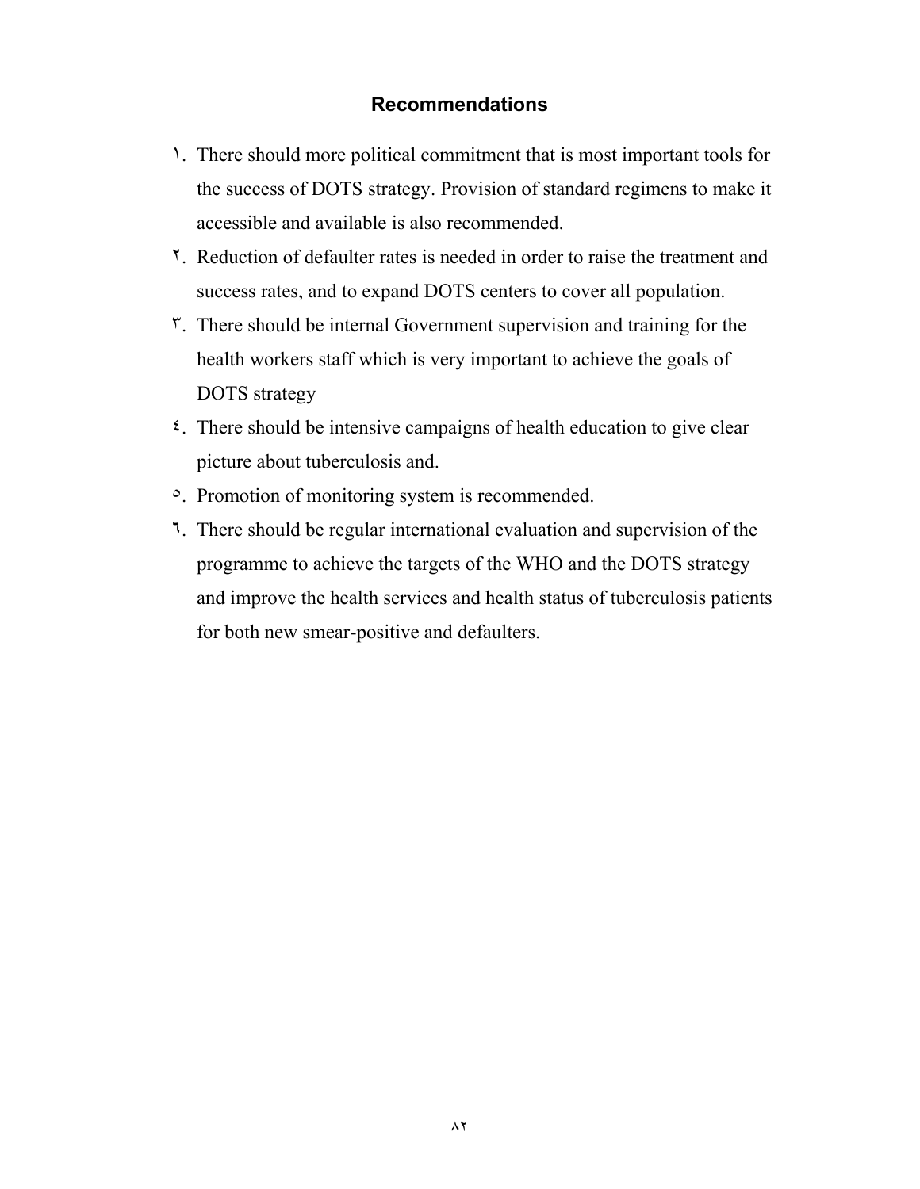## Recommendations

١. There should more political commitment that is most important tools for the success of DOTS strategy. Provision of standard regimens to make it accessible and available is also recommended.

٢. Reduction of defaulter rates is needed in order to raise the treatment and success rates, and to expand DOTS centers to cover all population.

٣. There should be internal Government supervision and training for the health workers staff which is very important to achieve the goals of DOTS strategy

٤. There should be intensive campaigns of health education to give clear picture about tuberculosis and.

٥. Promotion of monitoring system is recommended.

٦. There should be regular international evaluation and supervision of the programme to achieve the targets of the WHO and the DOTS strategy and improve the health services and health status of tuberculosis patients for both new smear-positive and defaulters.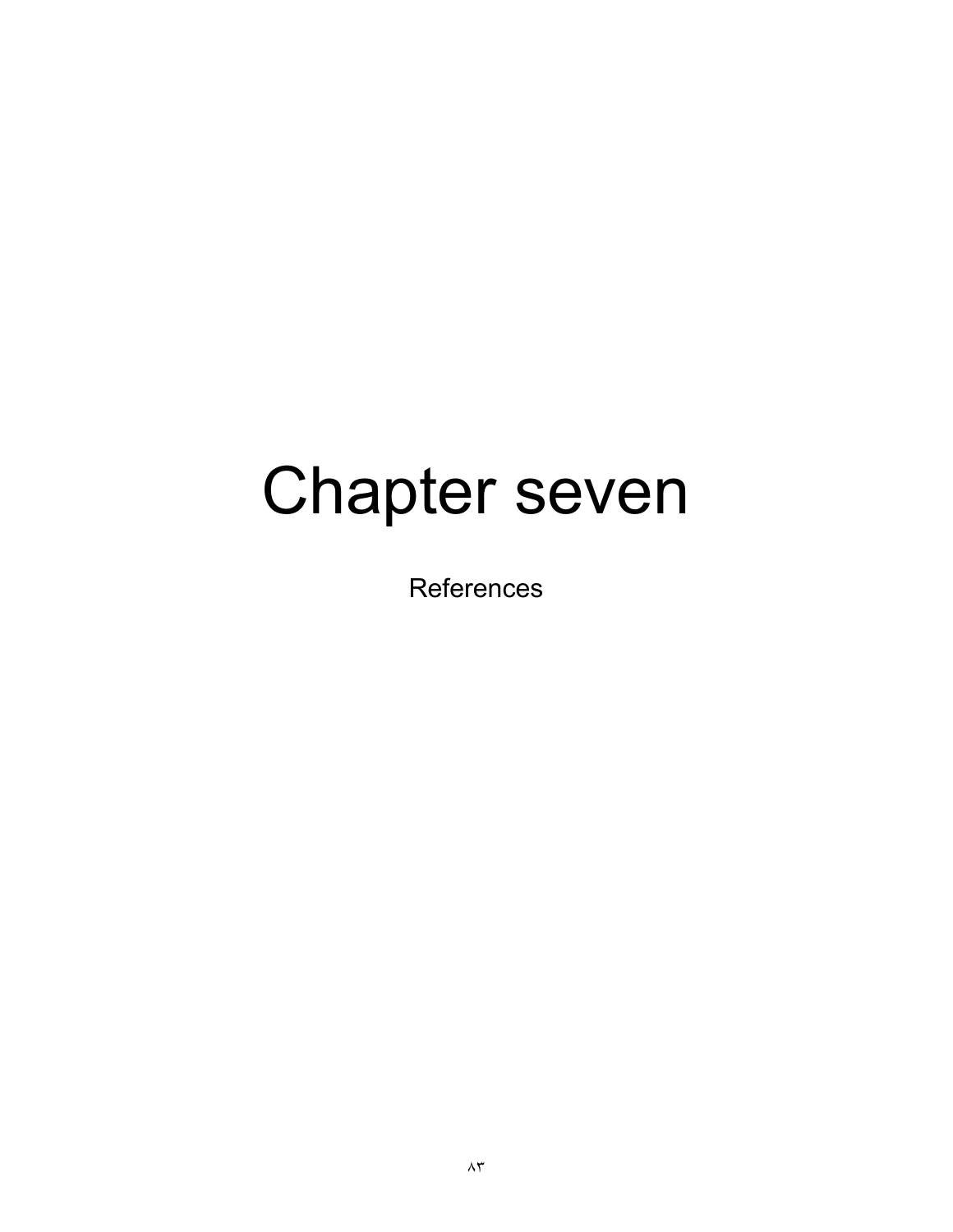# Chapter seven

References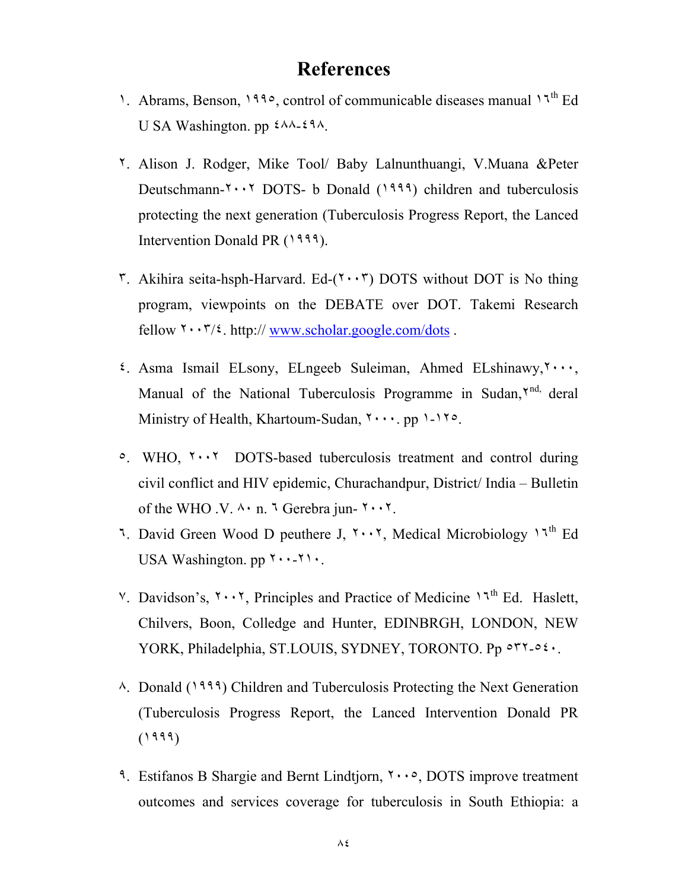# References

١. Abrams, Benson, ١٩٩٥, control of communicable diseases manual ١٦th Ed U SA Washington. pp ٤٨٨-٤٩٨.

٢. Alison J. Rodger, Mike Tool/ Baby Lalnunthuangi, V.Muana &Peter Deutschmann-٢٠٠٢ DOTS- b Donald (١٩٩٩) children and tuberculosis protecting the next generation (Tuberculosis Progress Report, the Lanced Intervention Donald PR (١٩٩٩).

٣. Akihira seita-hsph-Harvard. Ed-(٢٠٠٣) DOTS without DOT is No thing program, viewpoints on the DEBATE over DOT. Takemi Research fellow ٢٠٠٣/٤. http:// www.scholar.google.com/dots .

٤. Asma Ismail ELsony, ELngeeb Suleiman, Ahmed ELshinawy,٢٠٠٠, Manual of the National Tuberculosis Programme in Sudan,٢nd, deral Ministry of Health, Khartoum-Sudan, ٢٠٠٠. pp ١-١٢٥.

٥. WHO, ٢٠٠٢ DOTS-based tuberculosis treatment and control during civil conflict and HIV epidemic, Churachandpur, District/ India – Bulletin of the WHO .V. ٨٠ n. ٦ Gerebra jun- ٢٠٠٢.

٦. David Green Wood D peuthere J, ٢٠٠٢, Medical Microbiology ١٦th Ed USA Washington. pp ٢٠٠-٢١٠.

٧. Davidson's, ٢٠٠٢, Principles and Practice of Medicine ١٦th Ed. Haslett, Chilvers, Boon, Colledge and Hunter, EDINBRGH, LONDON, NEW YORK, Philadelphia, ST.LOUIS, SYDNEY, TORONTO. Pp ٥٣٢-٥٤٠.

٨. Donald (١٩٩٩) Children and Tuberculosis Protecting the Next Generation (Tuberculosis Progress Report, the Lanced Intervention Donald PR (١٩٩٩)

٩. Estifanos B Shargie and Bernt Lindtjorn, ٢٠٠٥, DOTS improve treatment outcomes and services coverage for tuberculosis in South Ethiopia: a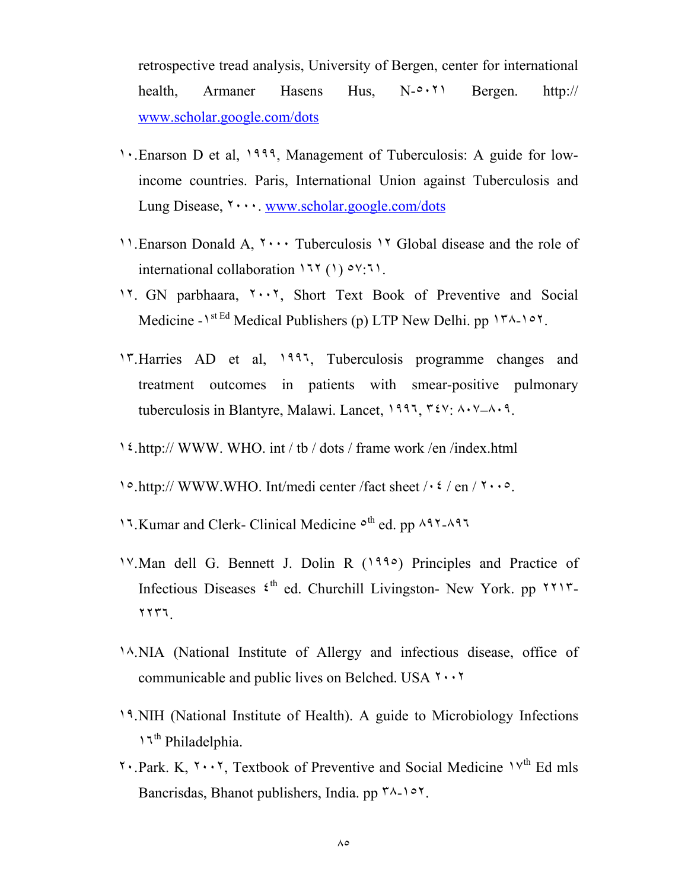retrospective tread analysis, University of Bergen, center for international health, Armaner Hasens Hus, N-٥٠٢١ Bergen. http:// www.scholar.google.com/dots

١٠.Enarson D et al, ١٩٩٩, Management of Tuberculosis: A guide for low-income countries. Paris, International Union against Tuberculosis and Lung Disease, ٢٠٠٠. www.scholar.google.com/dots

١١.Enarson Donald A, ٢٠٠٠ Tuberculosis ١٢ Global disease and the role of international collaboration ١٦٢ (١) ٥٧:٦١.

١٢. GN parbhaara, ٢٠٠٢, Short Text Book of Preventive and Social Medicine -١ st Ed Medical Publishers (p) LTP New Delhi. pp ١٣٨-١٥٢.

١٣.Harries AD et al, ١٩٩٦, Tuberculosis programme changes and treatment outcomes in patients with smear-positive pulmonary tuberculosis in Blantyre, Malawi. Lancet, ١٩٩٦, ٣٤٧: ٨٠٧–٨٠٩.

١٤.http:// WWW. WHO. int / tb / dots / frame work /en /index.html

١٥.http:// WWW.WHO. Int/medi center /fact sheet /٠٤ / en / ٢٠٠٥.

١٦.Kumar and Clerk- Clinical Medicine ٥th ed. pp ٨٩٢-٨٩٦

١٧.Man dell G. Bennett J. Dolin R (١٩٩٥) Principles and Practice of Infectious Diseases ٤th ed. Churchill Livingston- New York. pp ٢٢١٣-٢٢٣٦.

١٨.NIA (National Institute of Allergy and infectious disease, office of communicable and public lives on Belched. USA ٢٠٠٢

١٩.NIH (National Institute of Health). A guide to Microbiology Infections ١٦th Philadelphia.

٢٠.Park. K, ٢٠٠٢, Textbook of Preventive and Social Medicine ١٧th Ed mls Bancrisdas, Bhanot publishers, India. pp ٣٨-١٥٢.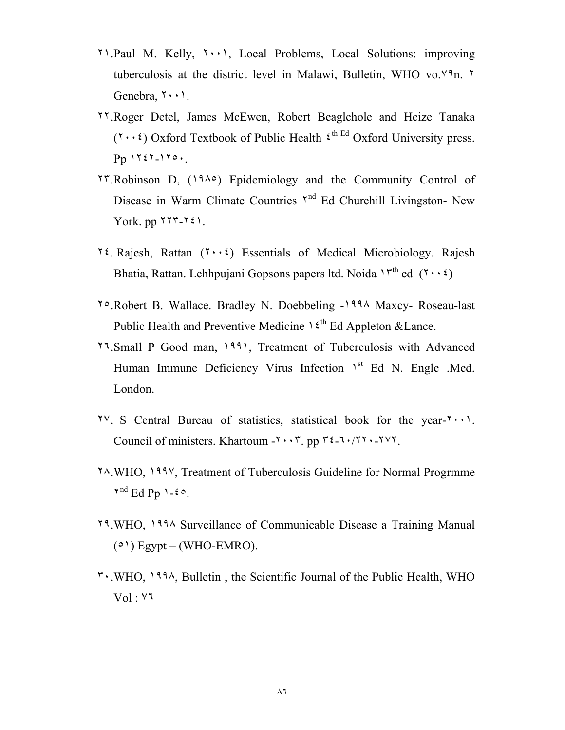٢١.Paul M. Kelly, ٢٠٠١, Local Problems, Local Solutions: improving tuberculosis at the district level in Malawi, Bulletin, WHO vo.٧٩n. ٢ Genebra, ٢٠٠١.

٢٢.Roger Detel, James McEwen, Robert Beaglchole and Heize Tanaka (٢٠٠٤) Oxford Textbook of Public Health ٤th Ed Oxford University press. Pp ١٢٤٢-١٢٥٠.

٢٣.Robinson D, (١٩٨٥) Epidemiology and the Community Control of Disease in Warm Climate Countries ٢nd Ed Churchill Livingston- New York. pp ٢٢٣-٢٤١.

٢٤. Rajesh, Rattan (٢٠٠٤) Essentials of Medical Microbiology. Rajesh Bhatia, Rattan. Lchhpujani Gopsons papers ltd. Noida ١٣th ed (٢٠٠٤)

٢٥.Robert B. Wallace. Bradley N. Doebbeling -١٩٩٨ Maxcy- Roseau-last Public Health and Preventive Medicine ١٤th Ed Appleton &Lance.

٢٦.Small P Good man, ١٩٩١, Treatment of Tuberculosis with Advanced Human Immune Deficiency Virus Infection ١st Ed N. Engle .Med. London.

٢٧. S Central Bureau of statistics, statistical book for the year-٢٠٠١. Council of ministers. Khartoum -٢٠٠٣. pp ٣٤-٦٠/٢٢٠-٢٧٢.

٢٨.WHO, ١٩٩٧, Treatment of Tuberculosis Guideline for Normal Progrmme ٢nd Ed Pp ١-٤٥.

٢٩.WHO, ١٩٩٨ Surveillance of Communicable Disease a Training Manual (٥١) Egypt – (WHO-EMRO).

٣٠.WHO, ١٩٩٨, Bulletin , the Scientific Journal of the Public Health, WHO Vol : ٧٦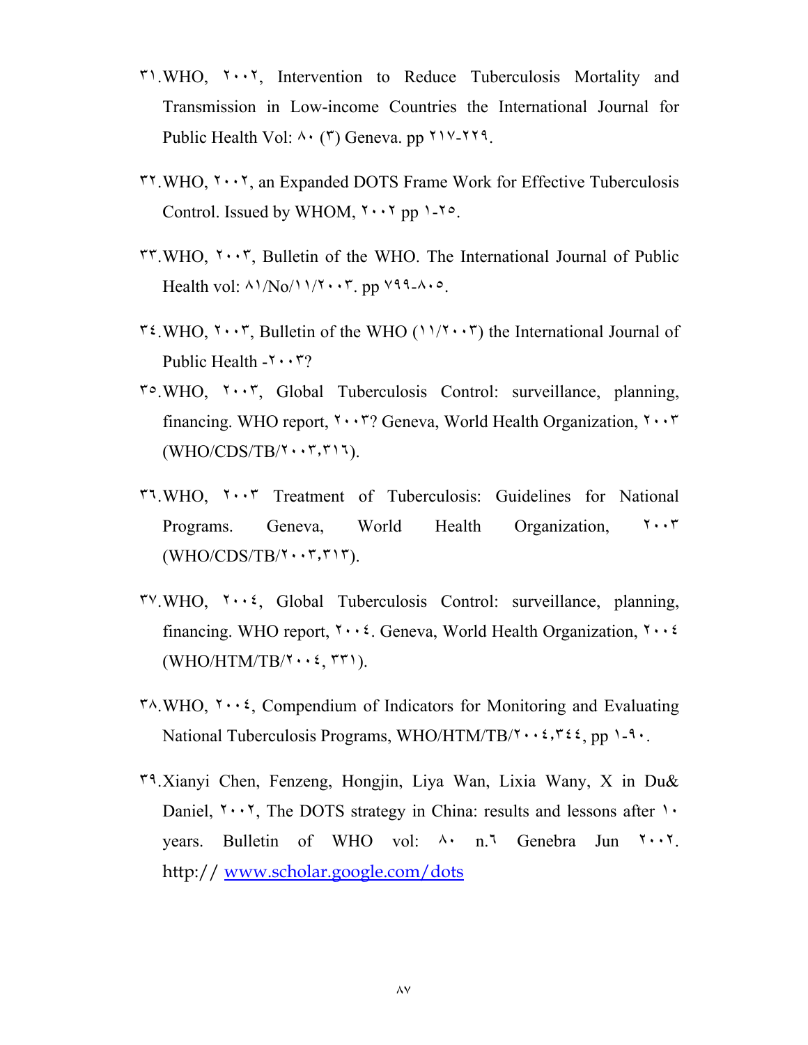٣١.WHO, ٢٠٠٢, Intervention to Reduce Tuberculosis Mortality and Transmission in Low-income Countries the International Journal for Public Health Vol: ٨٠ (٣) Geneva. pp ٢١٧-٢٢٩.

٣٢.WHO, ٢٠٠٢, an Expanded DOTS Frame Work for Effective Tuberculosis Control. Issued by WHOM, ٢٠٠٢ pp ١-٢٥.

٣٣.WHO, ٢٠٠٣, Bulletin of the WHO. The International Journal of Public Health vol: ٨١/No/١١/٢٠٠٣. pp ٧٩٩-٨٠٥.

٣٤.WHO, ٢٠٠٣, Bulletin of the WHO (١١/٢٠٠٣) the International Journal of Public Health -٢٠٠٣?

٣٥.WHO, ٢٠٠٣, Global Tuberculosis Control: surveillance, planning, financing. WHO report, ٢٠٠٣? Geneva, World Health Organization, ٢٠٠٣ (WHO/CDS/TB/٢٠٠٣,٣١٦).

٣٦.WHO, ٢٠٠٣ Treatment of Tuberculosis: Guidelines for National Programs. Geneva, World Health Organization, ٢٠٠٣ (WHO/CDS/TB/٢٠٠٣,٣١٣).

٣٧.WHO, ٢٠٠٤, Global Tuberculosis Control: surveillance, planning, financing. WHO report, ٢٠٠٤. Geneva, World Health Organization, ٢٠٠٤ (WHO/HTM/TB/٢٠٠٤, ٣٣١).

٣٨.WHO, ٢٠٠٤, Compendium of Indicators for Monitoring and Evaluating National Tuberculosis Programs, WHO/HTM/TB/٢٠٠٤,٣٤٤, pp ١-٩٠.

٣٩.Xianyi Chen, Fenzeng, Hongjin, Liya Wan, Lixia Wany, X in Du& Daniel, ٢٠٠٢, The DOTS strategy in China: results and lessons after ١٠ years. Bulletin of WHO vol: ٨٠ n.٦ Genebra Jun ٢٠٠٢. http:// www.scholar.google.com/dots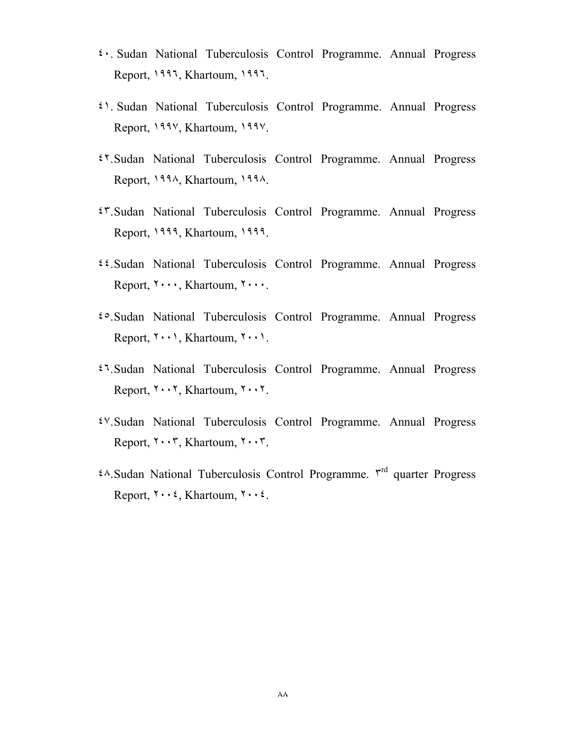٤٠. Sudan National Tuberculosis Control Programme. Annual Progress Report, ١٩٩٦, Khartoum, ١٩٩٦.

٤١. Sudan National Tuberculosis Control Programme. Annual Progress Report, ١٩٩٧, Khartoum, ١٩٩٧.

٤٢.Sudan National Tuberculosis Control Programme. Annual Progress Report, ١٩٩٨, Khartoum, ١٩٩٨.

٤٣.Sudan National Tuberculosis Control Programme. Annual Progress Report, ١٩٩٩, Khartoum, ١٩٩٩.

٤٤.Sudan National Tuberculosis Control Programme. Annual Progress Report, ٢٠٠٠, Khartoum, ٢٠٠٠.

٤٥.Sudan National Tuberculosis Control Programme. Annual Progress Report, ٢٠٠١, Khartoum, ٢٠٠١.

٤٦.Sudan National Tuberculosis Control Programme. Annual Progress Report, ٢٠٠٢, Khartoum, ٢٠٠٢.

٤٧.Sudan National Tuberculosis Control Programme. Annual Progress Report, ٢٠٠٣, Khartoum, ٢٠٠٣.

٤٨.Sudan National Tuberculosis Control Programme. ٣rd quarter Progress Report, ٢٠٠٤, Khartoum, ٢٠٠٤.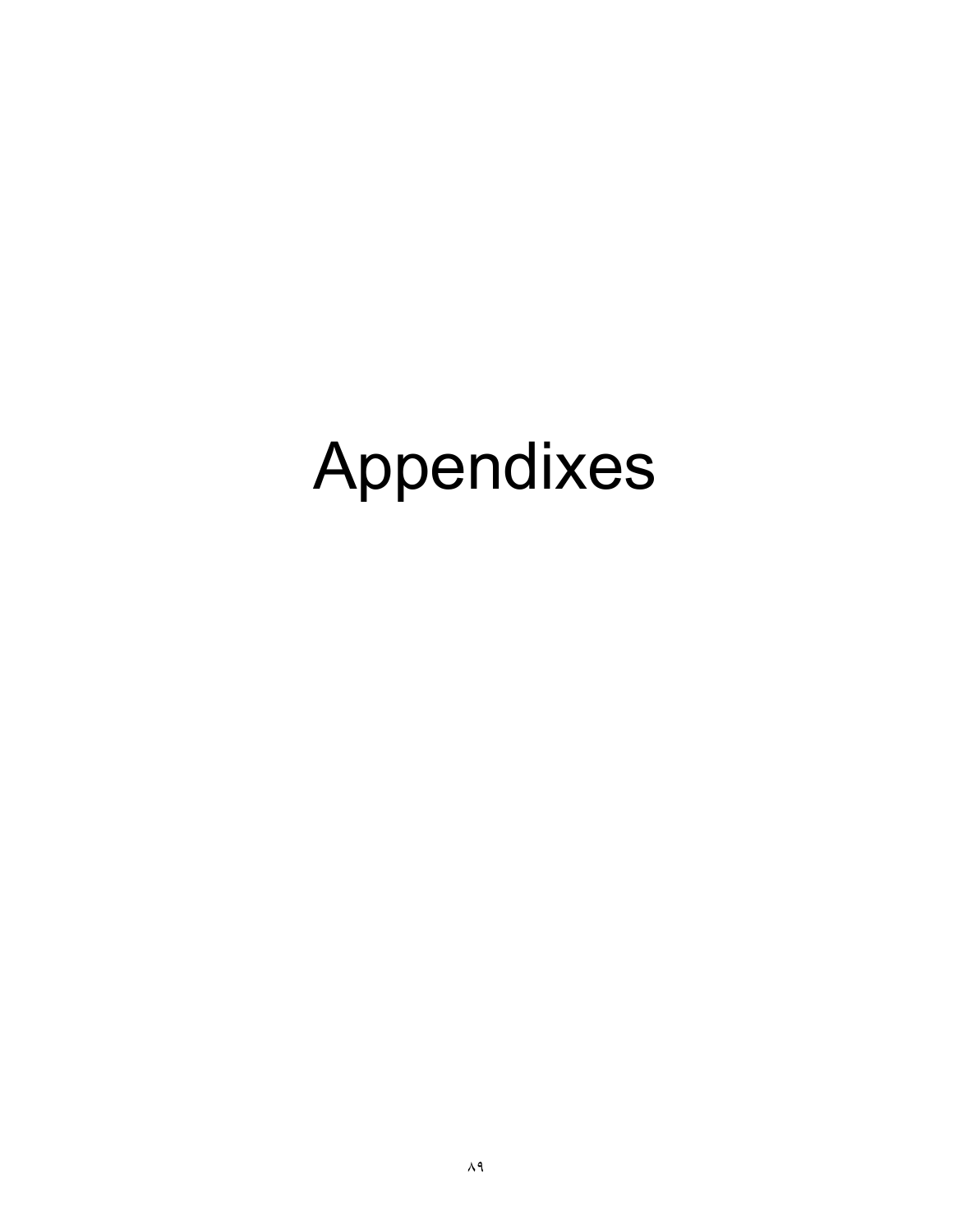# Appendixes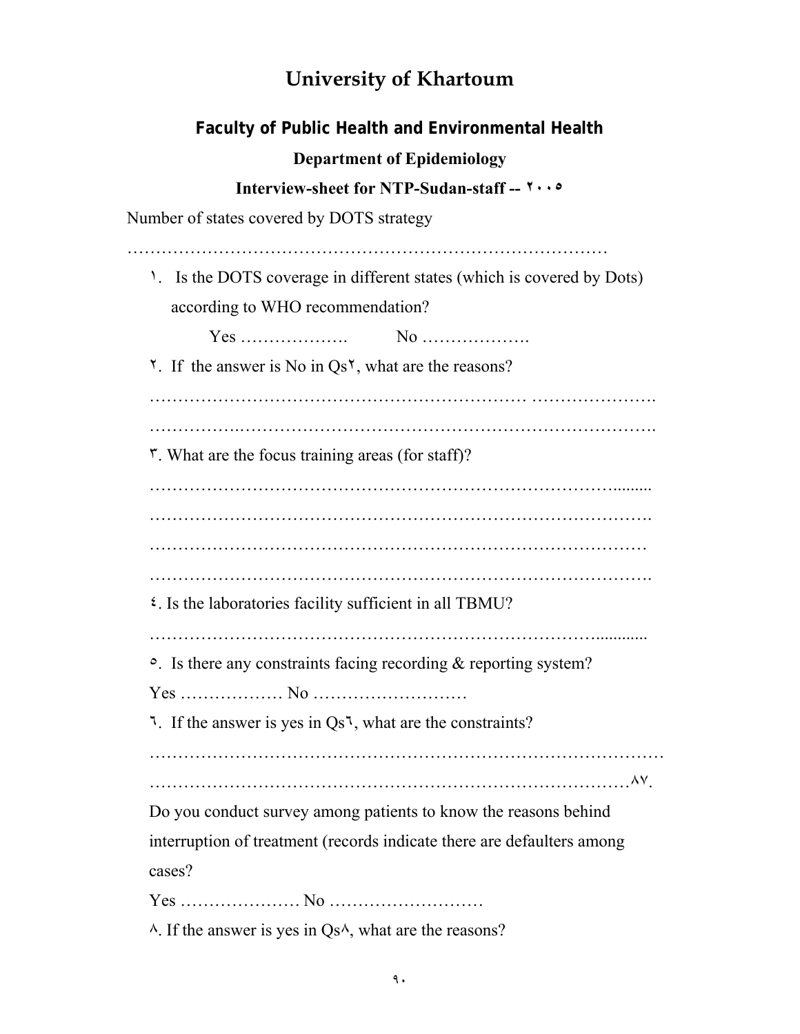# University of Khartoum

## Faculty of Public Health and Environmental Health

### Department of Epidemiology

### Interview-sheet for NTP-Sudan-staff -- ٢٠٠٥

Number of states covered by DOTS strategy

……………………………………………………………………………

١. Is the DOTS coverage in different states (which is covered by Dots) according to WHO recommendation?

Yes ………………. No ……………….

٢. If the answer is No in Qs٢, what are the reasons?

……………………………………………………… ………………….

…………….…………………………………………………………….

٣. What are the focus training areas (for staff)?

………………………………………………………………………........

…………………………………………………………………………….

……………………………………………………………………………

…………………………………………………………………………….

٤. Is the laboratories facility sufficient in all TBMU?

…………………………………………………………………...........

٥. Is there any constraints facing recording & reporting system?

Yes ……………… No ………………………

٦. If the answer is yes in Qs٦, what are the constraints?

……………………………………………………………………………

……………………………………………………………………………٨٧.

Do you conduct survey among patients to know the reasons behind interruption of treatment (records indicate there are defaulters among cases?

Yes ………………… No ………………………

٨. If the answer is yes in Qs٨, what are the reasons?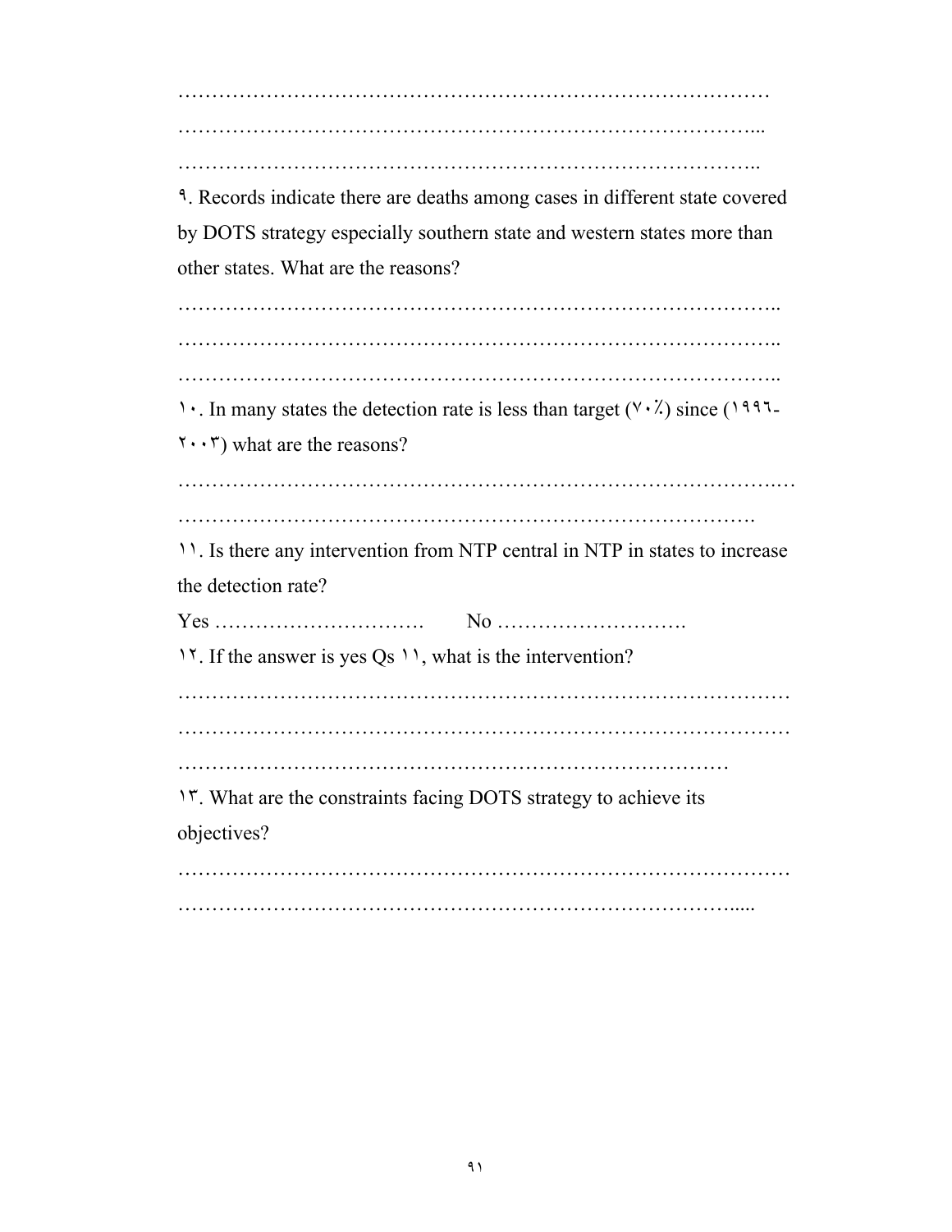……………………………………………………………………………

…………………………………………………………………………...

…………………………………………………………………………..

٩. Records indicate there are deaths among cases in different state covered by DOTS strategy especially southern state and western states more than other states. What are the reasons?

……………………………………………………………………………..

……………………………………………………………………………..

……………………………………………………………………………..

١٠. In many states the detection rate is less than target (٧٠٪) since (١٩٩٦-٢٠٠٣) what are the reasons?

……………………………………………………………………………….…

………………………………………………………………………….

١١. Is there any intervention from NTP central in NTP in states to increase the detection rate?

Yes ………………………….        No ……………………….

١٢. If the answer is yes Qs ١١, what is the intervention?

……………………………………………………………………………

……………………………………………………………………………

……………………………………………………………………

١٣. What are the constraints facing DOTS strategy to achieve its objectives?

……………………………………………………………………………

…………………………………………………………………….....